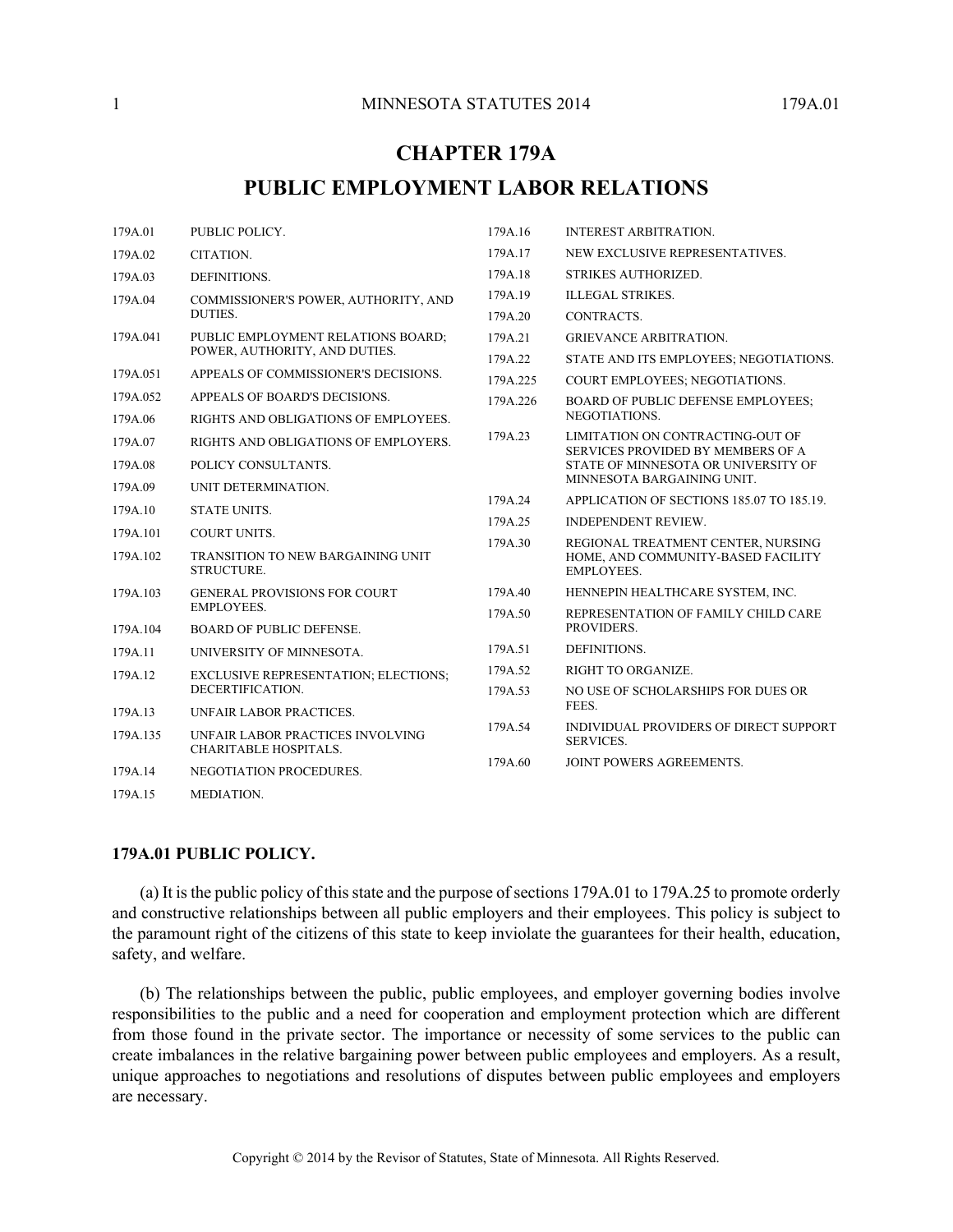# CHAPTER 179A

# PUBLIC EMPLOYMENT LABOR RELATIONS

| | |
|---|---|
| 179A.01 | PUBLIC POLICY. |
| 179A.02 | CITATION. |
| 179A.03 | DEFINITIONS. |
| 179A.04 | COMMISSIONER'S POWER, AUTHORITY, AND DUTIES. |
| 179A.041 | PUBLIC EMPLOYMENT RELATIONS BOARD; POWER, AUTHORITY, AND DUTIES. |
| 179A.051 | APPEALS OF COMMISSIONER'S DECISIONS. |
| 179A.052 | APPEALS OF BOARD'S DECISIONS. |
| 179A.06 | RIGHTS AND OBLIGATIONS OF EMPLOYEES. |
| 179A.07 | RIGHTS AND OBLIGATIONS OF EMPLOYERS. |
| 179A.08 | POLICY CONSULTANTS. |
| 179A.09 | UNIT DETERMINATION. |
| 179A.10 | STATE UNITS. |
| 179A.101 | COURT UNITS. |
| 179A.102 | TRANSITION TO NEW BARGAINING UNIT STRUCTURE. |
| 179A.103 | GENERAL PROVISIONS FOR COURT EMPLOYEES. |
| 179A.104 | BOARD OF PUBLIC DEFENSE. |
| 179A.11 | UNIVERSITY OF MINNESOTA. |
| 179A.12 | EXCLUSIVE REPRESENTATION; ELECTIONS; DECERTIFICATION. |
| 179A.13 | UNFAIR LABOR PRACTICES. |
| 179A.135 | UNFAIR LABOR PRACTICES INVOLVING CHARITABLE HOSPITALS. |
| 179A.14 | NEGOTIATION PROCEDURES. |
| 179A.15 | MEDIATION. |
| 179A.16 | INTEREST ARBITRATION. |
| 179A.17 | NEW EXCLUSIVE REPRESENTATIVES. |
| 179A.18 | STRIKES AUTHORIZED. |
| 179A.19 | ILLEGAL STRIKES. |
| 179A.20 | CONTRACTS. |
| 179A.21 | GRIEVANCE ARBITRATION. |
| 179A.22 | STATE AND ITS EMPLOYEES; NEGOTIATIONS. |
| 179A.225 | COURT EMPLOYEES; NEGOTIATIONS. |
| 179A.226 | BOARD OF PUBLIC DEFENSE EMPLOYEES; NEGOTIATIONS. |
| 179A.23 | LIMITATION ON CONTRACTING-OUT OF SERVICES PROVIDED BY MEMBERS OF A STATE OF MINNESOTA OR UNIVERSITY OF MINNESOTA BARGAINING UNIT. |
| 179A.24 | APPLICATION OF SECTIONS 185.07 TO 185.19. |
| 179A.25 | INDEPENDENT REVIEW. |
| 179A.30 | REGIONAL TREATMENT CENTER, NURSING HOME, AND COMMUNITY-BASED FACILITY EMPLOYEES. |
| 179A.40 | HENNEPIN HEALTHCARE SYSTEM, INC. |
| 179A.50 | REPRESENTATION OF FAMILY CHILD CARE PROVIDERS. |
| 179A.51 | DEFINITIONS. |
| 179A.52 | RIGHT TO ORGANIZE. |
| 179A.53 | NO USE OF SCHOLARSHIPS FOR DUES OR FEES. |
| 179A.54 | INDIVIDUAL PROVIDERS OF DIRECT SUPPORT SERVICES. |
| 179A.60 | JOINT POWERS AGREEMENTS. |

**179A.01 PUBLIC POLICY.**

(a) It is the public policy of this state and the purpose of sections 179A.01 to 179A.25 to promote orderly and constructive relationships between all public employers and their employees. This policy is subject to the paramount right of the citizens of this state to keep inviolate the guarantees for their health, education, safety, and welfare.

(b) The relationships between the public, public employees, and employer governing bodies involve responsibilities to the public and a need for cooperation and employment protection which are different from those found in the private sector. The importance or necessity of some services to the public can create imbalances in the relative bargaining power between public employees and employers. As a result, unique approaches to negotiations and resolutions of disputes between public employees and employers are necessary.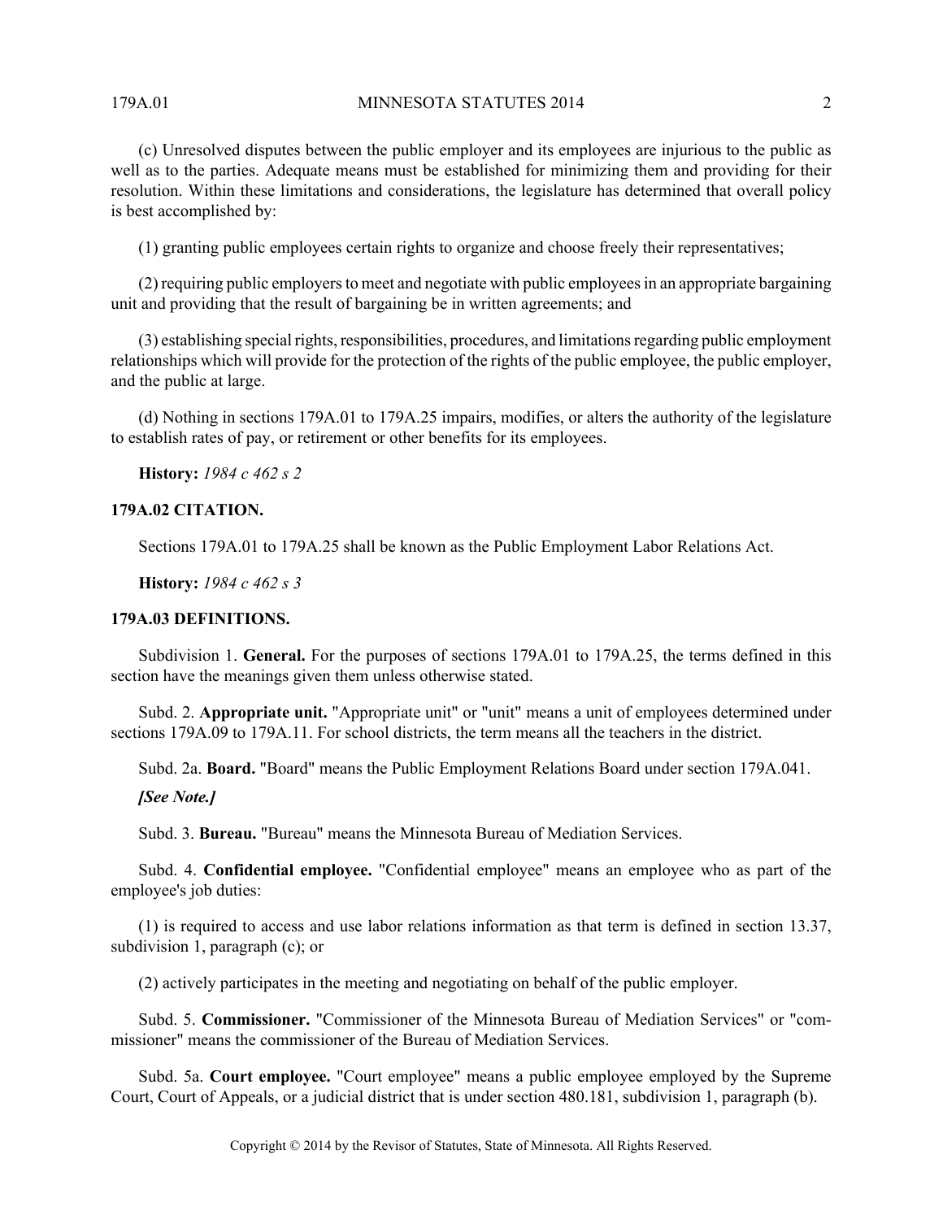(c) Unresolved disputes between the public employer and its employees are injurious to the public as well as to the parties. Adequate means must be established for minimizing them and providing for their resolution. Within these limitations and considerations, the legislature has determined that overall policy is best accomplished by:

(1) granting public employees certain rights to organize and choose freely their representatives;

(2) requiring public employers to meet and negotiate with public employees in an appropriate bargaining unit and providing that the result of bargaining be in written agreements; and

(3) establishing special rights, responsibilities, procedures, and limitations regarding public employment relationships which will provide for the protection of the rights of the public employee, the public employer, and the public at large.

(d) Nothing in sections 179A.01 to 179A.25 impairs, modifies, or alters the authority of the legislature to establish rates of pay, or retirement or other benefits for its employees.

**History:** *1984 c 462 s 2*

### 179A.02 CITATION.

Sections 179A.01 to 179A.25 shall be known as the Public Employment Labor Relations Act.

**History:** *1984 c 462 s 3*

### 179A.03 DEFINITIONS.

Subdivision 1. **General.** For the purposes of sections 179A.01 to 179A.25, the terms defined in this section have the meanings given them unless otherwise stated.

Subd. 2. **Appropriate unit.** "Appropriate unit" or "unit" means a unit of employees determined under sections 179A.09 to 179A.11. For school districts, the term means all the teachers in the district.

Subd. 2a. **Board.** "Board" means the Public Employment Relations Board under section 179A.041.

***[See Note.]***

Subd. 3. **Bureau.** "Bureau" means the Minnesota Bureau of Mediation Services.

Subd. 4. **Confidential employee.** "Confidential employee" means an employee who as part of the employee's job duties:

(1) is required to access and use labor relations information as that term is defined in section 13.37, subdivision 1, paragraph (c); or

(2) actively participates in the meeting and negotiating on behalf of the public employer.

Subd. 5. **Commissioner.** "Commissioner of the Minnesota Bureau of Mediation Services" or "commissioner" means the commissioner of the Bureau of Mediation Services.

Subd. 5a. **Court employee.** "Court employee" means a public employee employed by the Supreme Court, Court of Appeals, or a judicial district that is under section 480.181, subdivision 1, paragraph (b).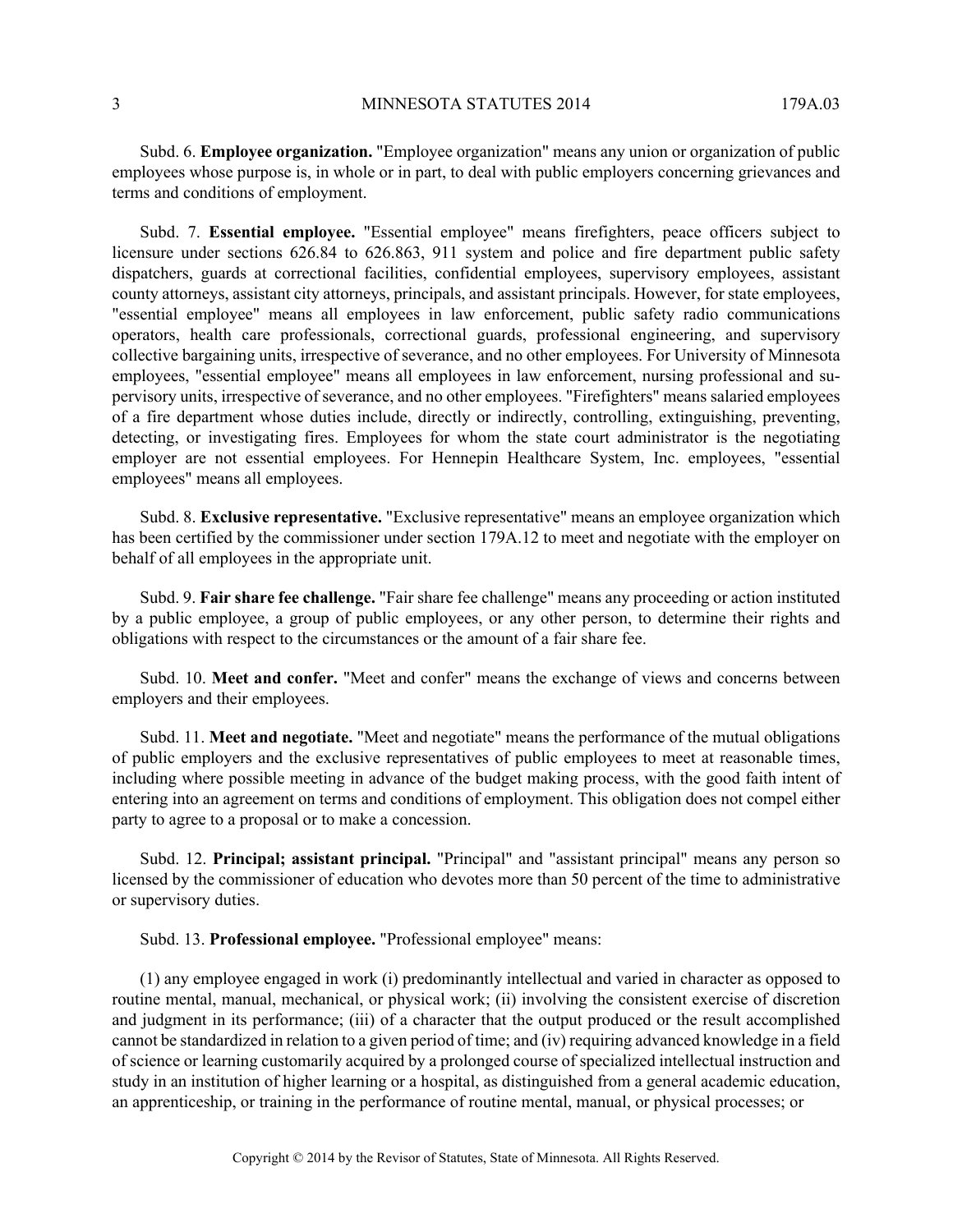Subd. 6. **Employee organization.** "Employee organization" means any union or organization of public employees whose purpose is, in whole or in part, to deal with public employers concerning grievances and terms and conditions of employment.

Subd. 7. **Essential employee.** "Essential employee" means firefighters, peace officers subject to licensure under sections 626.84 to 626.863, 911 system and police and fire department public safety dispatchers, guards at correctional facilities, confidential employees, supervisory employees, assistant county attorneys, assistant city attorneys, principals, and assistant principals. However, for state employees, "essential employee" means all employees in law enforcement, public safety radio communications operators, health care professionals, correctional guards, professional engineering, and supervisory collective bargaining units, irrespective of severance, and no other employees. For University of Minnesota employees, "essential employee" means all employees in law enforcement, nursing professional and supervisory units, irrespective of severance, and no other employees. "Firefighters" means salaried employees of a fire department whose duties include, directly or indirectly, controlling, extinguishing, preventing, detecting, or investigating fires. Employees for whom the state court administrator is the negotiating employer are not essential employees. For Hennepin Healthcare System, Inc. employees, "essential employees" means all employees.

Subd. 8. **Exclusive representative.** "Exclusive representative" means an employee organization which has been certified by the commissioner under section 179A.12 to meet and negotiate with the employer on behalf of all employees in the appropriate unit.

Subd. 9. **Fair share fee challenge.** "Fair share fee challenge" means any proceeding or action instituted by a public employee, a group of public employees, or any other person, to determine their rights and obligations with respect to the circumstances or the amount of a fair share fee.

Subd. 10. **Meet and confer.** "Meet and confer" means the exchange of views and concerns between employers and their employees.

Subd. 11. **Meet and negotiate.** "Meet and negotiate" means the performance of the mutual obligations of public employers and the exclusive representatives of public employees to meet at reasonable times, including where possible meeting in advance of the budget making process, with the good faith intent of entering into an agreement on terms and conditions of employment. This obligation does not compel either party to agree to a proposal or to make a concession.

Subd. 12. **Principal; assistant principal.** "Principal" and "assistant principal" means any person so licensed by the commissioner of education who devotes more than 50 percent of the time to administrative or supervisory duties.

Subd. 13. **Professional employee.** "Professional employee" means:

(1) any employee engaged in work (i) predominantly intellectual and varied in character as opposed to routine mental, manual, mechanical, or physical work; (ii) involving the consistent exercise of discretion and judgment in its performance; (iii) of a character that the output produced or the result accomplished cannot be standardized in relation to a given period of time; and (iv) requiring advanced knowledge in a field of science or learning customarily acquired by a prolonged course of specialized intellectual instruction and study in an institution of higher learning or a hospital, as distinguished from a general academic education, an apprenticeship, or training in the performance of routine mental, manual, or physical processes; or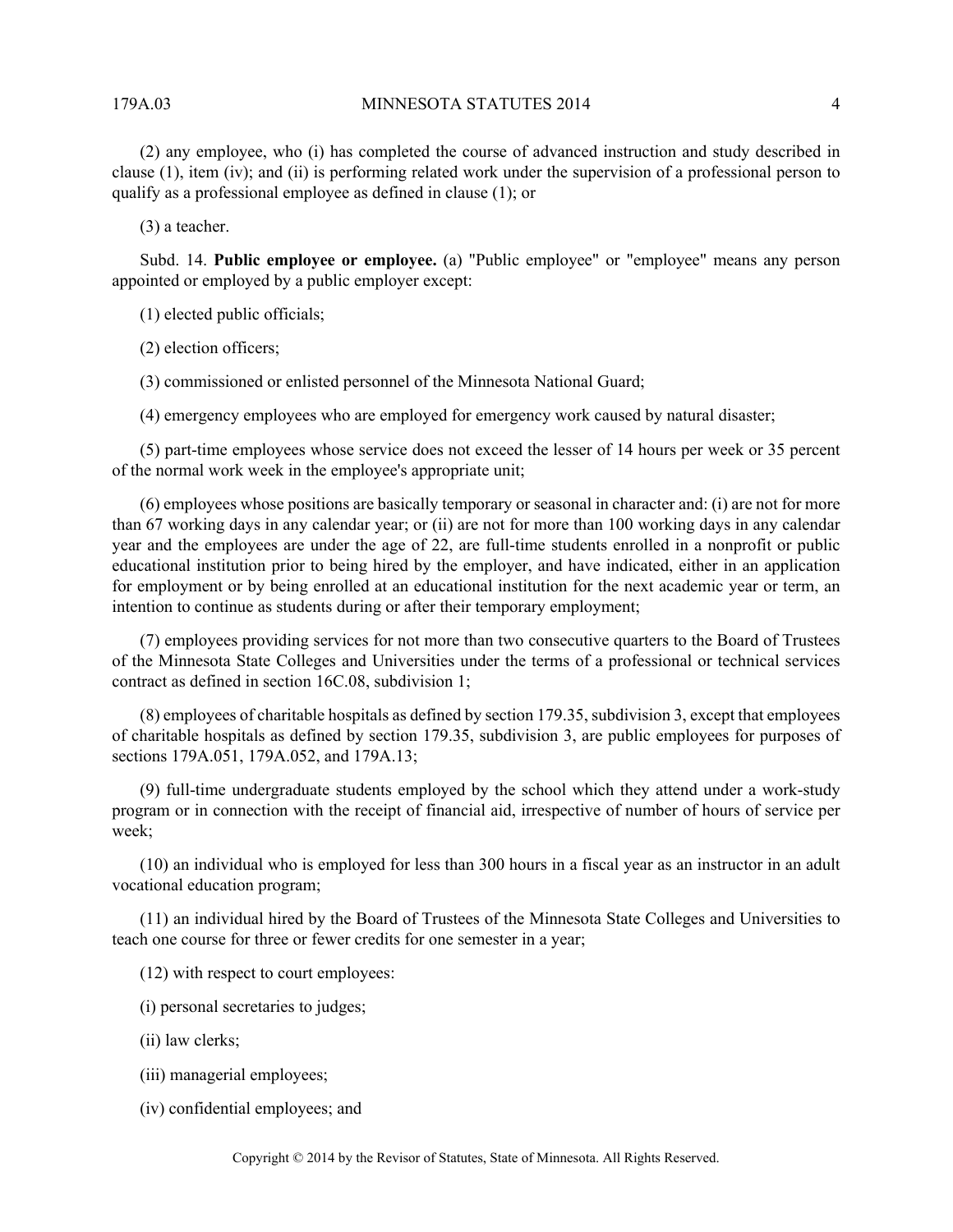(2) any employee, who (i) has completed the course of advanced instruction and study described in clause (1), item (iv); and (ii) is performing related work under the supervision of a professional person to qualify as a professional employee as defined in clause (1); or

(3) a teacher.

Subd. 14. **Public employee or employee.** (a) "Public employee" or "employee" means any person appointed or employed by a public employer except:

(1) elected public officials;

(2) election officers;

(3) commissioned or enlisted personnel of the Minnesota National Guard;

(4) emergency employees who are employed for emergency work caused by natural disaster;

(5) part-time employees whose service does not exceed the lesser of 14 hours per week or 35 percent of the normal work week in the employee's appropriate unit;

(6) employees whose positions are basically temporary or seasonal in character and: (i) are not for more than 67 working days in any calendar year; or (ii) are not for more than 100 working days in any calendar year and the employees are under the age of 22, are full-time students enrolled in a nonprofit or public educational institution prior to being hired by the employer, and have indicated, either in an application for employment or by being enrolled at an educational institution for the next academic year or term, an intention to continue as students during or after their temporary employment;

(7) employees providing services for not more than two consecutive quarters to the Board of Trustees of the Minnesota State Colleges and Universities under the terms of a professional or technical services contract as defined in section 16C.08, subdivision 1;

(8) employees of charitable hospitals as defined by section 179.35, subdivision 3, except that employees of charitable hospitals as defined by section 179.35, subdivision 3, are public employees for purposes of sections 179A.051, 179A.052, and 179A.13;

(9) full-time undergraduate students employed by the school which they attend under a work-study program or in connection with the receipt of financial aid, irrespective of number of hours of service per week;

(10) an individual who is employed for less than 300 hours in a fiscal year as an instructor in an adult vocational education program;

(11) an individual hired by the Board of Trustees of the Minnesota State Colleges and Universities to teach one course for three or fewer credits for one semester in a year;

(12) with respect to court employees:

(i) personal secretaries to judges;

(ii) law clerks;

(iii) managerial employees;

(iv) confidential employees; and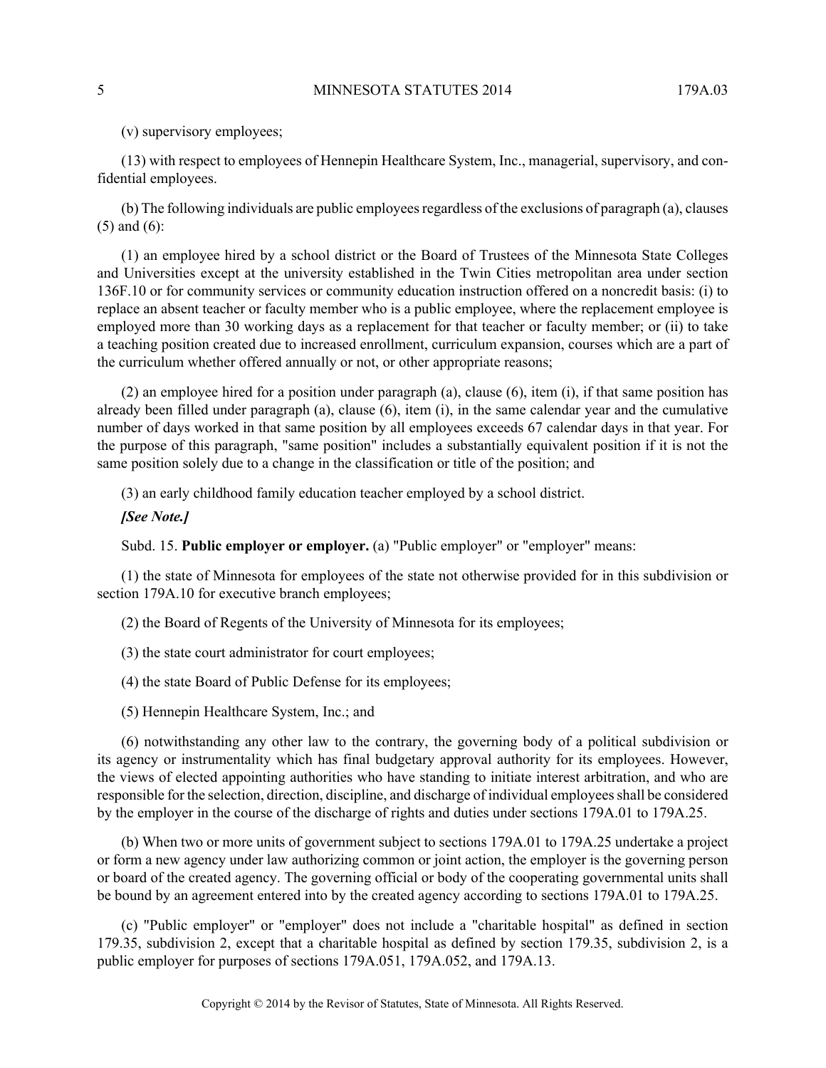(v) supervisory employees;

(13) with respect to employees of Hennepin Healthcare System, Inc., managerial, supervisory, and confidential employees.

(b) The following individuals are public employees regardless of the exclusions of paragraph (a), clauses (5) and (6):

(1) an employee hired by a school district or the Board of Trustees of the Minnesota State Colleges and Universities except at the university established in the Twin Cities metropolitan area under section 136F.10 or for community services or community education instruction offered on a noncredit basis: (i) to replace an absent teacher or faculty member who is a public employee, where the replacement employee is employed more than 30 working days as a replacement for that teacher or faculty member; or (ii) to take a teaching position created due to increased enrollment, curriculum expansion, courses which are a part of the curriculum whether offered annually or not, or other appropriate reasons;

(2) an employee hired for a position under paragraph (a), clause (6), item (i), if that same position has already been filled under paragraph (a), clause (6), item (i), in the same calendar year and the cumulative number of days worked in that same position by all employees exceeds 67 calendar days in that year. For the purpose of this paragraph, "same position" includes a substantially equivalent position if it is not the same position solely due to a change in the classification or title of the position; and

(3) an early childhood family education teacher employed by a school district.

***[See Note.]***

Subd. 15. **Public employer or employer.** (a) "Public employer" or "employer" means:

(1) the state of Minnesota for employees of the state not otherwise provided for in this subdivision or section 179A.10 for executive branch employees;

(2) the Board of Regents of the University of Minnesota for its employees;

(3) the state court administrator for court employees;

(4) the state Board of Public Defense for its employees;

(5) Hennepin Healthcare System, Inc.; and

(6) notwithstanding any other law to the contrary, the governing body of a political subdivision or its agency or instrumentality which has final budgetary approval authority for its employees. However, the views of elected appointing authorities who have standing to initiate interest arbitration, and who are responsible for the selection, direction, discipline, and discharge of individual employees shall be considered by the employer in the course of the discharge of rights and duties under sections 179A.01 to 179A.25.

(b) When two or more units of government subject to sections 179A.01 to 179A.25 undertake a project or form a new agency under law authorizing common or joint action, the employer is the governing person or board of the created agency. The governing official or body of the cooperating governmental units shall be bound by an agreement entered into by the created agency according to sections 179A.01 to 179A.25.

(c) "Public employer" or "employer" does not include a "charitable hospital" as defined in section 179.35, subdivision 2, except that a charitable hospital as defined by section 179.35, subdivision 2, is a public employer for purposes of sections 179A.051, 179A.052, and 179A.13.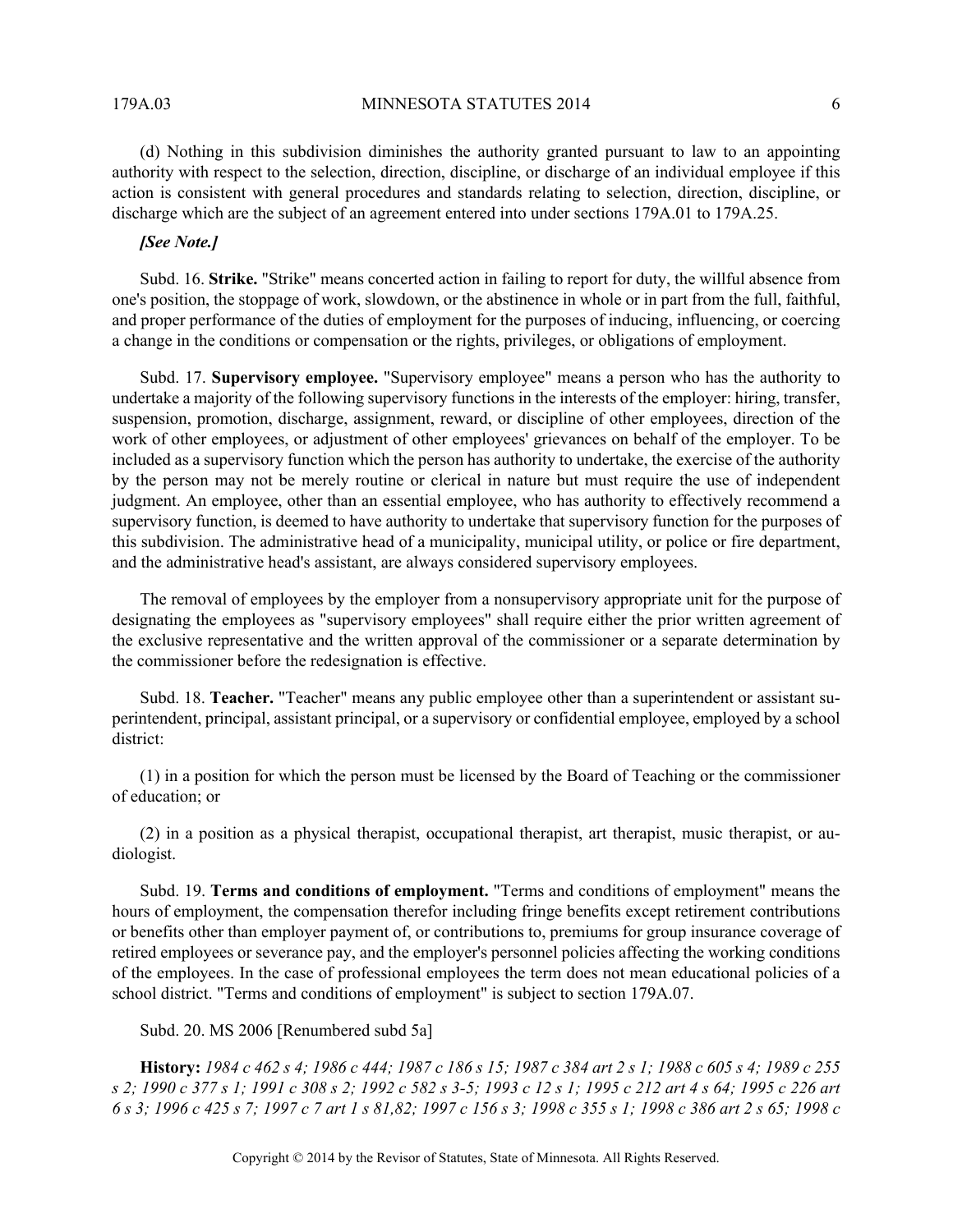(d) Nothing in this subdivision diminishes the authority granted pursuant to law to an appointing authority with respect to the selection, direction, discipline, or discharge of an individual employee if this action is consistent with general procedures and standards relating to selection, direction, discipline, or discharge which are the subject of an agreement entered into under sections 179A.01 to 179A.25.

***[See Note.]***

Subd. 16. **Strike.** "Strike" means concerted action in failing to report for duty, the willful absence from one's position, the stoppage of work, slowdown, or the abstinence in whole or in part from the full, faithful, and proper performance of the duties of employment for the purposes of inducing, influencing, or coercing a change in the conditions or compensation or the rights, privileges, or obligations of employment.

Subd. 17. **Supervisory employee.** "Supervisory employee" means a person who has the authority to undertake a majority of the following supervisory functions in the interests of the employer: hiring, transfer, suspension, promotion, discharge, assignment, reward, or discipline of other employees, direction of the work of other employees, or adjustment of other employees' grievances on behalf of the employer. To be included as a supervisory function which the person has authority to undertake, the exercise of the authority by the person may not be merely routine or clerical in nature but must require the use of independent judgment. An employee, other than an essential employee, who has authority to effectively recommend a supervisory function, is deemed to have authority to undertake that supervisory function for the purposes of this subdivision. The administrative head of a municipality, municipal utility, or police or fire department, and the administrative head's assistant, are always considered supervisory employees.

The removal of employees by the employer from a nonsupervisory appropriate unit for the purpose of designating the employees as "supervisory employees" shall require either the prior written agreement of the exclusive representative and the written approval of the commissioner or a separate determination by the commissioner before the redesignation is effective.

Subd. 18. **Teacher.** "Teacher" means any public employee other than a superintendent or assistant superintendent, principal, assistant principal, or a supervisory or confidential employee, employed by a school district:

(1) in a position for which the person must be licensed by the Board of Teaching or the commissioner of education; or

(2) in a position as a physical therapist, occupational therapist, art therapist, music therapist, or audiologist.

Subd. 19. **Terms and conditions of employment.** "Terms and conditions of employment" means the hours of employment, the compensation therefor including fringe benefits except retirement contributions or benefits other than employer payment of, or contributions to, premiums for group insurance coverage of retired employees or severance pay, and the employer's personnel policies affecting the working conditions of the employees. In the case of professional employees the term does not mean educational policies of a school district. "Terms and conditions of employment" is subject to section 179A.07.

Subd. 20. MS 2006 [Renumbered subd 5a]

**History:** *1984 c 462 s 4; 1986 c 444; 1987 c 186 s 15; 1987 c 384 art 2 s 1; 1988 c 605 s 4; 1989 c 255 s 2; 1990 c 377 s 1; 1991 c 308 s 2; 1992 c 582 s 3-5; 1993 c 12 s 1; 1995 c 212 art 4 s 64; 1995 c 226 art 6 s 3; 1996 c 425 s 7; 1997 c 7 art 1 s 81,82; 1997 c 156 s 3; 1998 c 355 s 1; 1998 c 386 art 2 s 65; 1998 c*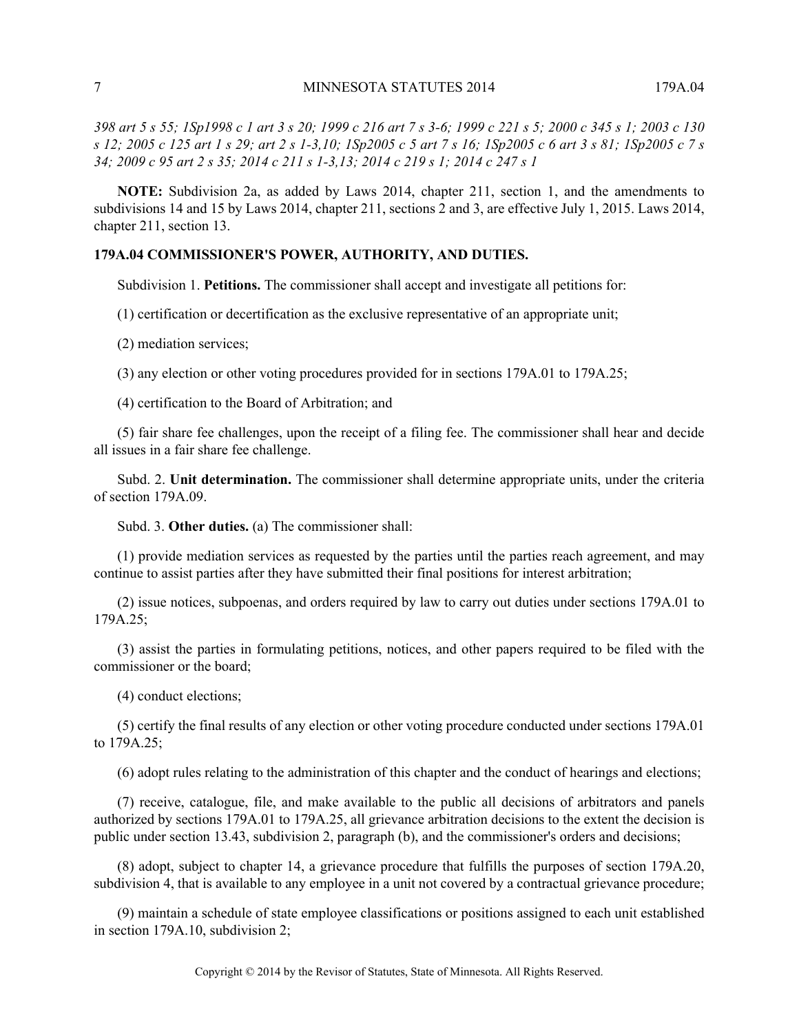*398 art 5 s 55; 1Sp1998 c 1 art 3 s 20; 1999 c 216 art 7 s 3-6; 1999 c 221 s 5; 2000 c 345 s 1; 2003 c 130 s 12; 2005 c 125 art 1 s 29; art 2 s 1-3,10; 1Sp2005 c 5 art 7 s 16; 1Sp2005 c 6 art 3 s 81; 1Sp2005 c 7 s 34; 2009 c 95 art 2 s 35; 2014 c 211 s 1-3,13; 2014 c 219 s 1; 2014 c 247 s 1*

**NOTE:** Subdivision 2a, as added by Laws 2014, chapter 211, section 1, and the amendments to subdivisions 14 and 15 by Laws 2014, chapter 211, sections 2 and 3, are effective July 1, 2015. Laws 2014, chapter 211, section 13.

### 179A.04 COMMISSIONER'S POWER, AUTHORITY, AND DUTIES.

Subdivision 1. **Petitions.** The commissioner shall accept and investigate all petitions for:

(1) certification or decertification as the exclusive representative of an appropriate unit;

(2) mediation services;

(3) any election or other voting procedures provided for in sections 179A.01 to 179A.25;

(4) certification to the Board of Arbitration; and

(5) fair share fee challenges, upon the receipt of a filing fee. The commissioner shall hear and decide all issues in a fair share fee challenge.

Subd. 2. **Unit determination.** The commissioner shall determine appropriate units, under the criteria of section 179A.09.

Subd. 3. **Other duties.** (a) The commissioner shall:

(1) provide mediation services as requested by the parties until the parties reach agreement, and may continue to assist parties after they have submitted their final positions for interest arbitration;

(2) issue notices, subpoenas, and orders required by law to carry out duties under sections 179A.01 to 179A.25;

(3) assist the parties in formulating petitions, notices, and other papers required to be filed with the commissioner or the board;

(4) conduct elections;

(5) certify the final results of any election or other voting procedure conducted under sections 179A.01 to 179A.25;

(6) adopt rules relating to the administration of this chapter and the conduct of hearings and elections;

(7) receive, catalogue, file, and make available to the public all decisions of arbitrators and panels authorized by sections 179A.01 to 179A.25, all grievance arbitration decisions to the extent the decision is public under section 13.43, subdivision 2, paragraph (b), and the commissioner's orders and decisions;

(8) adopt, subject to chapter 14, a grievance procedure that fulfills the purposes of section 179A.20, subdivision 4, that is available to any employee in a unit not covered by a contractual grievance procedure;

(9) maintain a schedule of state employee classifications or positions assigned to each unit established in section 179A.10, subdivision 2;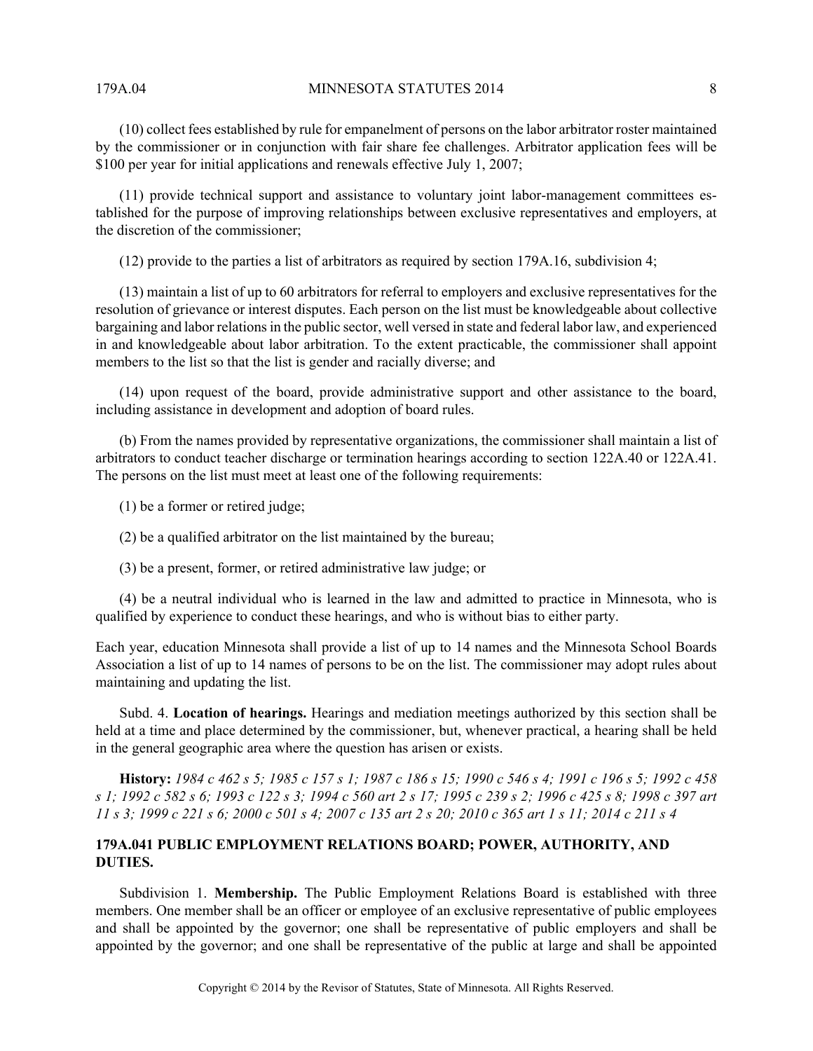(10) collect fees established by rule for empanelment of persons on the labor arbitrator roster maintained by the commissioner or in conjunction with fair share fee challenges. Arbitrator application fees will be $100 per year for initial applications and renewals effective July 1, 2007;

(11) provide technical support and assistance to voluntary joint labor-management committees established for the purpose of improving relationships between exclusive representatives and employers, at the discretion of the commissioner;

(12) provide to the parties a list of arbitrators as required by section 179A.16, subdivision 4;

(13) maintain a list of up to 60 arbitrators for referral to employers and exclusive representatives for the resolution of grievance or interest disputes. Each person on the list must be knowledgeable about collective bargaining and labor relations in the public sector, well versed in state and federal labor law, and experienced in and knowledgeable about labor arbitration. To the extent practicable, the commissioner shall appoint members to the list so that the list is gender and racially diverse; and

(14) upon request of the board, provide administrative support and other assistance to the board, including assistance in development and adoption of board rules.

(b) From the names provided by representative organizations, the commissioner shall maintain a list of arbitrators to conduct teacher discharge or termination hearings according to section 122A.40 or 122A.41. The persons on the list must meet at least one of the following requirements:

(1) be a former or retired judge;

(2) be a qualified arbitrator on the list maintained by the bureau;

(3) be a present, former, or retired administrative law judge; or

(4) be a neutral individual who is learned in the law and admitted to practice in Minnesota, who is qualified by experience to conduct these hearings, and who is without bias to either party.

Each year, education Minnesota shall provide a list of up to 14 names and the Minnesota School Boards Association a list of up to 14 names of persons to be on the list. The commissioner may adopt rules about maintaining and updating the list.

Subd. 4. **Location of hearings.** Hearings and mediation meetings authorized by this section shall be held at a time and place determined by the commissioner, but, whenever practical, a hearing shall be held in the general geographic area where the question has arisen or exists.

**History:** *1984 c 462 s 5; 1985 c 157 s 1; 1987 c 186 s 15; 1990 c 546 s 4; 1991 c 196 s 5; 1992 c 458 s 1; 1992 c 582 s 6; 1993 c 122 s 3; 1994 c 560 art 2 s 17; 1995 c 239 s 2; 1996 c 425 s 8; 1998 c 397 art 11 s 3; 1999 c 221 s 6; 2000 c 501 s 4; 2007 c 135 art 2 s 20; 2010 c 365 art 1 s 11; 2014 c 211 s 4*

## 179A.041 PUBLIC EMPLOYMENT RELATIONS BOARD; POWER, AUTHORITY, AND DUTIES.

Subdivision 1. **Membership.** The Public Employment Relations Board is established with three members. One member shall be an officer or employee of an exclusive representative of public employees and shall be appointed by the governor; one shall be representative of public employers and shall be appointed by the governor; and one shall be representative of the public at large and shall be appointed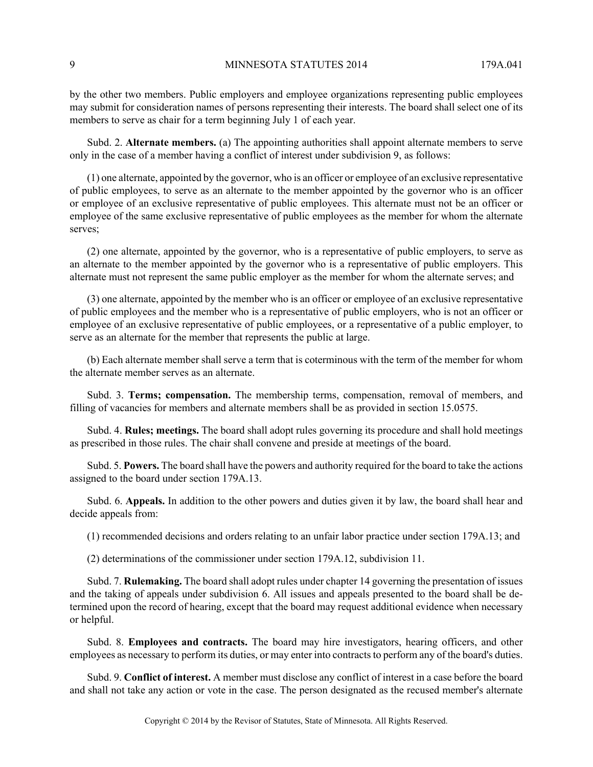by the other two members. Public employers and employee organizations representing public employees may submit for consideration names of persons representing their interests. The board shall select one of its members to serve as chair for a term beginning July 1 of each year.

Subd. 2. **Alternate members.** (a) The appointing authorities shall appoint alternate members to serve only in the case of a member having a conflict of interest under subdivision 9, as follows:

(1) one alternate, appointed by the governor, who is an officer or employee of an exclusive representative of public employees, to serve as an alternate to the member appointed by the governor who is an officer or employee of an exclusive representative of public employees. This alternate must not be an officer or employee of the same exclusive representative of public employees as the member for whom the alternate serves;

(2) one alternate, appointed by the governor, who is a representative of public employers, to serve as an alternate to the member appointed by the governor who is a representative of public employers. This alternate must not represent the same public employer as the member for whom the alternate serves; and

(3) one alternate, appointed by the member who is an officer or employee of an exclusive representative of public employees and the member who is a representative of public employers, who is not an officer or employee of an exclusive representative of public employees, or a representative of a public employer, to serve as an alternate for the member that represents the public at large.

(b) Each alternate member shall serve a term that is coterminous with the term of the member for whom the alternate member serves as an alternate.

Subd. 3. **Terms; compensation.** The membership terms, compensation, removal of members, and filling of vacancies for members and alternate members shall be as provided in section 15.0575.

Subd. 4. **Rules; meetings.** The board shall adopt rules governing its procedure and shall hold meetings as prescribed in those rules. The chair shall convene and preside at meetings of the board.

Subd. 5. **Powers.** The board shall have the powers and authority required for the board to take the actions assigned to the board under section 179A.13.

Subd. 6. **Appeals.** In addition to the other powers and duties given it by law, the board shall hear and decide appeals from:

(1) recommended decisions and orders relating to an unfair labor practice under section 179A.13; and

(2) determinations of the commissioner under section 179A.12, subdivision 11.

Subd. 7. **Rulemaking.** The board shall adopt rules under chapter 14 governing the presentation of issues and the taking of appeals under subdivision 6. All issues and appeals presented to the board shall be determined upon the record of hearing, except that the board may request additional evidence when necessary or helpful.

Subd. 8. **Employees and contracts.** The board may hire investigators, hearing officers, and other employees as necessary to perform its duties, or may enter into contracts to perform any of the board's duties.

Subd. 9. **Conflict of interest.** A member must disclose any conflict of interest in a case before the board and shall not take any action or vote in the case. The person designated as the recused member's alternate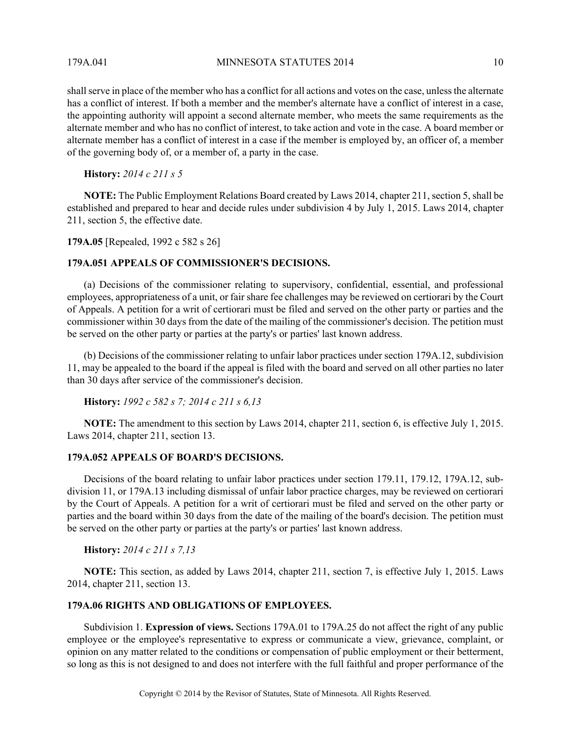shall serve in place of the member who has a conflict for all actions and votes on the case, unless the alternate has a conflict of interest. If both a member and the member's alternate have a conflict of interest in a case, the appointing authority will appoint a second alternate member, who meets the same requirements as the alternate member and who has no conflict of interest, to take action and vote in the case. A board member or alternate member has a conflict of interest in a case if the member is employed by, an officer of, a member of the governing body of, or a member of, a party in the case.

**History:** *2014 c 211 s 5*

**NOTE:** The Public Employment Relations Board created by Laws 2014, chapter 211, section 5, shall be established and prepared to hear and decide rules under subdivision 4 by July 1, 2015. Laws 2014, chapter 211, section 5, the effective date.

**179A.05** [Repealed, 1992 c 582 s 26]

**179A.051 APPEALS OF COMMISSIONER'S DECISIONS.**

(a) Decisions of the commissioner relating to supervisory, confidential, essential, and professional employees, appropriateness of a unit, or fair share fee challenges may be reviewed on certiorari by the Court of Appeals. A petition for a writ of certiorari must be filed and served on the other party or parties and the commissioner within 30 days from the date of the mailing of the commissioner's decision. The petition must be served on the other party or parties at the party's or parties' last known address.

(b) Decisions of the commissioner relating to unfair labor practices under section 179A.12, subdivision 11, may be appealed to the board if the appeal is filed with the board and served on all other parties no later than 30 days after service of the commissioner's decision.

**History:** *1992 c 582 s 7; 2014 c 211 s 6,13*

**NOTE:** The amendment to this section by Laws 2014, chapter 211, section 6, is effective July 1, 2015. Laws 2014, chapter 211, section 13.

**179A.052 APPEALS OF BOARD'S DECISIONS.**

Decisions of the board relating to unfair labor practices under section 179.11, 179.12, 179A.12, subdivision 11, or 179A.13 including dismissal of unfair labor practice charges, may be reviewed on certiorari by the Court of Appeals. A petition for a writ of certiorari must be filed and served on the other party or parties and the board within 30 days from the date of the mailing of the board's decision. The petition must be served on the other party or parties at the party's or parties' last known address.

**History:** *2014 c 211 s 7,13*

**NOTE:** This section, as added by Laws 2014, chapter 211, section 7, is effective July 1, 2015. Laws 2014, chapter 211, section 13.

**179A.06 RIGHTS AND OBLIGATIONS OF EMPLOYEES.**

Subdivision 1. **Expression of views.** Sections 179A.01 to 179A.25 do not affect the right of any public employee or the employee's representative to express or communicate a view, grievance, complaint, or opinion on any matter related to the conditions or compensation of public employment or their betterment, so long as this is not designed to and does not interfere with the full faithful and proper performance of the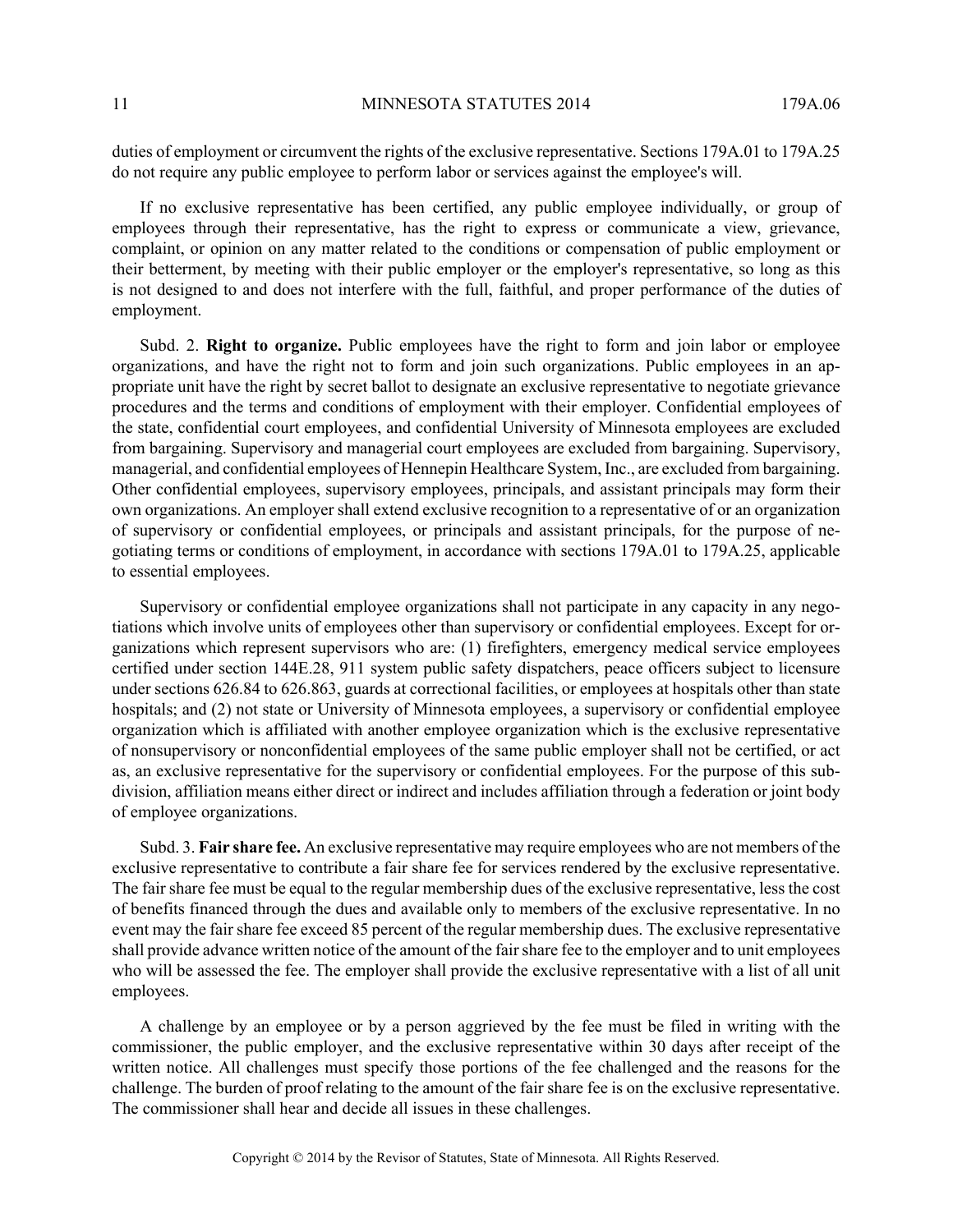duties of employment or circumvent the rights of the exclusive representative. Sections 179A.01 to 179A.25 do not require any public employee to perform labor or services against the employee's will.

If no exclusive representative has been certified, any public employee individually, or group of employees through their representative, has the right to express or communicate a view, grievance, complaint, or opinion on any matter related to the conditions or compensation of public employment or their betterment, by meeting with their public employer or the employer's representative, so long as this is not designed to and does not interfere with the full, faithful, and proper performance of the duties of employment.

Subd. 2. **Right to organize.** Public employees have the right to form and join labor or employee organizations, and have the right not to form and join such organizations. Public employees in an appropriate unit have the right by secret ballot to designate an exclusive representative to negotiate grievance procedures and the terms and conditions of employment with their employer. Confidential employees of the state, confidential court employees, and confidential University of Minnesota employees are excluded from bargaining. Supervisory and managerial court employees are excluded from bargaining. Supervisory, managerial, and confidential employees of Hennepin Healthcare System, Inc., are excluded from bargaining. Other confidential employees, supervisory employees, principals, and assistant principals may form their own organizations. An employer shall extend exclusive recognition to a representative of or an organization of supervisory or confidential employees, or principals and assistant principals, for the purpose of negotiating terms or conditions of employment, in accordance with sections 179A.01 to 179A.25, applicable to essential employees.

Supervisory or confidential employee organizations shall not participate in any capacity in any negotiations which involve units of employees other than supervisory or confidential employees. Except for organizations which represent supervisors who are: (1) firefighters, emergency medical service employees certified under section 144E.28, 911 system public safety dispatchers, peace officers subject to licensure under sections 626.84 to 626.863, guards at correctional facilities, or employees at hospitals other than state hospitals; and (2) not state or University of Minnesota employees, a supervisory or confidential employee organization which is affiliated with another employee organization which is the exclusive representative of nonsupervisory or nonconfidential employees of the same public employer shall not be certified, or act as, an exclusive representative for the supervisory or confidential employees. For the purpose of this subdivision, affiliation means either direct or indirect and includes affiliation through a federation or joint body of employee organizations.

Subd. 3. **Fair share fee.** An exclusive representative may require employees who are not members of the exclusive representative to contribute a fair share fee for services rendered by the exclusive representative. The fair share fee must be equal to the regular membership dues of the exclusive representative, less the cost of benefits financed through the dues and available only to members of the exclusive representative. In no event may the fair share fee exceed 85 percent of the regular membership dues. The exclusive representative shall provide advance written notice of the amount of the fair share fee to the employer and to unit employees who will be assessed the fee. The employer shall provide the exclusive representative with a list of all unit employees.

A challenge by an employee or by a person aggrieved by the fee must be filed in writing with the commissioner, the public employer, and the exclusive representative within 30 days after receipt of the written notice. All challenges must specify those portions of the fee challenged and the reasons for the challenge. The burden of proof relating to the amount of the fair share fee is on the exclusive representative. The commissioner shall hear and decide all issues in these challenges.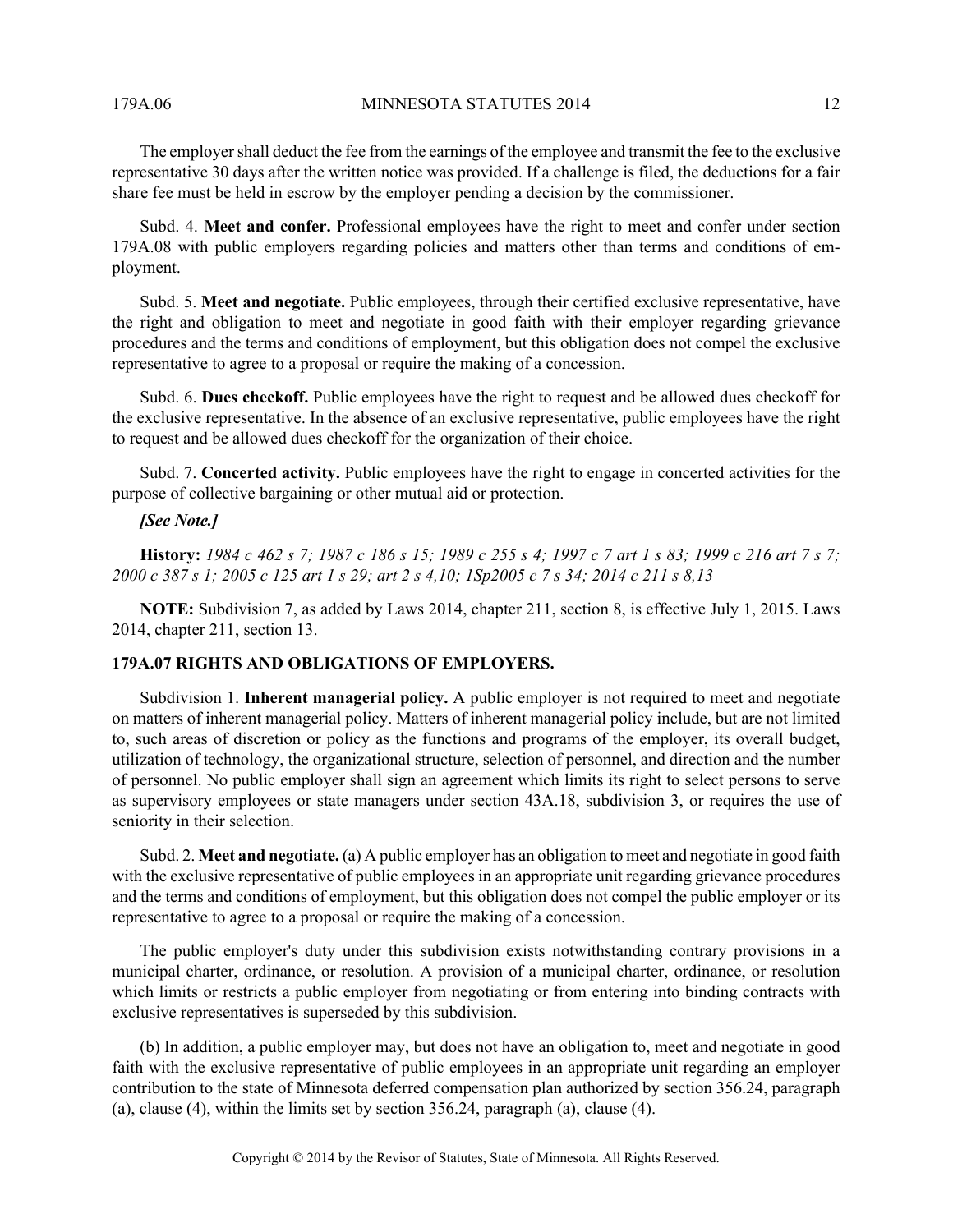The employer shall deduct the fee from the earnings of the employee and transmit the fee to the exclusive representative 30 days after the written notice was provided. If a challenge is filed, the deductions for a fair share fee must be held in escrow by the employer pending a decision by the commissioner.

Subd. 4. **Meet and confer.** Professional employees have the right to meet and confer under section 179A.08 with public employers regarding policies and matters other than terms and conditions of employment.

Subd. 5. **Meet and negotiate.** Public employees, through their certified exclusive representative, have the right and obligation to meet and negotiate in good faith with their employer regarding grievance procedures and the terms and conditions of employment, but this obligation does not compel the exclusive representative to agree to a proposal or require the making of a concession.

Subd. 6. **Dues checkoff.** Public employees have the right to request and be allowed dues checkoff for the exclusive representative. In the absence of an exclusive representative, public employees have the right to request and be allowed dues checkoff for the organization of their choice.

Subd. 7. **Concerted activity.** Public employees have the right to engage in concerted activities for the purpose of collective bargaining or other mutual aid or protection.

***[See Note.]***

**History:** *1984 c 462 s 7; 1987 c 186 s 15; 1989 c 255 s 4; 1997 c 7 art 1 s 83; 1999 c 216 art 7 s 7; 2000 c 387 s 1; 2005 c 125 art 1 s 29; art 2 s 4,10; 1Sp2005 c 7 s 34; 2014 c 211 s 8,13*

**NOTE:** Subdivision 7, as added by Laws 2014, chapter 211, section 8, is effective July 1, 2015. Laws 2014, chapter 211, section 13.

## 179A.07 RIGHTS AND OBLIGATIONS OF EMPLOYERS.

Subdivision 1. **Inherent managerial policy.** A public employer is not required to meet and negotiate on matters of inherent managerial policy. Matters of inherent managerial policy include, but are not limited to, such areas of discretion or policy as the functions and programs of the employer, its overall budget, utilization of technology, the organizational structure, selection of personnel, and direction and the number of personnel. No public employer shall sign an agreement which limits its right to select persons to serve as supervisory employees or state managers under section 43A.18, subdivision 3, or requires the use of seniority in their selection.

Subd. 2. **Meet and negotiate.** (a) A public employer has an obligation to meet and negotiate in good faith with the exclusive representative of public employees in an appropriate unit regarding grievance procedures and the terms and conditions of employment, but this obligation does not compel the public employer or its representative to agree to a proposal or require the making of a concession.

The public employer's duty under this subdivision exists notwithstanding contrary provisions in a municipal charter, ordinance, or resolution. A provision of a municipal charter, ordinance, or resolution which limits or restricts a public employer from negotiating or from entering into binding contracts with exclusive representatives is superseded by this subdivision.

(b) In addition, a public employer may, but does not have an obligation to, meet and negotiate in good faith with the exclusive representative of public employees in an appropriate unit regarding an employer contribution to the state of Minnesota deferred compensation plan authorized by section 356.24, paragraph (a), clause (4), within the limits set by section 356.24, paragraph (a), clause (4).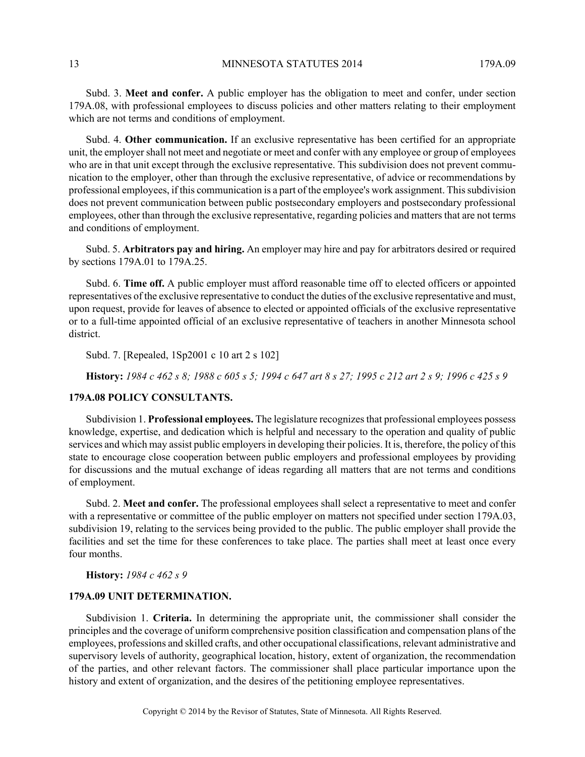Subd. 3. **Meet and confer.** A public employer has the obligation to meet and confer, under section 179A.08, with professional employees to discuss policies and other matters relating to their employment which are not terms and conditions of employment.

Subd. 4. **Other communication.** If an exclusive representative has been certified for an appropriate unit, the employer shall not meet and negotiate or meet and confer with any employee or group of employees who are in that unit except through the exclusive representative. This subdivision does not prevent communication to the employer, other than through the exclusive representative, of advice or recommendations by professional employees, if this communication is a part of the employee's work assignment. This subdivision does not prevent communication between public postsecondary employers and postsecondary professional employees, other than through the exclusive representative, regarding policies and matters that are not terms and conditions of employment.

Subd. 5. **Arbitrators pay and hiring.** An employer may hire and pay for arbitrators desired or required by sections 179A.01 to 179A.25.

Subd. 6. **Time off.** A public employer must afford reasonable time off to elected officers or appointed representatives of the exclusive representative to conduct the duties of the exclusive representative and must, upon request, provide for leaves of absence to elected or appointed officials of the exclusive representative or to a full-time appointed official of an exclusive representative of teachers in another Minnesota school district.

Subd. 7. [Repealed, 1Sp2001 c 10 art 2 s 102]

**History:** *1984 c 462 s 8; 1988 c 605 s 5; 1994 c 647 art 8 s 27; 1995 c 212 art 2 s 9; 1996 c 425 s 9*

### 179A.08 POLICY CONSULTANTS.

Subdivision 1. **Professional employees.** The legislature recognizes that professional employees possess knowledge, expertise, and dedication which is helpful and necessary to the operation and quality of public services and which may assist public employers in developing their policies. It is, therefore, the policy of this state to encourage close cooperation between public employers and professional employees by providing for discussions and the mutual exchange of ideas regarding all matters that are not terms and conditions of employment.

Subd. 2. **Meet and confer.** The professional employees shall select a representative to meet and confer with a representative or committee of the public employer on matters not specified under section 179A.03, subdivision 19, relating to the services being provided to the public. The public employer shall provide the facilities and set the time for these conferences to take place. The parties shall meet at least once every four months.

**History:** *1984 c 462 s 9*

### 179A.09 UNIT DETERMINATION.

Subdivision 1. **Criteria.** In determining the appropriate unit, the commissioner shall consider the principles and the coverage of uniform comprehensive position classification and compensation plans of the employees, professions and skilled crafts, and other occupational classifications, relevant administrative and supervisory levels of authority, geographical location, history, extent of organization, the recommendation of the parties, and other relevant factors. The commissioner shall place particular importance upon the history and extent of organization, and the desires of the petitioning employee representatives.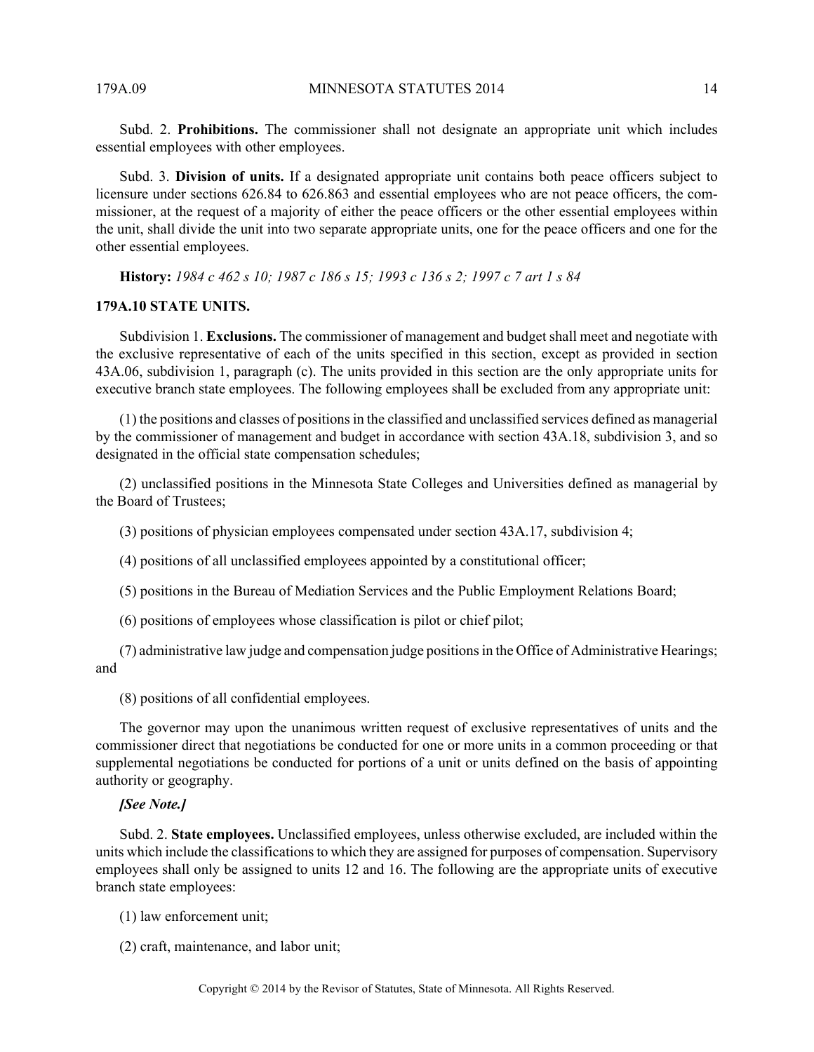Subd. 2. **Prohibitions.** The commissioner shall not designate an appropriate unit which includes essential employees with other employees.

Subd. 3. **Division of units.** If a designated appropriate unit contains both peace officers subject to licensure under sections 626.84 to 626.863 and essential employees who are not peace officers, the commissioner, at the request of a majority of either the peace officers or the other essential employees within the unit, shall divide the unit into two separate appropriate units, one for the peace officers and one for the other essential employees.

**History:** *1984 c 462 s 10; 1987 c 186 s 15; 1993 c 136 s 2; 1997 c 7 art 1 s 84*

### 179A.10 STATE UNITS.

Subdivision 1. **Exclusions.** The commissioner of management and budget shall meet and negotiate with the exclusive representative of each of the units specified in this section, except as provided in section 43A.06, subdivision 1, paragraph (c). The units provided in this section are the only appropriate units for executive branch state employees. The following employees shall be excluded from any appropriate unit:

(1) the positions and classes of positions in the classified and unclassified services defined as managerial by the commissioner of management and budget in accordance with section 43A.18, subdivision 3, and so designated in the official state compensation schedules;

(2) unclassified positions in the Minnesota State Colleges and Universities defined as managerial by the Board of Trustees;

(3) positions of physician employees compensated under section 43A.17, subdivision 4;

(4) positions of all unclassified employees appointed by a constitutional officer;

(5) positions in the Bureau of Mediation Services and the Public Employment Relations Board;

(6) positions of employees whose classification is pilot or chief pilot;

(7) administrative law judge and compensation judge positions in the Office of Administrative Hearings; and

(8) positions of all confidential employees.

The governor may upon the unanimous written request of exclusive representatives of units and the commissioner direct that negotiations be conducted for one or more units in a common proceeding or that supplemental negotiations be conducted for portions of a unit or units defined on the basis of appointing authority or geography.

***[See Note.]***

Subd. 2. **State employees.** Unclassified employees, unless otherwise excluded, are included within the units which include the classifications to which they are assigned for purposes of compensation. Supervisory employees shall only be assigned to units 12 and 16. The following are the appropriate units of executive branch state employees:

(1) law enforcement unit;

(2) craft, maintenance, and labor unit;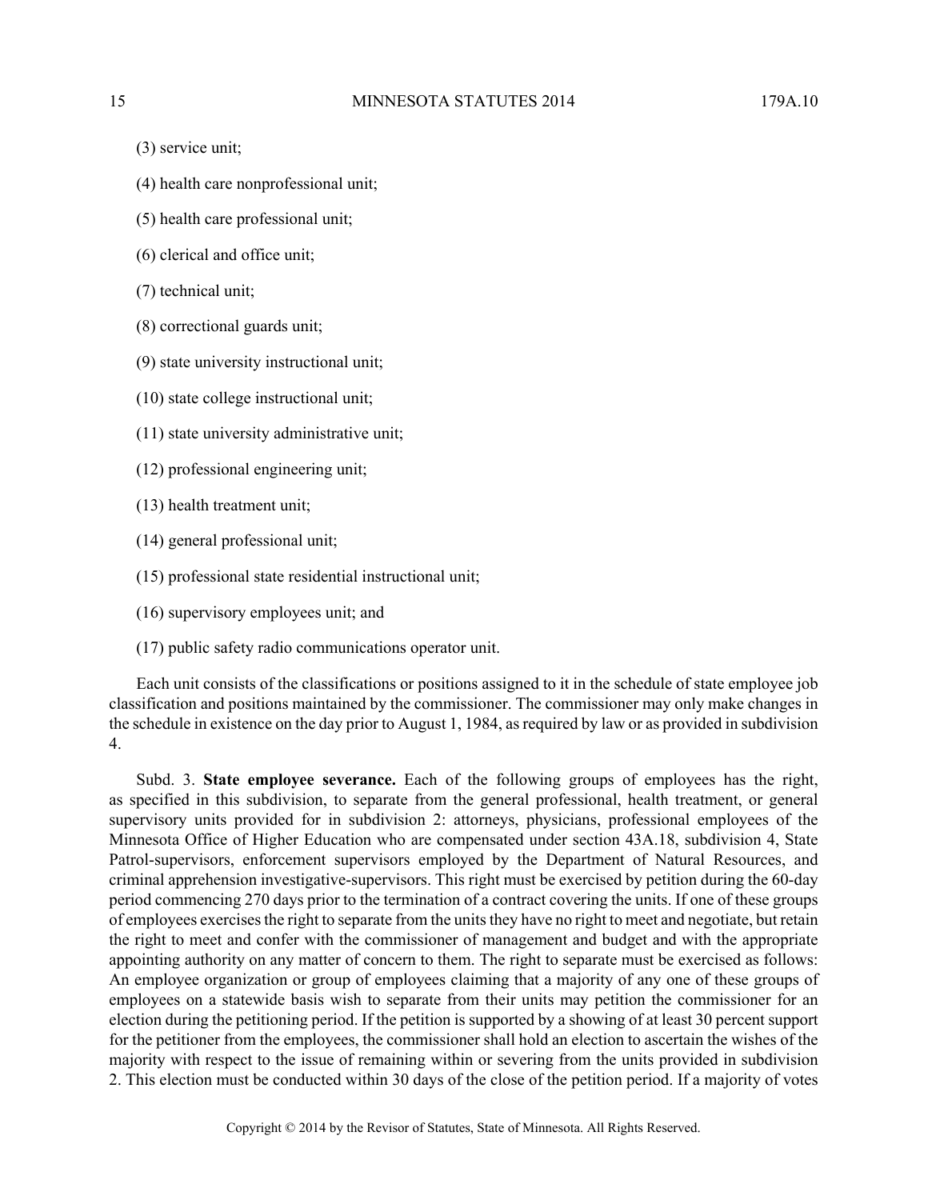(3) service unit;

(4) health care nonprofessional unit;

(5) health care professional unit;

(6) clerical and office unit;

(7) technical unit;

(8) correctional guards unit;

(9) state university instructional unit;

(10) state college instructional unit;

(11) state university administrative unit;

(12) professional engineering unit;

(13) health treatment unit;

(14) general professional unit;

(15) professional state residential instructional unit;

(16) supervisory employees unit; and

(17) public safety radio communications operator unit.

Each unit consists of the classifications or positions assigned to it in the schedule of state employee job classification and positions maintained by the commissioner. The commissioner may only make changes in the schedule in existence on the day prior to August 1, 1984, as required by law or as provided in subdivision 4.

Subd. 3. **State employee severance.** Each of the following groups of employees has the right, as specified in this subdivision, to separate from the general professional, health treatment, or general supervisory units provided for in subdivision 2: attorneys, physicians, professional employees of the Minnesota Office of Higher Education who are compensated under section 43A.18, subdivision 4, State Patrol-supervisors, enforcement supervisors employed by the Department of Natural Resources, and criminal apprehension investigative-supervisors. This right must be exercised by petition during the 60-day period commencing 270 days prior to the termination of a contract covering the units. If one of these groups of employees exercises the right to separate from the units they have no right to meet and negotiate, but retain the right to meet and confer with the commissioner of management and budget and with the appropriate appointing authority on any matter of concern to them. The right to separate must be exercised as follows: An employee organization or group of employees claiming that a majority of any one of these groups of employees on a statewide basis wish to separate from their units may petition the commissioner for an election during the petitioning period. If the petition is supported by a showing of at least 30 percent support for the petitioner from the employees, the commissioner shall hold an election to ascertain the wishes of the majority with respect to the issue of remaining within or severing from the units provided in subdivision 2. This election must be conducted within 30 days of the close of the petition period. If a majority of votes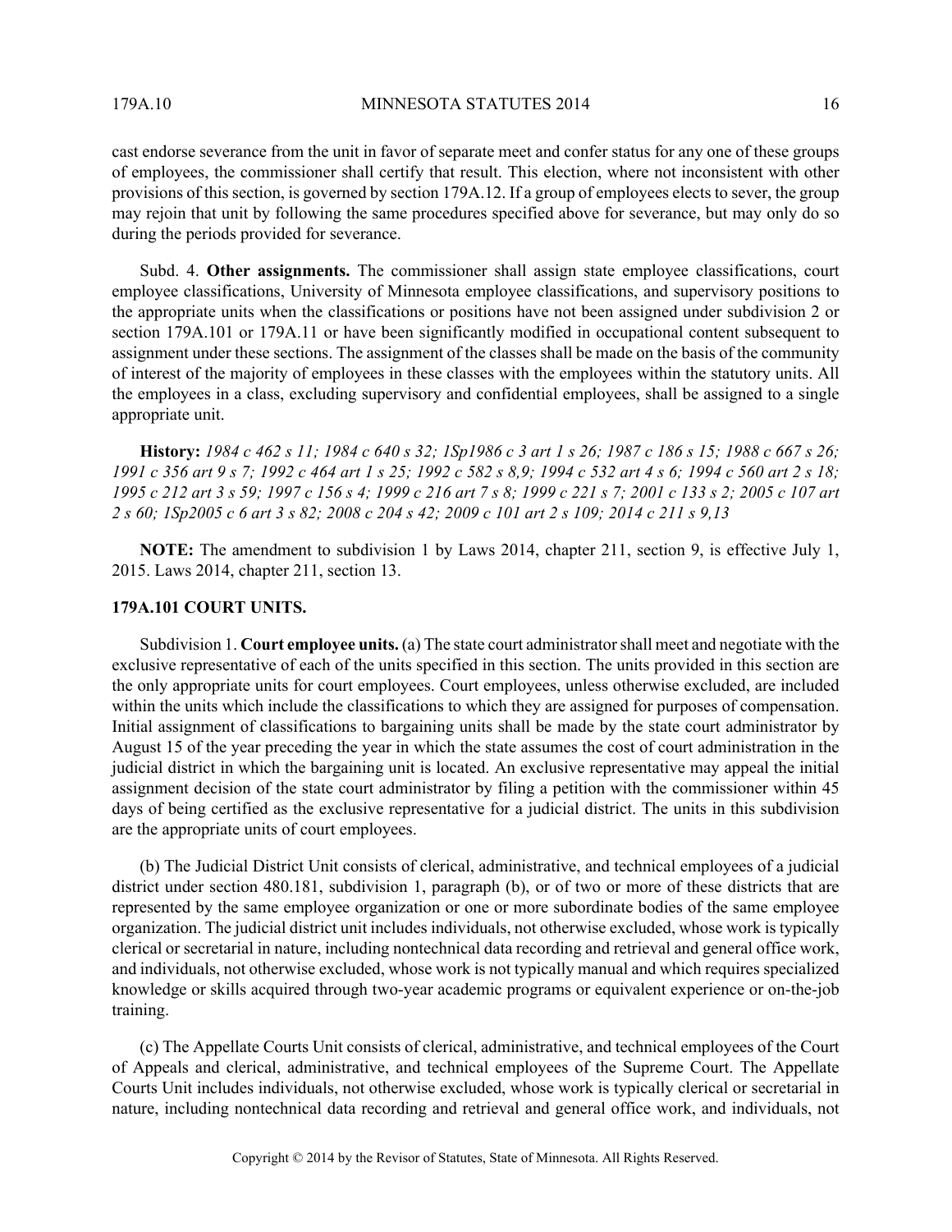cast endorse severance from the unit in favor of separate meet and confer status for any one of these groups of employees, the commissioner shall certify that result. This election, where not inconsistent with other provisions of this section, is governed by section 179A.12. If a group of employees elects to sever, the group may rejoin that unit by following the same procedures specified above for severance, but may only do so during the periods provided for severance.

Subd. 4. **Other assignments.** The commissioner shall assign state employee classifications, court employee classifications, University of Minnesota employee classifications, and supervisory positions to the appropriate units when the classifications or positions have not been assigned under subdivision 2 or section 179A.101 or 179A.11 or have been significantly modified in occupational content subsequent to assignment under these sections. The assignment of the classes shall be made on the basis of the community of interest of the majority of employees in these classes with the employees within the statutory units. All the employees in a class, excluding supervisory and confidential employees, shall be assigned to a single appropriate unit.

**History:** *1984 c 462 s 11; 1984 c 640 s 32; 1Sp1986 c 3 art 1 s 26; 1987 c 186 s 15; 1988 c 667 s 26; 1991 c 356 art 9 s 7; 1992 c 464 art 1 s 25; 1992 c 582 s 8,9; 1994 c 532 art 4 s 6; 1994 c 560 art 2 s 18; 1995 c 212 art 3 s 59; 1997 c 156 s 4; 1999 c 216 art 7 s 8; 1999 c 221 s 7; 2001 c 133 s 2; 2005 c 107 art 2 s 60; 1Sp2005 c 6 art 3 s 82; 2008 c 204 s 42; 2009 c 101 art 2 s 109; 2014 c 211 s 9,13*

**NOTE:** The amendment to subdivision 1 by Laws 2014, chapter 211, section 9, is effective July 1, 2015. Laws 2014, chapter 211, section 13.

## 179A.101 COURT UNITS.

Subdivision 1. **Court employee units.** (a) The state court administrator shall meet and negotiate with the exclusive representative of each of the units specified in this section. The units provided in this section are the only appropriate units for court employees. Court employees, unless otherwise excluded, are included within the units which include the classifications to which they are assigned for purposes of compensation. Initial assignment of classifications to bargaining units shall be made by the state court administrator by August 15 of the year preceding the year in which the state assumes the cost of court administration in the judicial district in which the bargaining unit is located. An exclusive representative may appeal the initial assignment decision of the state court administrator by filing a petition with the commissioner within 45 days of being certified as the exclusive representative for a judicial district. The units in this subdivision are the appropriate units of court employees.

(b) The Judicial District Unit consists of clerical, administrative, and technical employees of a judicial district under section 480.181, subdivision 1, paragraph (b), or of two or more of these districts that are represented by the same employee organization or one or more subordinate bodies of the same employee organization. The judicial district unit includes individuals, not otherwise excluded, whose work is typically clerical or secretarial in nature, including nontechnical data recording and retrieval and general office work, and individuals, not otherwise excluded, whose work is not typically manual and which requires specialized knowledge or skills acquired through two-year academic programs or equivalent experience or on-the-job training.

(c) The Appellate Courts Unit consists of clerical, administrative, and technical employees of the Court of Appeals and clerical, administrative, and technical employees of the Supreme Court. The Appellate Courts Unit includes individuals, not otherwise excluded, whose work is typically clerical or secretarial in nature, including nontechnical data recording and retrieval and general office work, and individuals, not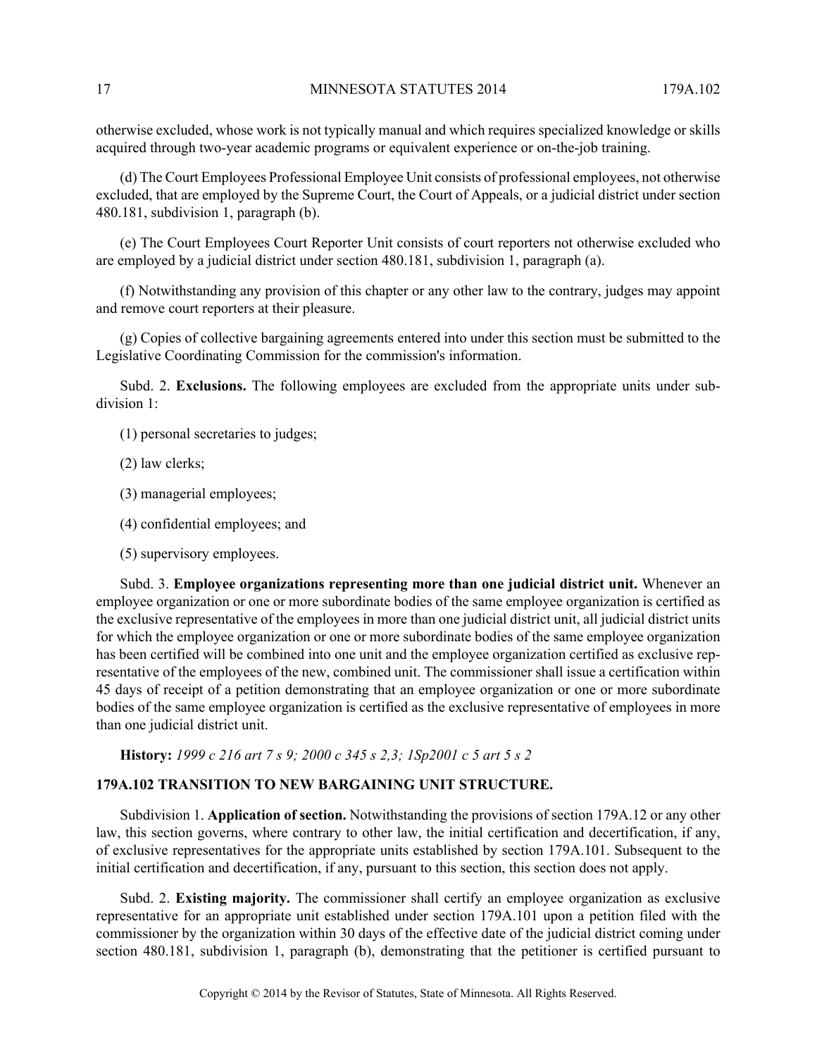otherwise excluded, whose work is not typically manual and which requires specialized knowledge or skills acquired through two-year academic programs or equivalent experience or on-the-job training.

(d) The Court Employees Professional Employee Unit consists of professional employees, not otherwise excluded, that are employed by the Supreme Court, the Court of Appeals, or a judicial district under section 480.181, subdivision 1, paragraph (b).

(e) The Court Employees Court Reporter Unit consists of court reporters not otherwise excluded who are employed by a judicial district under section 480.181, subdivision 1, paragraph (a).

(f) Notwithstanding any provision of this chapter or any other law to the contrary, judges may appoint and remove court reporters at their pleasure.

(g) Copies of collective bargaining agreements entered into under this section must be submitted to the Legislative Coordinating Commission for the commission's information.

Subd. 2. **Exclusions.** The following employees are excluded from the appropriate units under subdivision 1:

(1) personal secretaries to judges;

(2) law clerks;

(3) managerial employees;

(4) confidential employees; and

(5) supervisory employees.

Subd. 3. **Employee organizations representing more than one judicial district unit.** Whenever an employee organization or one or more subordinate bodies of the same employee organization is certified as the exclusive representative of the employees in more than one judicial district unit, all judicial district units for which the employee organization or one or more subordinate bodies of the same employee organization has been certified will be combined into one unit and the employee organization certified as exclusive representative of the employees of the new, combined unit. The commissioner shall issue a certification within 45 days of receipt of a petition demonstrating that an employee organization or one or more subordinate bodies of the same employee organization is certified as the exclusive representative of employees in more than one judicial district unit.

**History:** *1999 c 216 art 7 s 9; 2000 c 345 s 2,3; 1Sp2001 c 5 art 5 s 2*

## 179A.102 TRANSITION TO NEW BARGAINING UNIT STRUCTURE.

Subdivision 1. **Application of section.** Notwithstanding the provisions of section 179A.12 or any other law, this section governs, where contrary to other law, the initial certification and decertification, if any, of exclusive representatives for the appropriate units established by section 179A.101. Subsequent to the initial certification and decertification, if any, pursuant to this section, this section does not apply.

Subd. 2. **Existing majority.** The commissioner shall certify an employee organization as exclusive representative for an appropriate unit established under section 179A.101 upon a petition filed with the commissioner by the organization within 30 days of the effective date of the judicial district coming under section 480.181, subdivision 1, paragraph (b), demonstrating that the petitioner is certified pursuant to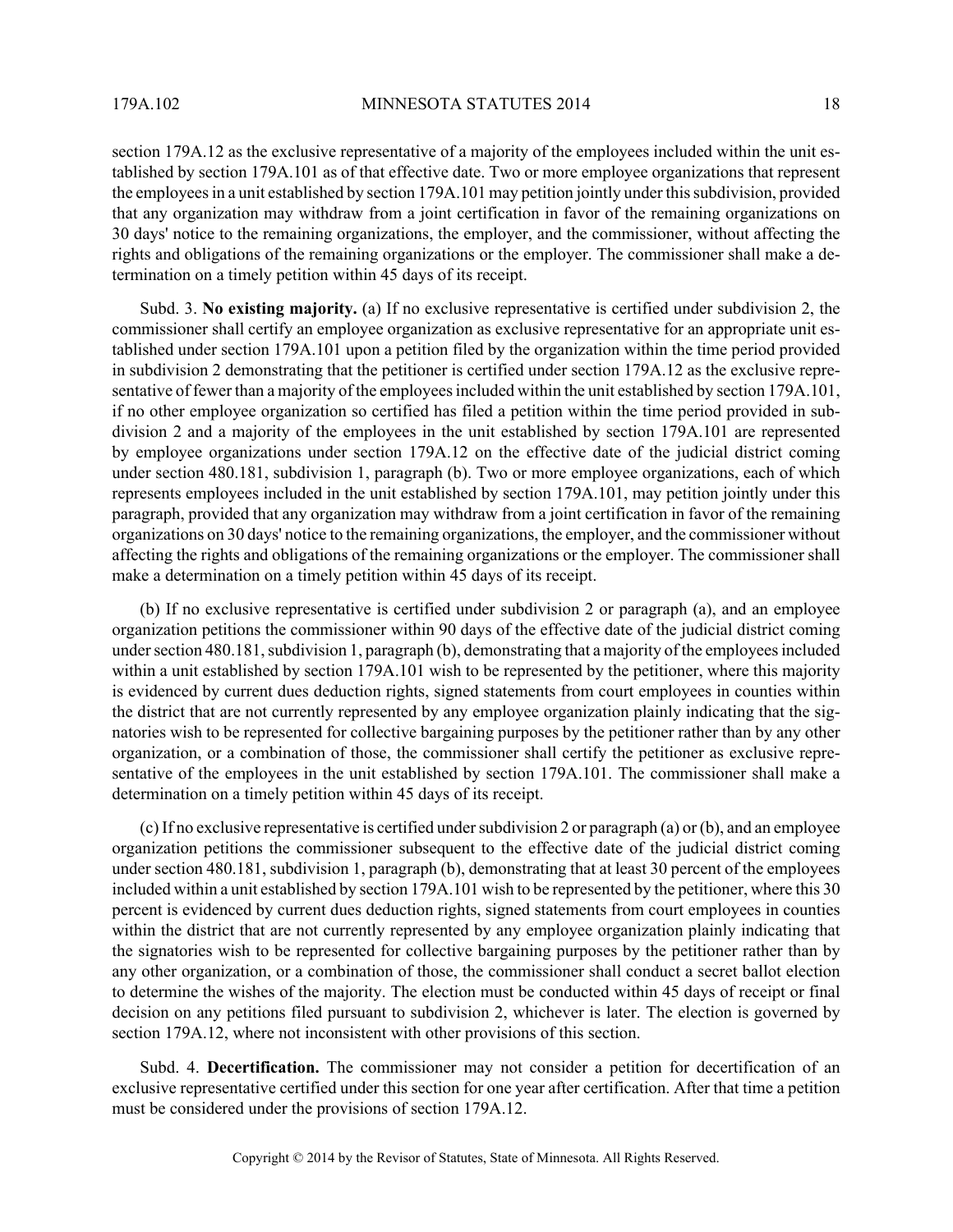section 179A.12 as the exclusive representative of a majority of the employees included within the unit established by section 179A.101 as of that effective date. Two or more employee organizations that represent the employees in a unit established by section 179A.101 may petition jointly under this subdivision, provided that any organization may withdraw from a joint certification in favor of the remaining organizations on 30 days' notice to the remaining organizations, the employer, and the commissioner, without affecting the rights and obligations of the remaining organizations or the employer. The commissioner shall make a determination on a timely petition within 45 days of its receipt.

Subd. 3. **No existing majority.** (a) If no exclusive representative is certified under subdivision 2, the commissioner shall certify an employee organization as exclusive representative for an appropriate unit established under section 179A.101 upon a petition filed by the organization within the time period provided in subdivision 2 demonstrating that the petitioner is certified under section 179A.12 as the exclusive representative of fewer than a majority of the employees included within the unit established by section 179A.101, if no other employee organization so certified has filed a petition within the time period provided in subdivision 2 and a majority of the employees in the unit established by section 179A.101 are represented by employee organizations under section 179A.12 on the effective date of the judicial district coming under section 480.181, subdivision 1, paragraph (b). Two or more employee organizations, each of which represents employees included in the unit established by section 179A.101, may petition jointly under this paragraph, provided that any organization may withdraw from a joint certification in favor of the remaining organizations on 30 days' notice to the remaining organizations, the employer, and the commissioner without affecting the rights and obligations of the remaining organizations or the employer. The commissioner shall make a determination on a timely petition within 45 days of its receipt.

(b) If no exclusive representative is certified under subdivision 2 or paragraph (a), and an employee organization petitions the commissioner within 90 days of the effective date of the judicial district coming under section 480.181, subdivision 1, paragraph (b), demonstrating that a majority of the employees included within a unit established by section 179A.101 wish to be represented by the petitioner, where this majority is evidenced by current dues deduction rights, signed statements from court employees in counties within the district that are not currently represented by any employee organization plainly indicating that the signatories wish to be represented for collective bargaining purposes by the petitioner rather than by any other organization, or a combination of those, the commissioner shall certify the petitioner as exclusive representative of the employees in the unit established by section 179A.101. The commissioner shall make a determination on a timely petition within 45 days of its receipt.

(c) If no exclusive representative is certified under subdivision 2 or paragraph (a) or (b), and an employee organization petitions the commissioner subsequent to the effective date of the judicial district coming under section 480.181, subdivision 1, paragraph (b), demonstrating that at least 30 percent of the employees included within a unit established by section 179A.101 wish to be represented by the petitioner, where this 30 percent is evidenced by current dues deduction rights, signed statements from court employees in counties within the district that are not currently represented by any employee organization plainly indicating that the signatories wish to be represented for collective bargaining purposes by the petitioner rather than by any other organization, or a combination of those, the commissioner shall conduct a secret ballot election to determine the wishes of the majority. The election must be conducted within 45 days of receipt or final decision on any petitions filed pursuant to subdivision 2, whichever is later. The election is governed by section 179A.12, where not inconsistent with other provisions of this section.

Subd. 4. **Decertification.** The commissioner may not consider a petition for decertification of an exclusive representative certified under this section for one year after certification. After that time a petition must be considered under the provisions of section 179A.12.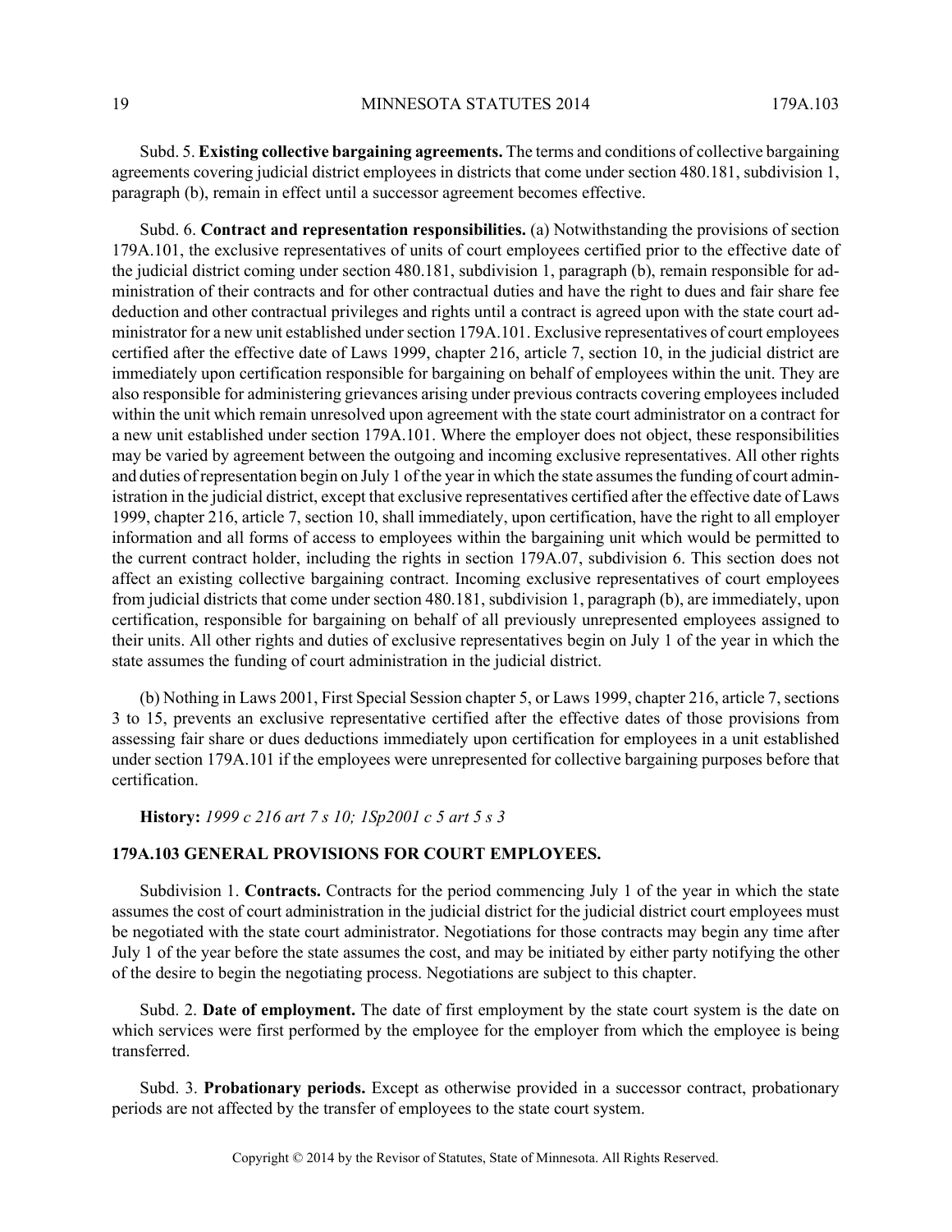Subd. 5. **Existing collective bargaining agreements.** The terms and conditions of collective bargaining agreements covering judicial district employees in districts that come under section 480.181, subdivision 1, paragraph (b), remain in effect until a successor agreement becomes effective.

Subd. 6. **Contract and representation responsibilities.** (a) Notwithstanding the provisions of section 179A.101, the exclusive representatives of units of court employees certified prior to the effective date of the judicial district coming under section 480.181, subdivision 1, paragraph (b), remain responsible for administration of their contracts and for other contractual duties and have the right to dues and fair share fee deduction and other contractual privileges and rights until a contract is agreed upon with the state court administrator for a new unit established under section 179A.101. Exclusive representatives of court employees certified after the effective date of Laws 1999, chapter 216, article 7, section 10, in the judicial district are immediately upon certification responsible for bargaining on behalf of employees within the unit. They are also responsible for administering grievances arising under previous contracts covering employees included within the unit which remain unresolved upon agreement with the state court administrator on a contract for a new unit established under section 179A.101. Where the employer does not object, these responsibilities may be varied by agreement between the outgoing and incoming exclusive representatives. All other rights and duties of representation begin on July 1 of the year in which the state assumes the funding of court administration in the judicial district, except that exclusive representatives certified after the effective date of Laws 1999, chapter 216, article 7, section 10, shall immediately, upon certification, have the right to all employer information and all forms of access to employees within the bargaining unit which would be permitted to the current contract holder, including the rights in section 179A.07, subdivision 6. This section does not affect an existing collective bargaining contract. Incoming exclusive representatives of court employees from judicial districts that come under section 480.181, subdivision 1, paragraph (b), are immediately, upon certification, responsible for bargaining on behalf of all previously unrepresented employees assigned to their units. All other rights and duties of exclusive representatives begin on July 1 of the year in which the state assumes the funding of court administration in the judicial district.

(b) Nothing in Laws 2001, First Special Session chapter 5, or Laws 1999, chapter 216, article 7, sections 3 to 15, prevents an exclusive representative certified after the effective dates of those provisions from assessing fair share or dues deductions immediately upon certification for employees in a unit established under section 179A.101 if the employees were unrepresented for collective bargaining purposes before that certification.

**History:** *1999 c 216 art 7 s 10; 1Sp2001 c 5 art 5 s 3*

## 179A.103 GENERAL PROVISIONS FOR COURT EMPLOYEES.

Subdivision 1. **Contracts.** Contracts for the period commencing July 1 of the year in which the state assumes the cost of court administration in the judicial district for the judicial district court employees must be negotiated with the state court administrator. Negotiations for those contracts may begin any time after July 1 of the year before the state assumes the cost, and may be initiated by either party notifying the other of the desire to begin the negotiating process. Negotiations are subject to this chapter.

Subd. 2. **Date of employment.** The date of first employment by the state court system is the date on which services were first performed by the employee for the employer from which the employee is being transferred.

Subd. 3. **Probationary periods.** Except as otherwise provided in a successor contract, probationary periods are not affected by the transfer of employees to the state court system.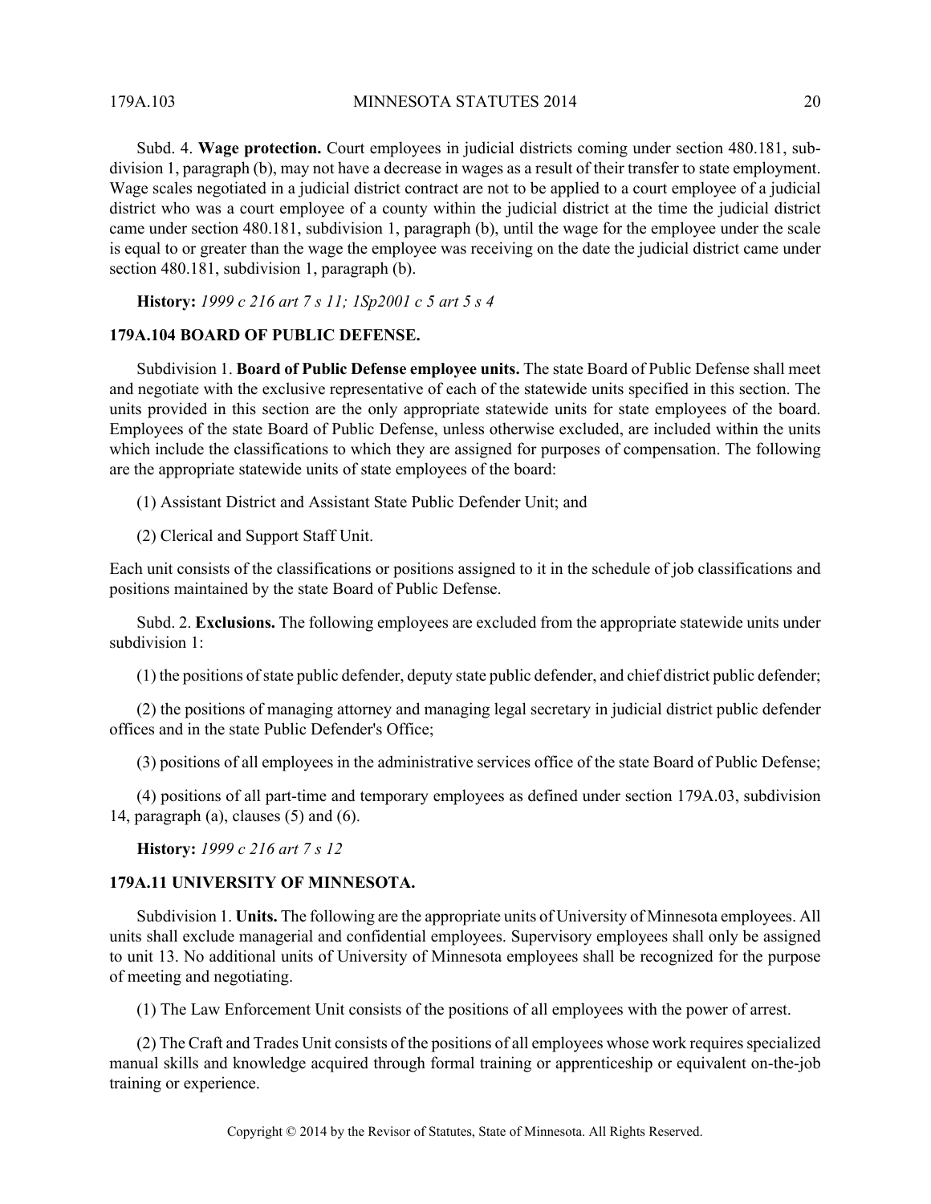Subd. 4. **Wage protection.** Court employees in judicial districts coming under section 480.181, subdivision 1, paragraph (b), may not have a decrease in wages as a result of their transfer to state employment. Wage scales negotiated in a judicial district contract are not to be applied to a court employee of a judicial district who was a court employee of a county within the judicial district at the time the judicial district came under section 480.181, subdivision 1, paragraph (b), until the wage for the employee under the scale is equal to or greater than the wage the employee was receiving on the date the judicial district came under section 480.181, subdivision 1, paragraph (b).

**History:** *1999 c 216 art 7 s 11; 1Sp2001 c 5 art 5 s 4*

### 179A.104 BOARD OF PUBLIC DEFENSE.

Subdivision 1. **Board of Public Defense employee units.** The state Board of Public Defense shall meet and negotiate with the exclusive representative of each of the statewide units specified in this section. The units provided in this section are the only appropriate statewide units for state employees of the board. Employees of the state Board of Public Defense, unless otherwise excluded, are included within the units which include the classifications to which they are assigned for purposes of compensation. The following are the appropriate statewide units of state employees of the board:

(1) Assistant District and Assistant State Public Defender Unit; and

(2) Clerical and Support Staff Unit.

Each unit consists of the classifications or positions assigned to it in the schedule of job classifications and positions maintained by the state Board of Public Defense.

Subd. 2. **Exclusions.** The following employees are excluded from the appropriate statewide units under subdivision 1:

(1) the positions of state public defender, deputy state public defender, and chief district public defender;

(2) the positions of managing attorney and managing legal secretary in judicial district public defender offices and in the state Public Defender's Office;

(3) positions of all employees in the administrative services office of the state Board of Public Defense;

(4) positions of all part-time and temporary employees as defined under section 179A.03, subdivision 14, paragraph (a), clauses (5) and (6).

**History:** *1999 c 216 art 7 s 12*

### 179A.11 UNIVERSITY OF MINNESOTA.

Subdivision 1. **Units.** The following are the appropriate units of University of Minnesota employees. All units shall exclude managerial and confidential employees. Supervisory employees shall only be assigned to unit 13. No additional units of University of Minnesota employees shall be recognized for the purpose of meeting and negotiating.

(1) The Law Enforcement Unit consists of the positions of all employees with the power of arrest.

(2) The Craft and Trades Unit consists of the positions of all employees whose work requires specialized manual skills and knowledge acquired through formal training or apprenticeship or equivalent on-the-job training or experience.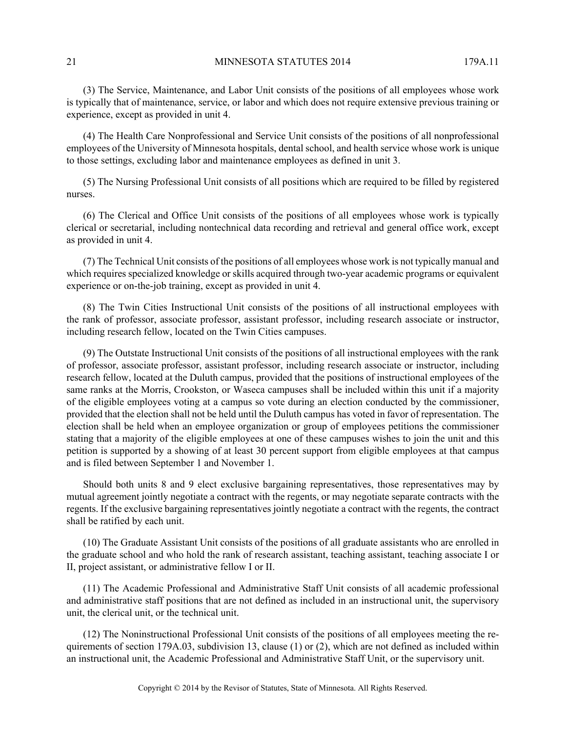(3) The Service, Maintenance, and Labor Unit consists of the positions of all employees whose work is typically that of maintenance, service, or labor and which does not require extensive previous training or experience, except as provided in unit 4.

(4) The Health Care Nonprofessional and Service Unit consists of the positions of all nonprofessional employees of the University of Minnesota hospitals, dental school, and health service whose work is unique to those settings, excluding labor and maintenance employees as defined in unit 3.

(5) The Nursing Professional Unit consists of all positions which are required to be filled by registered nurses.

(6) The Clerical and Office Unit consists of the positions of all employees whose work is typically clerical or secretarial, including nontechnical data recording and retrieval and general office work, except as provided in unit 4.

(7) The Technical Unit consists of the positions of all employees whose work is not typically manual and which requires specialized knowledge or skills acquired through two-year academic programs or equivalent experience or on-the-job training, except as provided in unit 4.

(8) The Twin Cities Instructional Unit consists of the positions of all instructional employees with the rank of professor, associate professor, assistant professor, including research associate or instructor, including research fellow, located on the Twin Cities campuses.

(9) The Outstate Instructional Unit consists of the positions of all instructional employees with the rank of professor, associate professor, assistant professor, including research associate or instructor, including research fellow, located at the Duluth campus, provided that the positions of instructional employees of the same ranks at the Morris, Crookston, or Waseca campuses shall be included within this unit if a majority of the eligible employees voting at a campus so vote during an election conducted by the commissioner, provided that the election shall not be held until the Duluth campus has voted in favor of representation. The election shall be held when an employee organization or group of employees petitions the commissioner stating that a majority of the eligible employees at one of these campuses wishes to join the unit and this petition is supported by a showing of at least 30 percent support from eligible employees at that campus and is filed between September 1 and November 1.

Should both units 8 and 9 elect exclusive bargaining representatives, those representatives may by mutual agreement jointly negotiate a contract with the regents, or may negotiate separate contracts with the regents. If the exclusive bargaining representatives jointly negotiate a contract with the regents, the contract shall be ratified by each unit.

(10) The Graduate Assistant Unit consists of the positions of all graduate assistants who are enrolled in the graduate school and who hold the rank of research assistant, teaching assistant, teaching associate I or II, project assistant, or administrative fellow I or II.

(11) The Academic Professional and Administrative Staff Unit consists of all academic professional and administrative staff positions that are not defined as included in an instructional unit, the supervisory unit, the clerical unit, or the technical unit.

(12) The Noninstructional Professional Unit consists of the positions of all employees meeting the requirements of section 179A.03, subdivision 13, clause (1) or (2), which are not defined as included within an instructional unit, the Academic Professional and Administrative Staff Unit, or the supervisory unit.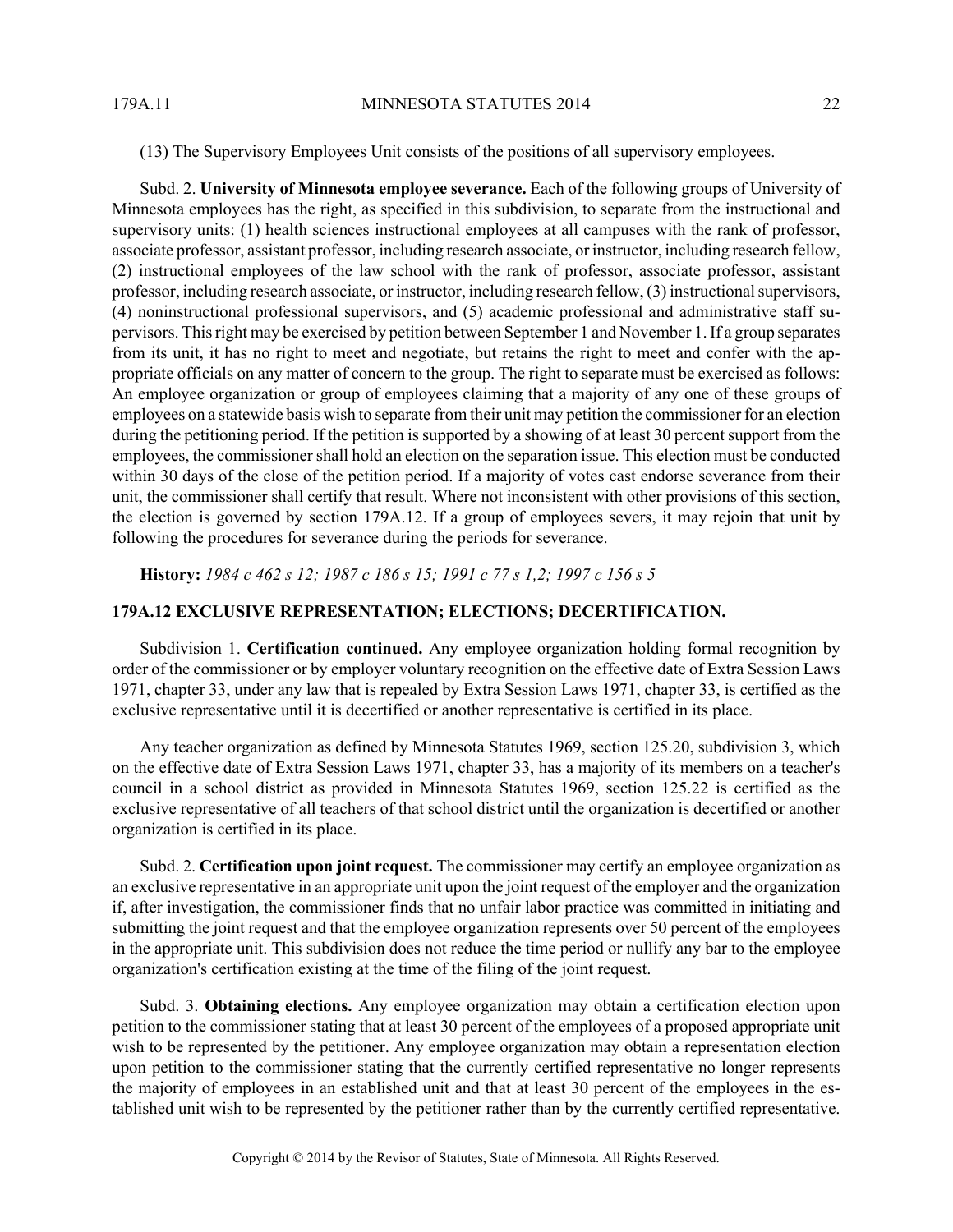(13) The Supervisory Employees Unit consists of the positions of all supervisory employees.

Subd. 2. **University of Minnesota employee severance.** Each of the following groups of University of Minnesota employees has the right, as specified in this subdivision, to separate from the instructional and supervisory units: (1) health sciences instructional employees at all campuses with the rank of professor, associate professor, assistant professor, including research associate, or instructor, including research fellow, (2) instructional employees of the law school with the rank of professor, associate professor, assistant professor, including research associate, or instructor, including research fellow, (3) instructional supervisors, (4) noninstructional professional supervisors, and (5) academic professional and administrative staff supervisors. This right may be exercised by petition between September 1 and November 1. If a group separates from its unit, it has no right to meet and negotiate, but retains the right to meet and confer with the appropriate officials on any matter of concern to the group. The right to separate must be exercised as follows: An employee organization or group of employees claiming that a majority of any one of these groups of employees on a statewide basis wish to separate from their unit may petition the commissioner for an election during the petitioning period. If the petition is supported by a showing of at least 30 percent support from the employees, the commissioner shall hold an election on the separation issue. This election must be conducted within 30 days of the close of the petition period. If a majority of votes cast endorse severance from their unit, the commissioner shall certify that result. Where not inconsistent with other provisions of this section, the election is governed by section 179A.12. If a group of employees severs, it may rejoin that unit by following the procedures for severance during the periods for severance.

**History:** *1984 c 462 s 12; 1987 c 186 s 15; 1991 c 77 s 1,2; 1997 c 156 s 5*

## 179A.12 EXCLUSIVE REPRESENTATION; ELECTIONS; DECERTIFICATION.

Subdivision 1. **Certification continued.** Any employee organization holding formal recognition by order of the commissioner or by employer voluntary recognition on the effective date of Extra Session Laws 1971, chapter 33, under any law that is repealed by Extra Session Laws 1971, chapter 33, is certified as the exclusive representative until it is decertified or another representative is certified in its place.

Any teacher organization as defined by Minnesota Statutes 1969, section 125.20, subdivision 3, which on the effective date of Extra Session Laws 1971, chapter 33, has a majority of its members on a teacher's council in a school district as provided in Minnesota Statutes 1969, section 125.22 is certified as the exclusive representative of all teachers of that school district until the organization is decertified or another organization is certified in its place.

Subd. 2. **Certification upon joint request.** The commissioner may certify an employee organization as an exclusive representative in an appropriate unit upon the joint request of the employer and the organization if, after investigation, the commissioner finds that no unfair labor practice was committed in initiating and submitting the joint request and that the employee organization represents over 50 percent of the employees in the appropriate unit. This subdivision does not reduce the time period or nullify any bar to the employee organization's certification existing at the time of the filing of the joint request.

Subd. 3. **Obtaining elections.** Any employee organization may obtain a certification election upon petition to the commissioner stating that at least 30 percent of the employees of a proposed appropriate unit wish to be represented by the petitioner. Any employee organization may obtain a representation election upon petition to the commissioner stating that the currently certified representative no longer represents the majority of employees in an established unit and that at least 30 percent of the employees in the established unit wish to be represented by the petitioner rather than by the currently certified representative.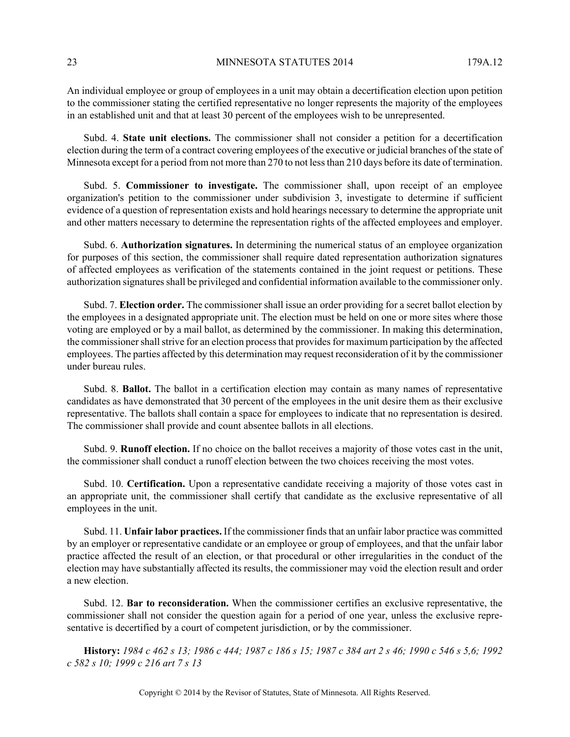An individual employee or group of employees in a unit may obtain a decertification election upon petition to the commissioner stating the certified representative no longer represents the majority of the employees in an established unit and that at least 30 percent of the employees wish to be unrepresented.

Subd. 4. **State unit elections.** The commissioner shall not consider a petition for a decertification election during the term of a contract covering employees of the executive or judicial branches of the state of Minnesota except for a period from not more than 270 to not less than 210 days before its date of termination.

Subd. 5. **Commissioner to investigate.** The commissioner shall, upon receipt of an employee organization's petition to the commissioner under subdivision 3, investigate to determine if sufficient evidence of a question of representation exists and hold hearings necessary to determine the appropriate unit and other matters necessary to determine the representation rights of the affected employees and employer.

Subd. 6. **Authorization signatures.** In determining the numerical status of an employee organization for purposes of this section, the commissioner shall require dated representation authorization signatures of affected employees as verification of the statements contained in the joint request or petitions. These authorization signatures shall be privileged and confidential information available to the commissioner only.

Subd. 7. **Election order.** The commissioner shall issue an order providing for a secret ballot election by the employees in a designated appropriate unit. The election must be held on one or more sites where those voting are employed or by a mail ballot, as determined by the commissioner. In making this determination, the commissioner shall strive for an election process that provides for maximum participation by the affected employees. The parties affected by this determination may request reconsideration of it by the commissioner under bureau rules.

Subd. 8. **Ballot.** The ballot in a certification election may contain as many names of representative candidates as have demonstrated that 30 percent of the employees in the unit desire them as their exclusive representative. The ballots shall contain a space for employees to indicate that no representation is desired. The commissioner shall provide and count absentee ballots in all elections.

Subd. 9. **Runoff election.** If no choice on the ballot receives a majority of those votes cast in the unit, the commissioner shall conduct a runoff election between the two choices receiving the most votes.

Subd. 10. **Certification.** Upon a representative candidate receiving a majority of those votes cast in an appropriate unit, the commissioner shall certify that candidate as the exclusive representative of all employees in the unit.

Subd. 11. **Unfair labor practices.** If the commissioner finds that an unfair labor practice was committed by an employer or representative candidate or an employee or group of employees, and that the unfair labor practice affected the result of an election, or that procedural or other irregularities in the conduct of the election may have substantially affected its results, the commissioner may void the election result and order a new election.

Subd. 12. **Bar to reconsideration.** When the commissioner certifies an exclusive representative, the commissioner shall not consider the question again for a period of one year, unless the exclusive representative is decertified by a court of competent jurisdiction, or by the commissioner.

**History:** *1984 c 462 s 13; 1986 c 444; 1987 c 186 s 15; 1987 c 384 art 2 s 46; 1990 c 546 s 5,6; 1992 c 582 s 10; 1999 c 216 art 7 s 13*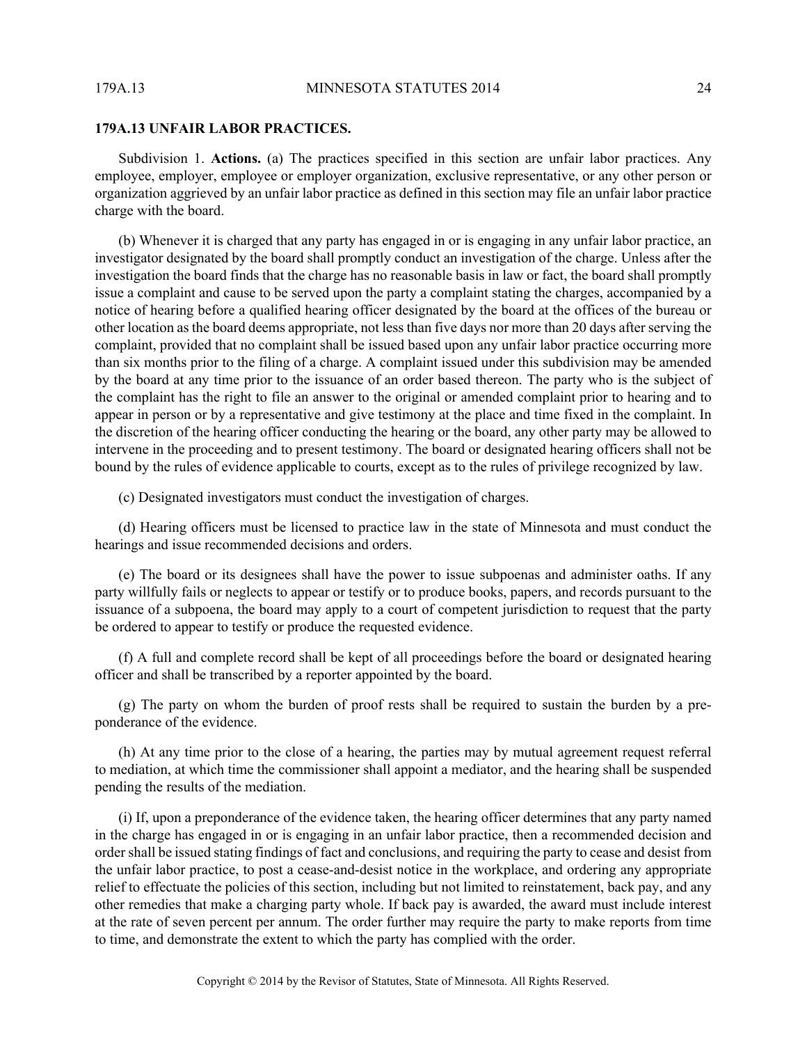## 179A.13 UNFAIR LABOR PRACTICES.

Subdivision 1. **Actions.** (a) The practices specified in this section are unfair labor practices. Any employee, employer, employee or employer organization, exclusive representative, or any other person or organization aggrieved by an unfair labor practice as defined in this section may file an unfair labor practice charge with the board.

(b) Whenever it is charged that any party has engaged in or is engaging in any unfair labor practice, an investigator designated by the board shall promptly conduct an investigation of the charge. Unless after the investigation the board finds that the charge has no reasonable basis in law or fact, the board shall promptly issue a complaint and cause to be served upon the party a complaint stating the charges, accompanied by a notice of hearing before a qualified hearing officer designated by the board at the offices of the bureau or other location as the board deems appropriate, not less than five days nor more than 20 days after serving the complaint, provided that no complaint shall be issued based upon any unfair labor practice occurring more than six months prior to the filing of a charge. A complaint issued under this subdivision may be amended by the board at any time prior to the issuance of an order based thereon. The party who is the subject of the complaint has the right to file an answer to the original or amended complaint prior to hearing and to appear in person or by a representative and give testimony at the place and time fixed in the complaint. In the discretion of the hearing officer conducting the hearing or the board, any other party may be allowed to intervene in the proceeding and to present testimony. The board or designated hearing officers shall not be bound by the rules of evidence applicable to courts, except as to the rules of privilege recognized by law.

(c) Designated investigators must conduct the investigation of charges.

(d) Hearing officers must be licensed to practice law in the state of Minnesota and must conduct the hearings and issue recommended decisions and orders.

(e) The board or its designees shall have the power to issue subpoenas and administer oaths. If any party willfully fails or neglects to appear or testify or to produce books, papers, and records pursuant to the issuance of a subpoena, the board may apply to a court of competent jurisdiction to request that the party be ordered to appear to testify or produce the requested evidence.

(f) A full and complete record shall be kept of all proceedings before the board or designated hearing officer and shall be transcribed by a reporter appointed by the board.

(g) The party on whom the burden of proof rests shall be required to sustain the burden by a preponderance of the evidence.

(h) At any time prior to the close of a hearing, the parties may by mutual agreement request referral to mediation, at which time the commissioner shall appoint a mediator, and the hearing shall be suspended pending the results of the mediation.

(i) If, upon a preponderance of the evidence taken, the hearing officer determines that any party named in the charge has engaged in or is engaging in an unfair labor practice, then a recommended decision and order shall be issued stating findings of fact and conclusions, and requiring the party to cease and desist from the unfair labor practice, to post a cease-and-desist notice in the workplace, and ordering any appropriate relief to effectuate the policies of this section, including but not limited to reinstatement, back pay, and any other remedies that make a charging party whole. If back pay is awarded, the award must include interest at the rate of seven percent per annum. The order further may require the party to make reports from time to time, and demonstrate the extent to which the party has complied with the order.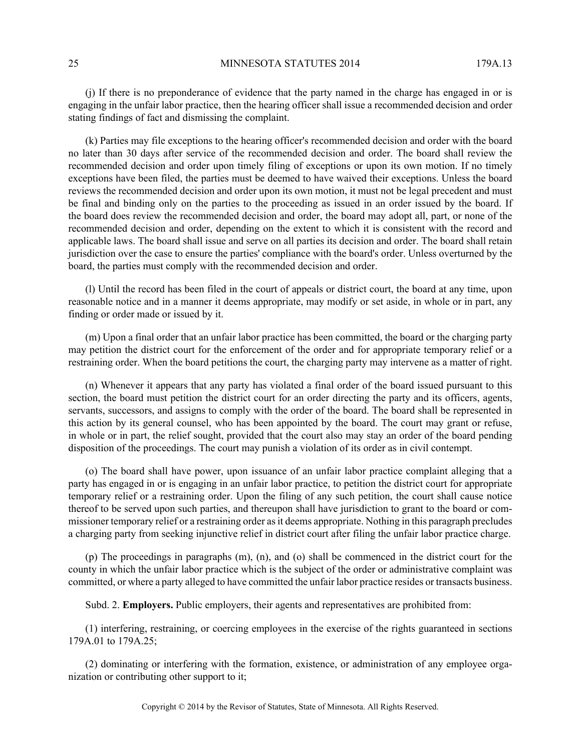(j) If there is no preponderance of evidence that the party named in the charge has engaged in or is engaging in the unfair labor practice, then the hearing officer shall issue a recommended decision and order stating findings of fact and dismissing the complaint.

(k) Parties may file exceptions to the hearing officer's recommended decision and order with the board no later than 30 days after service of the recommended decision and order. The board shall review the recommended decision and order upon timely filing of exceptions or upon its own motion. If no timely exceptions have been filed, the parties must be deemed to have waived their exceptions. Unless the board reviews the recommended decision and order upon its own motion, it must not be legal precedent and must be final and binding only on the parties to the proceeding as issued in an order issued by the board. If the board does review the recommended decision and order, the board may adopt all, part, or none of the recommended decision and order, depending on the extent to which it is consistent with the record and applicable laws. The board shall issue and serve on all parties its decision and order. The board shall retain jurisdiction over the case to ensure the parties' compliance with the board's order. Unless overturned by the board, the parties must comply with the recommended decision and order.

(l) Until the record has been filed in the court of appeals or district court, the board at any time, upon reasonable notice and in a manner it deems appropriate, may modify or set aside, in whole or in part, any finding or order made or issued by it.

(m) Upon a final order that an unfair labor practice has been committed, the board or the charging party may petition the district court for the enforcement of the order and for appropriate temporary relief or a restraining order. When the board petitions the court, the charging party may intervene as a matter of right.

(n) Whenever it appears that any party has violated a final order of the board issued pursuant to this section, the board must petition the district court for an order directing the party and its officers, agents, servants, successors, and assigns to comply with the order of the board. The board shall be represented in this action by its general counsel, who has been appointed by the board. The court may grant or refuse, in whole or in part, the relief sought, provided that the court also may stay an order of the board pending disposition of the proceedings. The court may punish a violation of its order as in civil contempt.

(o) The board shall have power, upon issuance of an unfair labor practice complaint alleging that a party has engaged in or is engaging in an unfair labor practice, to petition the district court for appropriate temporary relief or a restraining order. Upon the filing of any such petition, the court shall cause notice thereof to be served upon such parties, and thereupon shall have jurisdiction to grant to the board or commissioner temporary relief or a restraining order as it deems appropriate. Nothing in this paragraph precludes a charging party from seeking injunctive relief in district court after filing the unfair labor practice charge.

(p) The proceedings in paragraphs (m), (n), and (o) shall be commenced in the district court for the county in which the unfair labor practice which is the subject of the order or administrative complaint was committed, or where a party alleged to have committed the unfair labor practice resides or transacts business.

Subd. 2. **Employers.** Public employers, their agents and representatives are prohibited from:

(1) interfering, restraining, or coercing employees in the exercise of the rights guaranteed in sections 179A.01 to 179A.25;

(2) dominating or interfering with the formation, existence, or administration of any employee organization or contributing other support to it;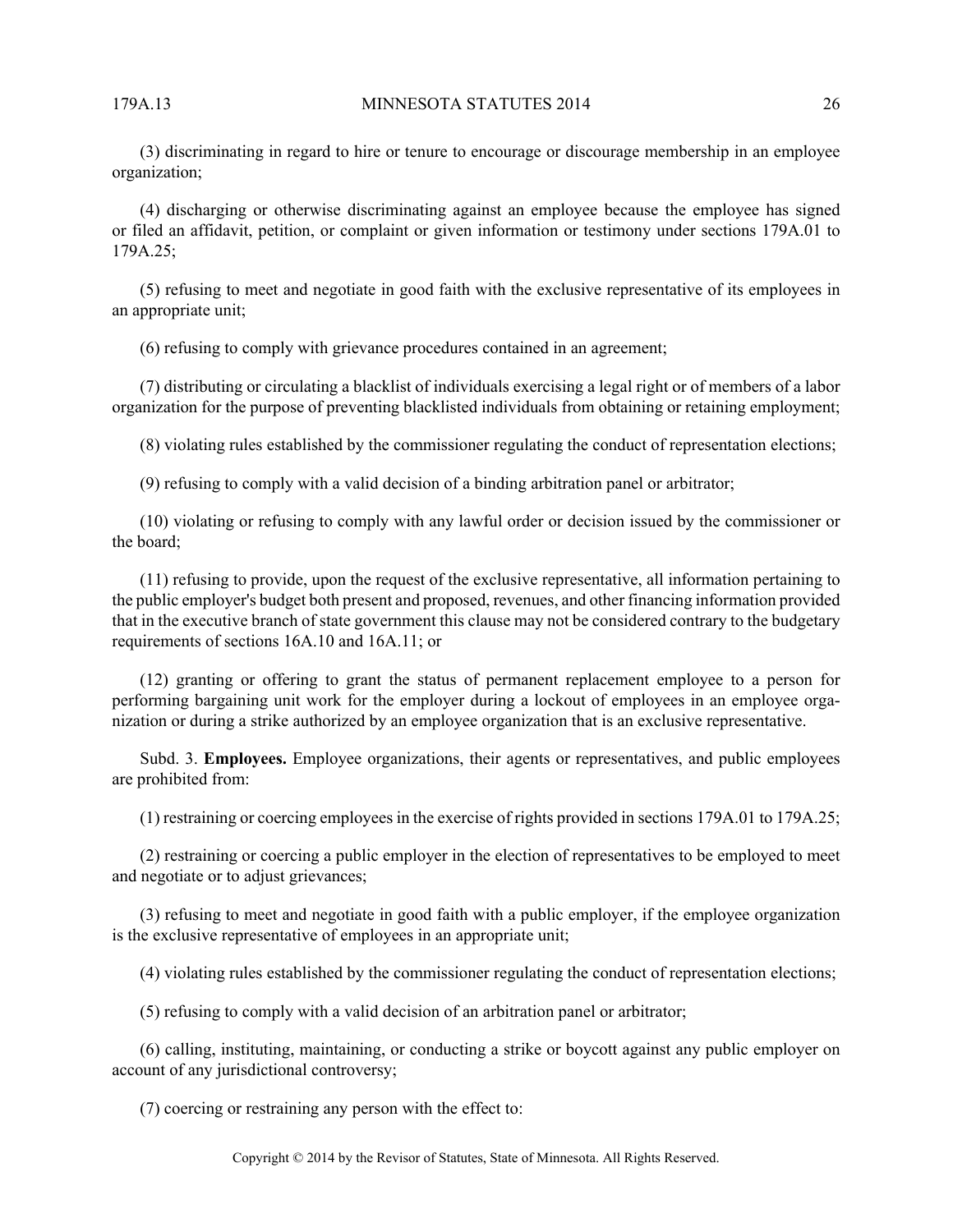(3) discriminating in regard to hire or tenure to encourage or discourage membership in an employee organization;

(4) discharging or otherwise discriminating against an employee because the employee has signed or filed an affidavit, petition, or complaint or given information or testimony under sections 179A.01 to 179A.25;

(5) refusing to meet and negotiate in good faith with the exclusive representative of its employees in an appropriate unit;

(6) refusing to comply with grievance procedures contained in an agreement;

(7) distributing or circulating a blacklist of individuals exercising a legal right or of members of a labor organization for the purpose of preventing blacklisted individuals from obtaining or retaining employment;

(8) violating rules established by the commissioner regulating the conduct of representation elections;

(9) refusing to comply with a valid decision of a binding arbitration panel or arbitrator;

(10) violating or refusing to comply with any lawful order or decision issued by the commissioner or the board;

(11) refusing to provide, upon the request of the exclusive representative, all information pertaining to the public employer's budget both present and proposed, revenues, and other financing information provided that in the executive branch of state government this clause may not be considered contrary to the budgetary requirements of sections 16A.10 and 16A.11; or

(12) granting or offering to grant the status of permanent replacement employee to a person for performing bargaining unit work for the employer during a lockout of employees in an employee organization or during a strike authorized by an employee organization that is an exclusive representative.

Subd. 3. **Employees.** Employee organizations, their agents or representatives, and public employees are prohibited from:

(1) restraining or coercing employees in the exercise of rights provided in sections 179A.01 to 179A.25;

(2) restraining or coercing a public employer in the election of representatives to be employed to meet and negotiate or to adjust grievances;

(3) refusing to meet and negotiate in good faith with a public employer, if the employee organization is the exclusive representative of employees in an appropriate unit;

(4) violating rules established by the commissioner regulating the conduct of representation elections;

(5) refusing to comply with a valid decision of an arbitration panel or arbitrator;

(6) calling, instituting, maintaining, or conducting a strike or boycott against any public employer on account of any jurisdictional controversy;

(7) coercing or restraining any person with the effect to: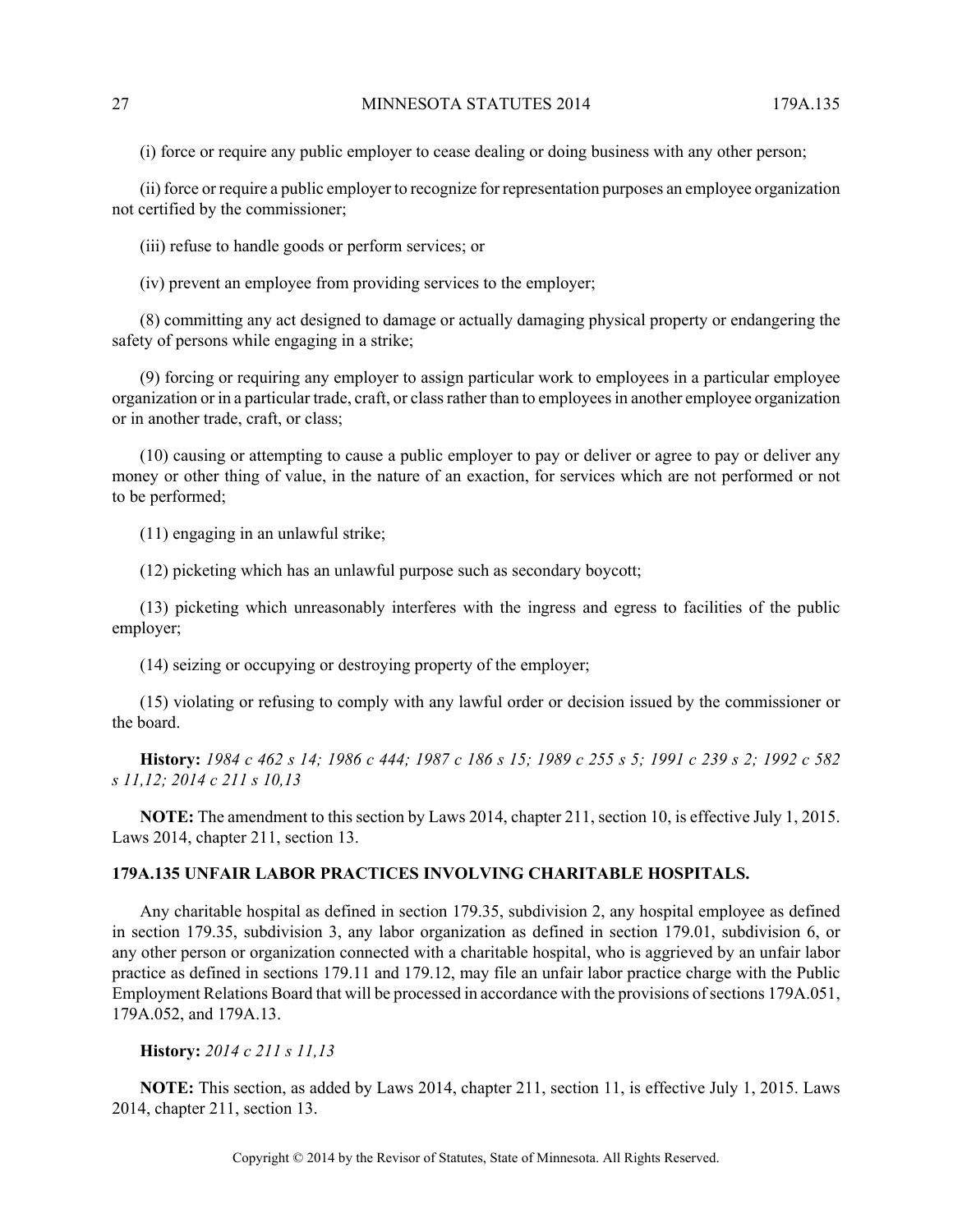(i) force or require any public employer to cease dealing or doing business with any other person;

(ii) force or require a public employer to recognize for representation purposes an employee organization not certified by the commissioner;

(iii) refuse to handle goods or perform services; or

(iv) prevent an employee from providing services to the employer;

(8) committing any act designed to damage or actually damaging physical property or endangering the safety of persons while engaging in a strike;

(9) forcing or requiring any employer to assign particular work to employees in a particular employee organization or in a particular trade, craft, or class rather than to employees in another employee organization or in another trade, craft, or class;

(10) causing or attempting to cause a public employer to pay or deliver or agree to pay or deliver any money or other thing of value, in the nature of an exaction, for services which are not performed or not to be performed;

(11) engaging in an unlawful strike;

(12) picketing which has an unlawful purpose such as secondary boycott;

(13) picketing which unreasonably interferes with the ingress and egress to facilities of the public employer;

(14) seizing or occupying or destroying property of the employer;

(15) violating or refusing to comply with any lawful order or decision issued by the commissioner or the board.

**History:** *1984 c 462 s 14; 1986 c 444; 1987 c 186 s 15; 1989 c 255 s 5; 1991 c 239 s 2; 1992 c 582 s 11,12; 2014 c 211 s 10,13*

**NOTE:** The amendment to this section by Laws 2014, chapter 211, section 10, is effective July 1, 2015. Laws 2014, chapter 211, section 13.

### 179A.135 UNFAIR LABOR PRACTICES INVOLVING CHARITABLE HOSPITALS.

Any charitable hospital as defined in section 179.35, subdivision 2, any hospital employee as defined in section 179.35, subdivision 3, any labor organization as defined in section 179.01, subdivision 6, or any other person or organization connected with a charitable hospital, who is aggrieved by an unfair labor practice as defined in sections 179.11 and 179.12, may file an unfair labor practice charge with the Public Employment Relations Board that will be processed in accordance with the provisions of sections 179A.051, 179A.052, and 179A.13.

**History:** *2014 c 211 s 11,13*

**NOTE:** This section, as added by Laws 2014, chapter 211, section 11, is effective July 1, 2015. Laws 2014, chapter 211, section 13.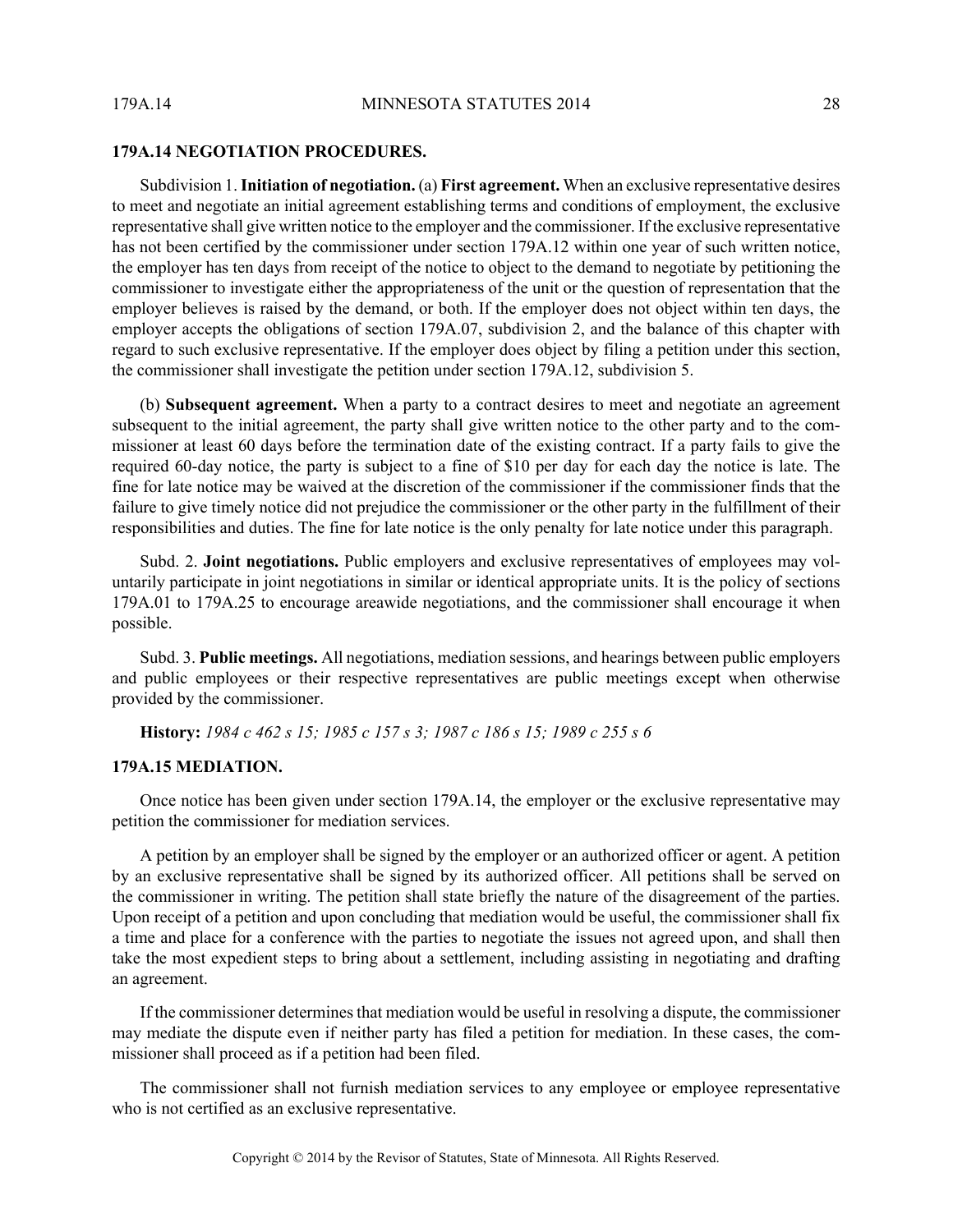**179A.14 NEGOTIATION PROCEDURES.**

Subdivision 1. **Initiation of negotiation.** (a) **First agreement.** When an exclusive representative desires to meet and negotiate an initial agreement establishing terms and conditions of employment, the exclusive representative shall give written notice to the employer and the commissioner. If the exclusive representative has not been certified by the commissioner under section 179A.12 within one year of such written notice, the employer has ten days from receipt of the notice to object to the demand to negotiate by petitioning the commissioner to investigate either the appropriateness of the unit or the question of representation that the employer believes is raised by the demand, or both. If the employer does not object within ten days, the employer accepts the obligations of section 179A.07, subdivision 2, and the balance of this chapter with regard to such exclusive representative. If the employer does object by filing a petition under this section, the commissioner shall investigate the petition under section 179A.12, subdivision 5.

(b) **Subsequent agreement.** When a party to a contract desires to meet and negotiate an agreement subsequent to the initial agreement, the party shall give written notice to the other party and to the commissioner at least 60 days before the termination date of the existing contract. If a party fails to give the required 60-day notice, the party is subject to a fine of $10 per day for each day the notice is late. The fine for late notice may be waived at the discretion of the commissioner if the commissioner finds that the failure to give timely notice did not prejudice the commissioner or the other party in the fulfillment of their responsibilities and duties. The fine for late notice is the only penalty for late notice under this paragraph.

Subd. 2. **Joint negotiations.** Public employers and exclusive representatives of employees may voluntarily participate in joint negotiations in similar or identical appropriate units. It is the policy of sections 179A.01 to 179A.25 to encourage areawide negotiations, and the commissioner shall encourage it when possible.

Subd. 3. **Public meetings.** All negotiations, mediation sessions, and hearings between public employers and public employees or their respective representatives are public meetings except when otherwise provided by the commissioner.

**History:** *1984 c 462 s 15; 1985 c 157 s 3; 1987 c 186 s 15; 1989 c 255 s 6*

**179A.15 MEDIATION.**

Once notice has been given under section 179A.14, the employer or the exclusive representative may petition the commissioner for mediation services.

A petition by an employer shall be signed by the employer or an authorized officer or agent. A petition by an exclusive representative shall be signed by its authorized officer. All petitions shall be served on the commissioner in writing. The petition shall state briefly the nature of the disagreement of the parties. Upon receipt of a petition and upon concluding that mediation would be useful, the commissioner shall fix a time and place for a conference with the parties to negotiate the issues not agreed upon, and shall then take the most expedient steps to bring about a settlement, including assisting in negotiating and drafting an agreement.

If the commissioner determines that mediation would be useful in resolving a dispute, the commissioner may mediate the dispute even if neither party has filed a petition for mediation. In these cases, the commissioner shall proceed as if a petition had been filed.

The commissioner shall not furnish mediation services to any employee or employee representative who is not certified as an exclusive representative.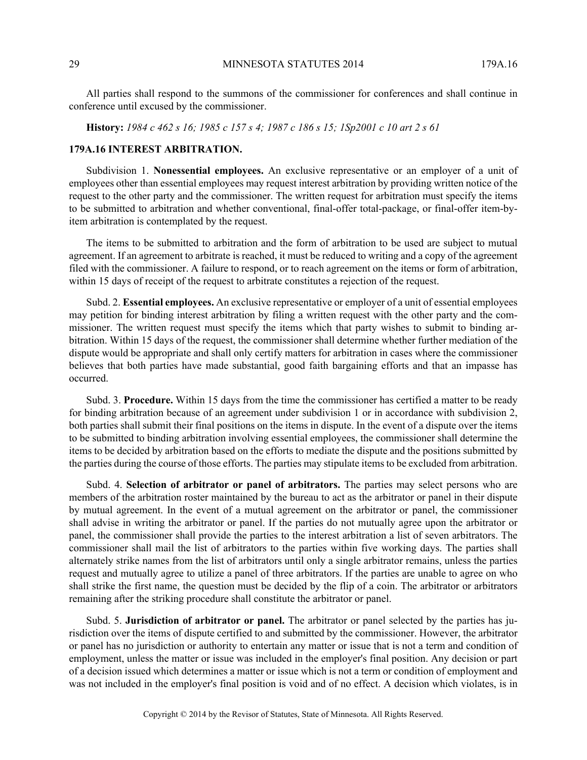All parties shall respond to the summons of the commissioner for conferences and shall continue in conference until excused by the commissioner.

**History:** *1984 c 462 s 16; 1985 c 157 s 4; 1987 c 186 s 15; 1Sp2001 c 10 art 2 s 61*

## 179A.16 INTEREST ARBITRATION.

Subdivision 1. **Nonessential employees.** An exclusive representative or an employer of a unit of employees other than essential employees may request interest arbitration by providing written notice of the request to the other party and the commissioner. The written request for arbitration must specify the items to be submitted to arbitration and whether conventional, final-offer total-package, or final-offer item-by-item arbitration is contemplated by the request.

The items to be submitted to arbitration and the form of arbitration to be used are subject to mutual agreement. If an agreement to arbitrate is reached, it must be reduced to writing and a copy of the agreement filed with the commissioner. A failure to respond, or to reach agreement on the items or form of arbitration, within 15 days of receipt of the request to arbitrate constitutes a rejection of the request.

Subd. 2. **Essential employees.** An exclusive representative or employer of a unit of essential employees may petition for binding interest arbitration by filing a written request with the other party and the commissioner. The written request must specify the items which that party wishes to submit to binding arbitration. Within 15 days of the request, the commissioner shall determine whether further mediation of the dispute would be appropriate and shall only certify matters for arbitration in cases where the commissioner believes that both parties have made substantial, good faith bargaining efforts and that an impasse has occurred.

Subd. 3. **Procedure.** Within 15 days from the time the commissioner has certified a matter to be ready for binding arbitration because of an agreement under subdivision 1 or in accordance with subdivision 2, both parties shall submit their final positions on the items in dispute. In the event of a dispute over the items to be submitted to binding arbitration involving essential employees, the commissioner shall determine the items to be decided by arbitration based on the efforts to mediate the dispute and the positions submitted by the parties during the course of those efforts. The parties may stipulate items to be excluded from arbitration.

Subd. 4. **Selection of arbitrator or panel of arbitrators.** The parties may select persons who are members of the arbitration roster maintained by the bureau to act as the arbitrator or panel in their dispute by mutual agreement. In the event of a mutual agreement on the arbitrator or panel, the commissioner shall advise in writing the arbitrator or panel. If the parties do not mutually agree upon the arbitrator or panel, the commissioner shall provide the parties to the interest arbitration a list of seven arbitrators. The commissioner shall mail the list of arbitrators to the parties within five working days. The parties shall alternately strike names from the list of arbitrators until only a single arbitrator remains, unless the parties request and mutually agree to utilize a panel of three arbitrators. If the parties are unable to agree on who shall strike the first name, the question must be decided by the flip of a coin. The arbitrator or arbitrators remaining after the striking procedure shall constitute the arbitrator or panel.

Subd. 5. **Jurisdiction of arbitrator or panel.** The arbitrator or panel selected by the parties has jurisdiction over the items of dispute certified to and submitted by the commissioner. However, the arbitrator or panel has no jurisdiction or authority to entertain any matter or issue that is not a term and condition of employment, unless the matter or issue was included in the employer's final position. Any decision or part of a decision issued which determines a matter or issue which is not a term or condition of employment and was not included in the employer's final position is void and of no effect. A decision which violates, is in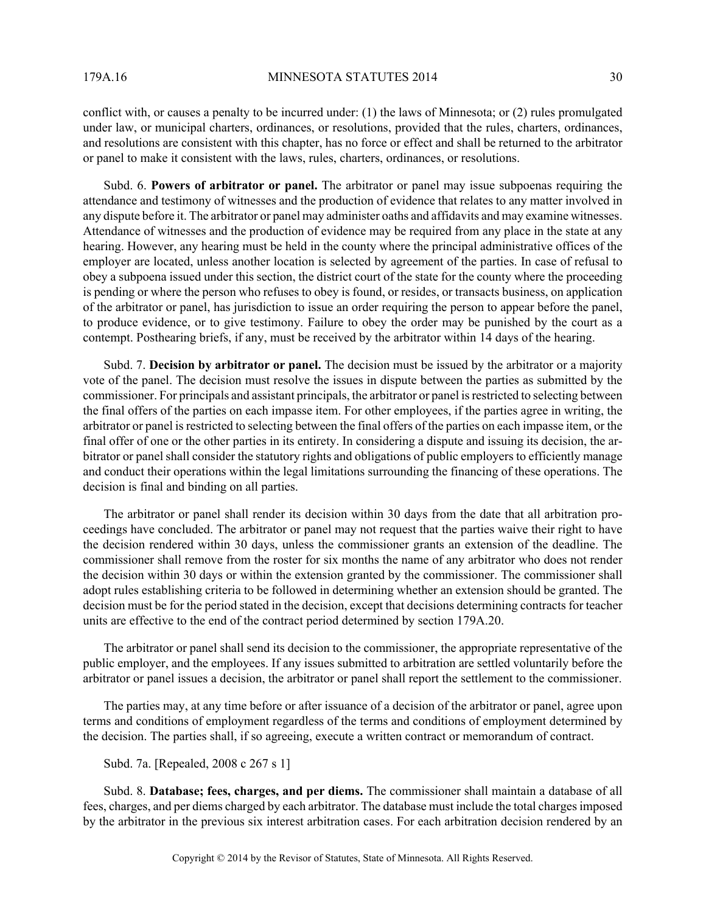conflict with, or causes a penalty to be incurred under: (1) the laws of Minnesota; or (2) rules promulgated under law, or municipal charters, ordinances, or resolutions, provided that the rules, charters, ordinances, and resolutions are consistent with this chapter, has no force or effect and shall be returned to the arbitrator or panel to make it consistent with the laws, rules, charters, ordinances, or resolutions.

Subd. 6. **Powers of arbitrator or panel.** The arbitrator or panel may issue subpoenas requiring the attendance and testimony of witnesses and the production of evidence that relates to any matter involved in any dispute before it. The arbitrator or panel may administer oaths and affidavits and may examine witnesses. Attendance of witnesses and the production of evidence may be required from any place in the state at any hearing. However, any hearing must be held in the county where the principal administrative offices of the employer are located, unless another location is selected by agreement of the parties. In case of refusal to obey a subpoena issued under this section, the district court of the state for the county where the proceeding is pending or where the person who refuses to obey is found, or resides, or transacts business, on application of the arbitrator or panel, has jurisdiction to issue an order requiring the person to appear before the panel, to produce evidence, or to give testimony. Failure to obey the order may be punished by the court as a contempt. Posthearing briefs, if any, must be received by the arbitrator within 14 days of the hearing.

Subd. 7. **Decision by arbitrator or panel.** The decision must be issued by the arbitrator or a majority vote of the panel. The decision must resolve the issues in dispute between the parties as submitted by the commissioner. For principals and assistant principals, the arbitrator or panel is restricted to selecting between the final offers of the parties on each impasse item. For other employees, if the parties agree in writing, the arbitrator or panel is restricted to selecting between the final offers of the parties on each impasse item, or the final offer of one or the other parties in its entirety. In considering a dispute and issuing its decision, the arbitrator or panel shall consider the statutory rights and obligations of public employers to efficiently manage and conduct their operations within the legal limitations surrounding the financing of these operations. The decision is final and binding on all parties.

The arbitrator or panel shall render its decision within 30 days from the date that all arbitration proceedings have concluded. The arbitrator or panel may not request that the parties waive their right to have the decision rendered within 30 days, unless the commissioner grants an extension of the deadline. The commissioner shall remove from the roster for six months the name of any arbitrator who does not render the decision within 30 days or within the extension granted by the commissioner. The commissioner shall adopt rules establishing criteria to be followed in determining whether an extension should be granted. The decision must be for the period stated in the decision, except that decisions determining contracts for teacher units are effective to the end of the contract period determined by section 179A.20.

The arbitrator or panel shall send its decision to the commissioner, the appropriate representative of the public employer, and the employees. If any issues submitted to arbitration are settled voluntarily before the arbitrator or panel issues a decision, the arbitrator or panel shall report the settlement to the commissioner.

The parties may, at any time before or after issuance of a decision of the arbitrator or panel, agree upon terms and conditions of employment regardless of the terms and conditions of employment determined by the decision. The parties shall, if so agreeing, execute a written contract or memorandum of contract.

Subd. 7a. [Repealed, 2008 c 267 s 1]

Subd. 8. **Database; fees, charges, and per diems.** The commissioner shall maintain a database of all fees, charges, and per diems charged by each arbitrator. The database must include the total charges imposed by the arbitrator in the previous six interest arbitration cases. For each arbitration decision rendered by an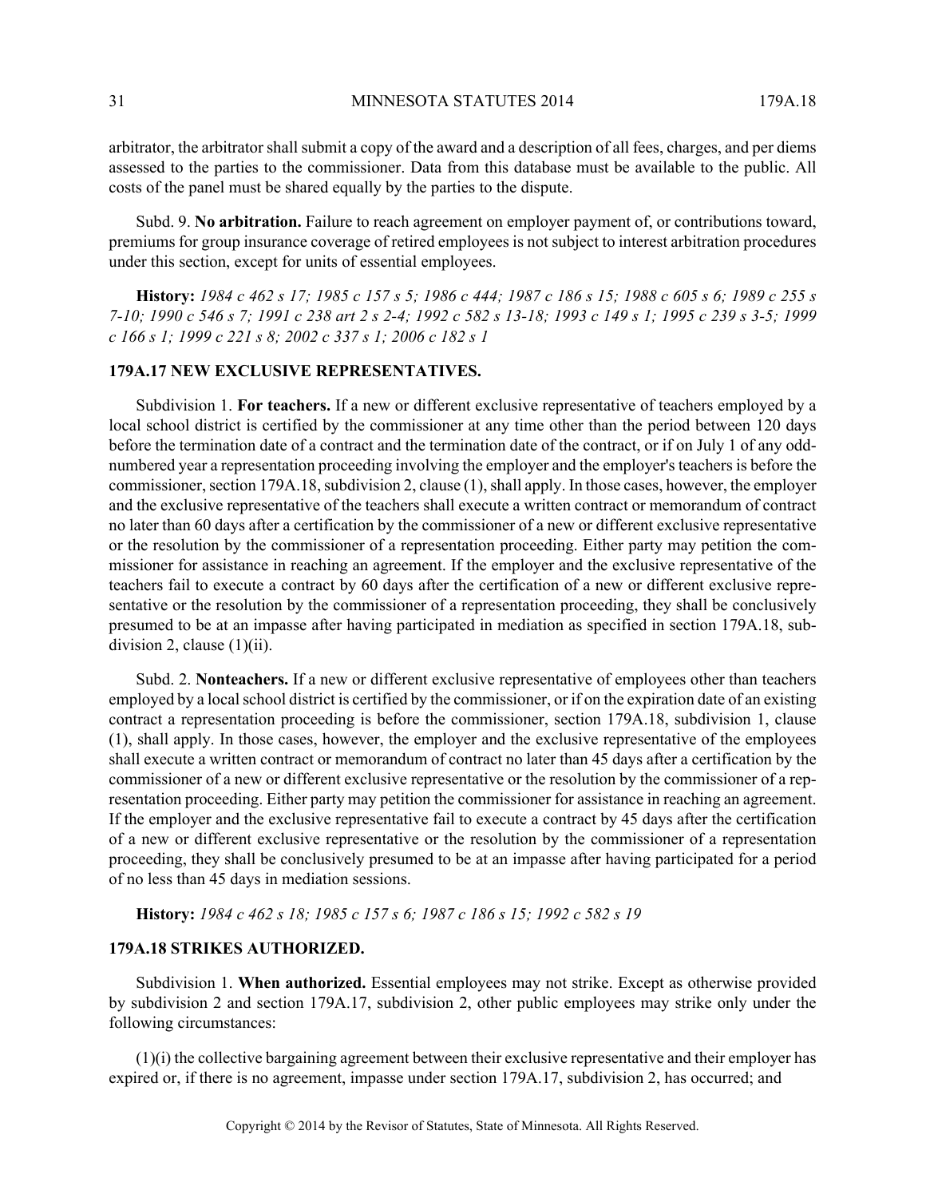arbitrator, the arbitrator shall submit a copy of the award and a description of all fees, charges, and per diems assessed to the parties to the commissioner. Data from this database must be available to the public. All costs of the panel must be shared equally by the parties to the dispute.

Subd. 9. **No arbitration.** Failure to reach agreement on employer payment of, or contributions toward, premiums for group insurance coverage of retired employees is not subject to interest arbitration procedures under this section, except for units of essential employees.

**History:** *1984 c 462 s 17; 1985 c 157 s 5; 1986 c 444; 1987 c 186 s 15; 1988 c 605 s 6; 1989 c 255 s 7-10; 1990 c 546 s 7; 1991 c 238 art 2 s 2-4; 1992 c 582 s 13-18; 1993 c 149 s 1; 1995 c 239 s 3-5; 1999 c 166 s 1; 1999 c 221 s 8; 2002 c 337 s 1; 2006 c 182 s 1*

## 179A.17 NEW EXCLUSIVE REPRESENTATIVES.

Subdivision 1. **For teachers.** If a new or different exclusive representative of teachers employed by a local school district is certified by the commissioner at any time other than the period between 120 days before the termination date of a contract and the termination date of the contract, or if on July 1 of any odd-numbered year a representation proceeding involving the employer and the employer's teachers is before the commissioner, section 179A.18, subdivision 2, clause (1), shall apply. In those cases, however, the employer and the exclusive representative of the teachers shall execute a written contract or memorandum of contract no later than 60 days after a certification by the commissioner of a new or different exclusive representative or the resolution by the commissioner of a representation proceeding. Either party may petition the commissioner for assistance in reaching an agreement. If the employer and the exclusive representative of the teachers fail to execute a contract by 60 days after the certification of a new or different exclusive representative or the resolution by the commissioner of a representation proceeding, they shall be conclusively presumed to be at an impasse after having participated in mediation as specified in section 179A.18, subdivision 2, clause (1)(ii).

Subd. 2. **Nonteachers.** If a new or different exclusive representative of employees other than teachers employed by a local school district is certified by the commissioner, or if on the expiration date of an existing contract a representation proceeding is before the commissioner, section 179A.18, subdivision 1, clause (1), shall apply. In those cases, however, the employer and the exclusive representative of the employees shall execute a written contract or memorandum of contract no later than 45 days after a certification by the commissioner of a new or different exclusive representative or the resolution by the commissioner of a representation proceeding. Either party may petition the commissioner for assistance in reaching an agreement. If the employer and the exclusive representative fail to execute a contract by 45 days after the certification of a new or different exclusive representative or the resolution by the commissioner of a representation proceeding, they shall be conclusively presumed to be at an impasse after having participated for a period of no less than 45 days in mediation sessions.

**History:** *1984 c 462 s 18; 1985 c 157 s 6; 1987 c 186 s 15; 1992 c 582 s 19*

## 179A.18 STRIKES AUTHORIZED.

Subdivision 1. **When authorized.** Essential employees may not strike. Except as otherwise provided by subdivision 2 and section 179A.17, subdivision 2, other public employees may strike only under the following circumstances:

(1)(i) the collective bargaining agreement between their exclusive representative and their employer has expired or, if there is no agreement, impasse under section 179A.17, subdivision 2, has occurred; and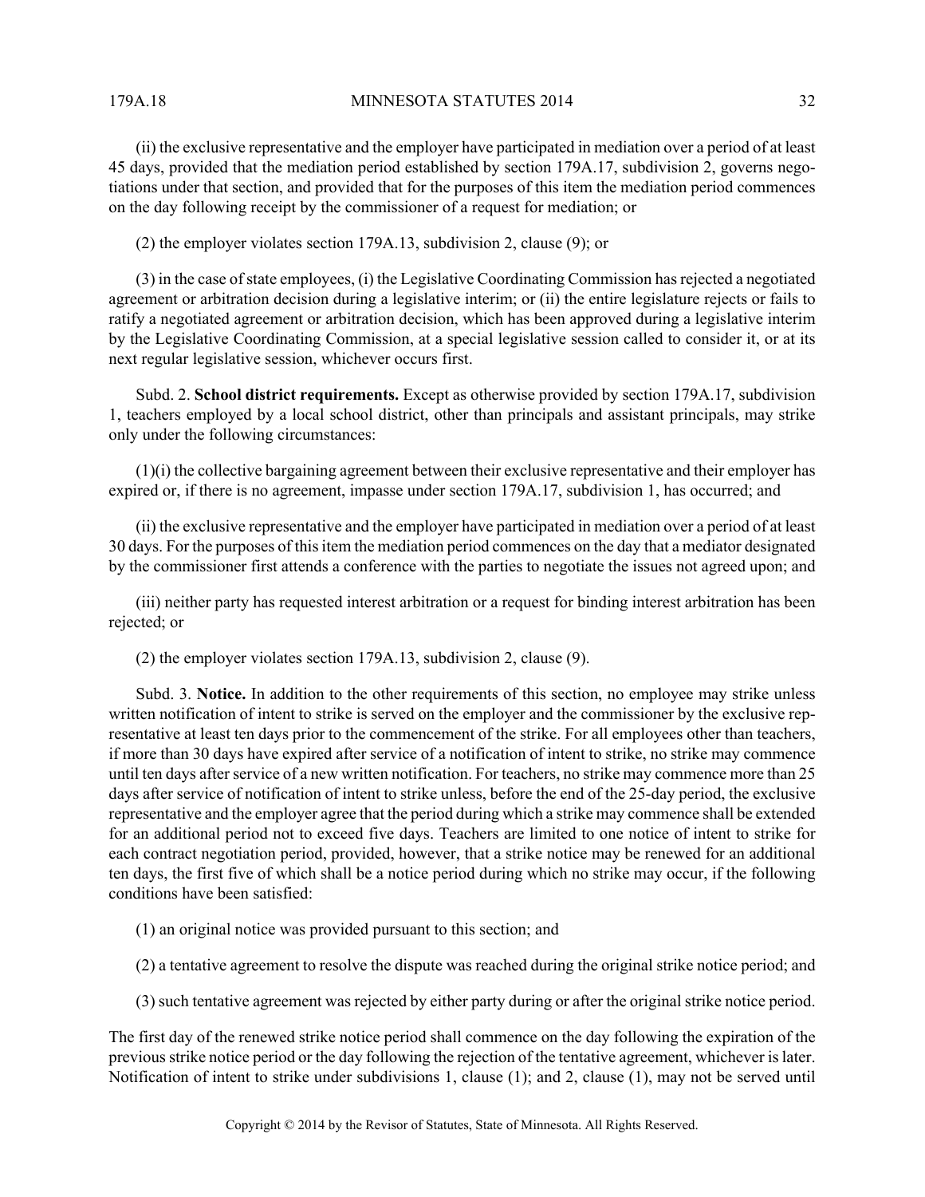(ii) the exclusive representative and the employer have participated in mediation over a period of at least 45 days, provided that the mediation period established by section 179A.17, subdivision 2, governs negotiations under that section, and provided that for the purposes of this item the mediation period commences on the day following receipt by the commissioner of a request for mediation; or

(2) the employer violates section 179A.13, subdivision 2, clause (9); or

(3) in the case of state employees, (i) the Legislative Coordinating Commission has rejected a negotiated agreement or arbitration decision during a legislative interim; or (ii) the entire legislature rejects or fails to ratify a negotiated agreement or arbitration decision, which has been approved during a legislative interim by the Legislative Coordinating Commission, at a special legislative session called to consider it, or at its next regular legislative session, whichever occurs first.

Subd. 2. **School district requirements.** Except as otherwise provided by section 179A.17, subdivision 1, teachers employed by a local school district, other than principals and assistant principals, may strike only under the following circumstances:

(1)(i) the collective bargaining agreement between their exclusive representative and their employer has expired or, if there is no agreement, impasse under section 179A.17, subdivision 1, has occurred; and

(ii) the exclusive representative and the employer have participated in mediation over a period of at least 30 days. For the purposes of this item the mediation period commences on the day that a mediator designated by the commissioner first attends a conference with the parties to negotiate the issues not agreed upon; and

(iii) neither party has requested interest arbitration or a request for binding interest arbitration has been rejected; or

(2) the employer violates section 179A.13, subdivision 2, clause (9).

Subd. 3. **Notice.** In addition to the other requirements of this section, no employee may strike unless written notification of intent to strike is served on the employer and the commissioner by the exclusive representative at least ten days prior to the commencement of the strike. For all employees other than teachers, if more than 30 days have expired after service of a notification of intent to strike, no strike may commence until ten days after service of a new written notification. For teachers, no strike may commence more than 25 days after service of notification of intent to strike unless, before the end of the 25-day period, the exclusive representative and the employer agree that the period during which a strike may commence shall be extended for an additional period not to exceed five days. Teachers are limited to one notice of intent to strike for each contract negotiation period, provided, however, that a strike notice may be renewed for an additional ten days, the first five of which shall be a notice period during which no strike may occur, if the following conditions have been satisfied:

(1) an original notice was provided pursuant to this section; and

(2) a tentative agreement to resolve the dispute was reached during the original strike notice period; and

(3) such tentative agreement was rejected by either party during or after the original strike notice period.

The first day of the renewed strike notice period shall commence on the day following the expiration of the previous strike notice period or the day following the rejection of the tentative agreement, whichever is later. Notification of intent to strike under subdivisions 1, clause (1); and 2, clause (1), may not be served until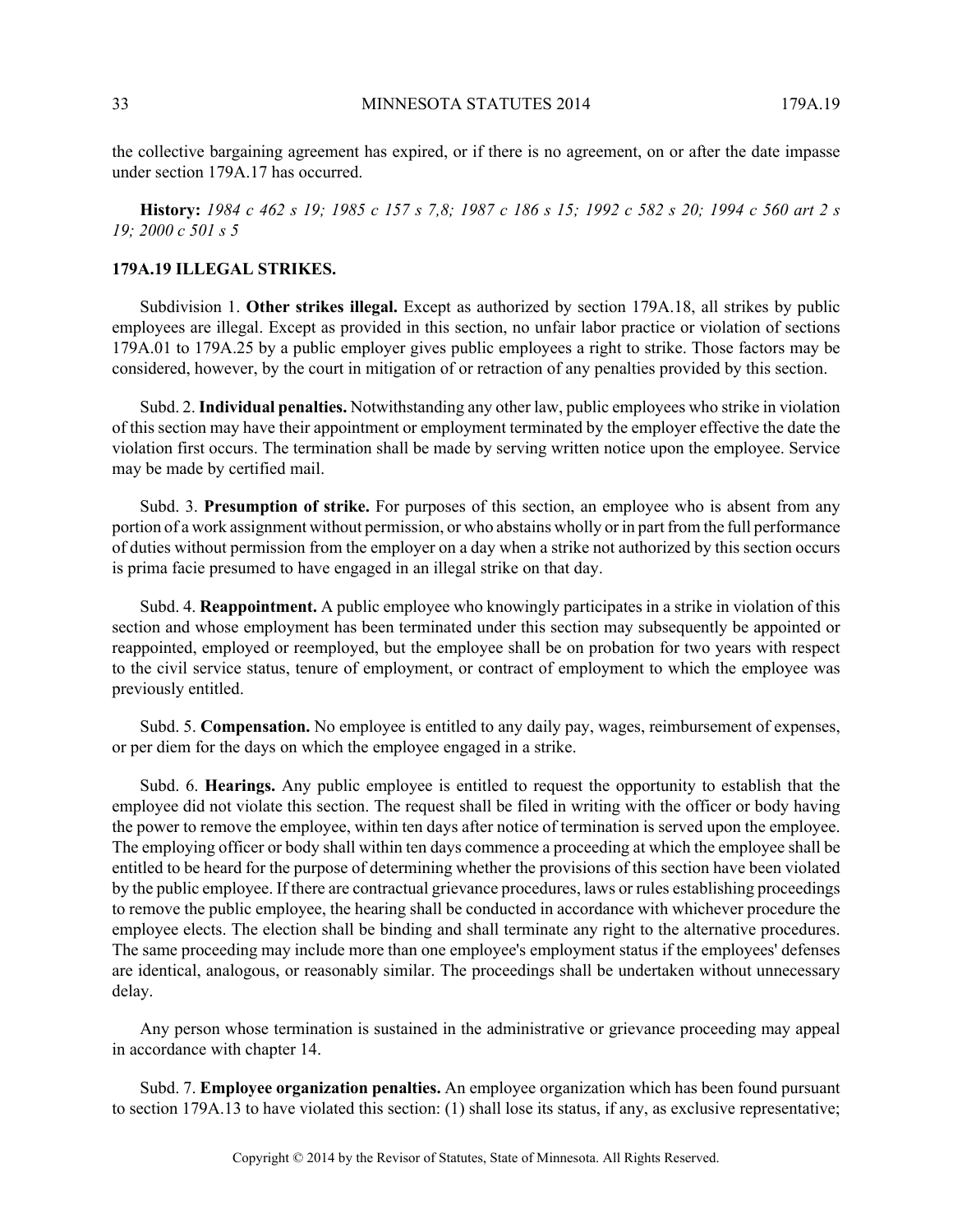the collective bargaining agreement has expired, or if there is no agreement, on or after the date impasse under section 179A.17 has occurred.

**History:** *1984 c 462 s 19; 1985 c 157 s 7,8; 1987 c 186 s 15; 1992 c 582 s 20; 1994 c 560 art 2 s 19; 2000 c 501 s 5*

## 179A.19 ILLEGAL STRIKES.

Subdivision 1. **Other strikes illegal.** Except as authorized by section 179A.18, all strikes by public employees are illegal. Except as provided in this section, no unfair labor practice or violation of sections 179A.01 to 179A.25 by a public employer gives public employees a right to strike. Those factors may be considered, however, by the court in mitigation of or retraction of any penalties provided by this section.

Subd. 2. **Individual penalties.** Notwithstanding any other law, public employees who strike in violation of this section may have their appointment or employment terminated by the employer effective the date the violation first occurs. The termination shall be made by serving written notice upon the employee. Service may be made by certified mail.

Subd. 3. **Presumption of strike.** For purposes of this section, an employee who is absent from any portion of a work assignment without permission, or who abstains wholly or in part from the full performance of duties without permission from the employer on a day when a strike not authorized by this section occurs is prima facie presumed to have engaged in an illegal strike on that day.

Subd. 4. **Reappointment.** A public employee who knowingly participates in a strike in violation of this section and whose employment has been terminated under this section may subsequently be appointed or reappointed, employed or reemployed, but the employee shall be on probation for two years with respect to the civil service status, tenure of employment, or contract of employment to which the employee was previously entitled.

Subd. 5. **Compensation.** No employee is entitled to any daily pay, wages, reimbursement of expenses, or per diem for the days on which the employee engaged in a strike.

Subd. 6. **Hearings.** Any public employee is entitled to request the opportunity to establish that the employee did not violate this section. The request shall be filed in writing with the officer or body having the power to remove the employee, within ten days after notice of termination is served upon the employee. The employing officer or body shall within ten days commence a proceeding at which the employee shall be entitled to be heard for the purpose of determining whether the provisions of this section have been violated by the public employee. If there are contractual grievance procedures, laws or rules establishing proceedings to remove the public employee, the hearing shall be conducted in accordance with whichever procedure the employee elects. The election shall be binding and shall terminate any right to the alternative procedures. The same proceeding may include more than one employee's employment status if the employees' defenses are identical, analogous, or reasonably similar. The proceedings shall be undertaken without unnecessary delay.

Any person whose termination is sustained in the administrative or grievance proceeding may appeal in accordance with chapter 14.

Subd. 7. **Employee organization penalties.** An employee organization which has been found pursuant to section 179A.13 to have violated this section: (1) shall lose its status, if any, as exclusive representative;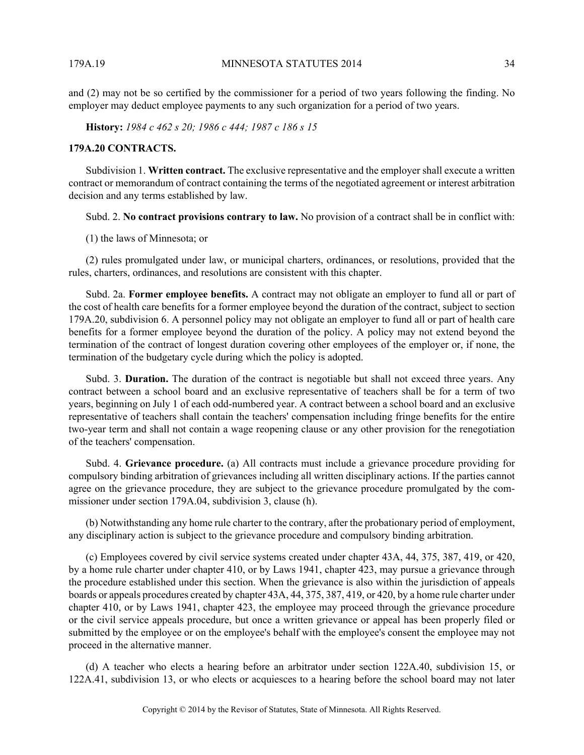and (2) may not be so certified by the commissioner for a period of two years following the finding. No employer may deduct employee payments to any such organization for a period of two years.

**History:** *1984 c 462 s 20; 1986 c 444; 1987 c 186 s 15*

## 179A.20 CONTRACTS.

Subdivision 1. **Written contract.** The exclusive representative and the employer shall execute a written contract or memorandum of contract containing the terms of the negotiated agreement or interest arbitration decision and any terms established by law.

Subd. 2. **No contract provisions contrary to law.** No provision of a contract shall be in conflict with:

(1) the laws of Minnesota; or

(2) rules promulgated under law, or municipal charters, ordinances, or resolutions, provided that the rules, charters, ordinances, and resolutions are consistent with this chapter.

Subd. 2a. **Former employee benefits.** A contract may not obligate an employer to fund all or part of the cost of health care benefits for a former employee beyond the duration of the contract, subject to section 179A.20, subdivision 6. A personnel policy may not obligate an employer to fund all or part of health care benefits for a former employee beyond the duration of the policy. A policy may not extend beyond the termination of the contract of longest duration covering other employees of the employer or, if none, the termination of the budgetary cycle during which the policy is adopted.

Subd. 3. **Duration.** The duration of the contract is negotiable but shall not exceed three years. Any contract between a school board and an exclusive representative of teachers shall be for a term of two years, beginning on July 1 of each odd-numbered year. A contract between a school board and an exclusive representative of teachers shall contain the teachers' compensation including fringe benefits for the entire two-year term and shall not contain a wage reopening clause or any other provision for the renegotiation of the teachers' compensation.

Subd. 4. **Grievance procedure.** (a) All contracts must include a grievance procedure providing for compulsory binding arbitration of grievances including all written disciplinary actions. If the parties cannot agree on the grievance procedure, they are subject to the grievance procedure promulgated by the commissioner under section 179A.04, subdivision 3, clause (h).

(b) Notwithstanding any home rule charter to the contrary, after the probationary period of employment, any disciplinary action is subject to the grievance procedure and compulsory binding arbitration.

(c) Employees covered by civil service systems created under chapter 43A, 44, 375, 387, 419, or 420, by a home rule charter under chapter 410, or by Laws 1941, chapter 423, may pursue a grievance through the procedure established under this section. When the grievance is also within the jurisdiction of appeals boards or appeals procedures created by chapter 43A, 44, 375, 387, 419, or 420, by a home rule charter under chapter 410, or by Laws 1941, chapter 423, the employee may proceed through the grievance procedure or the civil service appeals procedure, but once a written grievance or appeal has been properly filed or submitted by the employee or on the employee's behalf with the employee's consent the employee may not proceed in the alternative manner.

(d) A teacher who elects a hearing before an arbitrator under section 122A.40, subdivision 15, or 122A.41, subdivision 13, or who elects or acquiesces to a hearing before the school board may not later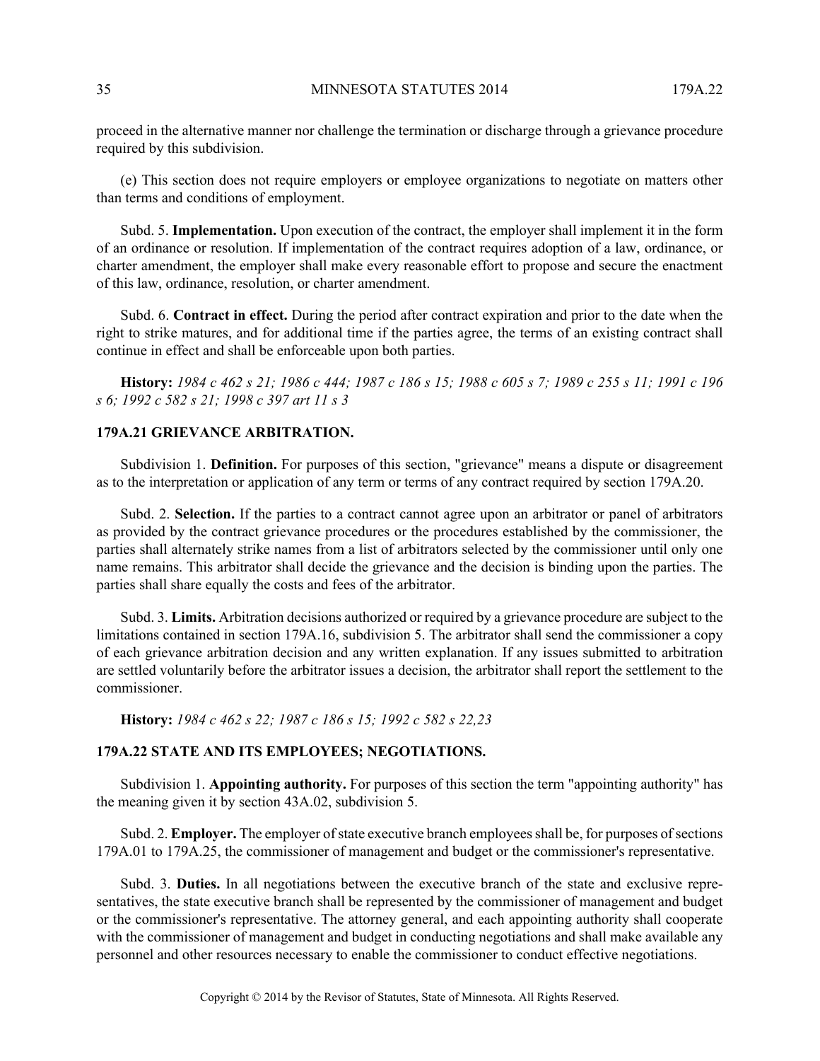proceed in the alternative manner nor challenge the termination or discharge through a grievance procedure required by this subdivision.

(e) This section does not require employers or employee organizations to negotiate on matters other than terms and conditions of employment.

Subd. 5. **Implementation.** Upon execution of the contract, the employer shall implement it in the form of an ordinance or resolution. If implementation of the contract requires adoption of a law, ordinance, or charter amendment, the employer shall make every reasonable effort to propose and secure the enactment of this law, ordinance, resolution, or charter amendment.

Subd. 6. **Contract in effect.** During the period after contract expiration and prior to the date when the right to strike matures, and for additional time if the parties agree, the terms of an existing contract shall continue in effect and shall be enforceable upon both parties.

**History:** *1984 c 462 s 21; 1986 c 444; 1987 c 186 s 15; 1988 c 605 s 7; 1989 c 255 s 11; 1991 c 196 s 6; 1992 c 582 s 21; 1998 c 397 art 11 s 3*

## 179A.21 GRIEVANCE ARBITRATION.

Subdivision 1. **Definition.** For purposes of this section, "grievance" means a dispute or disagreement as to the interpretation or application of any term or terms of any contract required by section 179A.20.

Subd. 2. **Selection.** If the parties to a contract cannot agree upon an arbitrator or panel of arbitrators as provided by the contract grievance procedures or the procedures established by the commissioner, the parties shall alternately strike names from a list of arbitrators selected by the commissioner until only one name remains. This arbitrator shall decide the grievance and the decision is binding upon the parties. The parties shall share equally the costs and fees of the arbitrator.

Subd. 3. **Limits.** Arbitration decisions authorized or required by a grievance procedure are subject to the limitations contained in section 179A.16, subdivision 5. The arbitrator shall send the commissioner a copy of each grievance arbitration decision and any written explanation. If any issues submitted to arbitration are settled voluntarily before the arbitrator issues a decision, the arbitrator shall report the settlement to the commissioner.

**History:** *1984 c 462 s 22; 1987 c 186 s 15; 1992 c 582 s 22,23*

## 179A.22 STATE AND ITS EMPLOYEES; NEGOTIATIONS.

Subdivision 1. **Appointing authority.** For purposes of this section the term "appointing authority" has the meaning given it by section 43A.02, subdivision 5.

Subd. 2. **Employer.** The employer of state executive branch employees shall be, for purposes of sections 179A.01 to 179A.25, the commissioner of management and budget or the commissioner's representative.

Subd. 3. **Duties.** In all negotiations between the executive branch of the state and exclusive representatives, the state executive branch shall be represented by the commissioner of management and budget or the commissioner's representative. The attorney general, and each appointing authority shall cooperate with the commissioner of management and budget in conducting negotiations and shall make available any personnel and other resources necessary to enable the commissioner to conduct effective negotiations.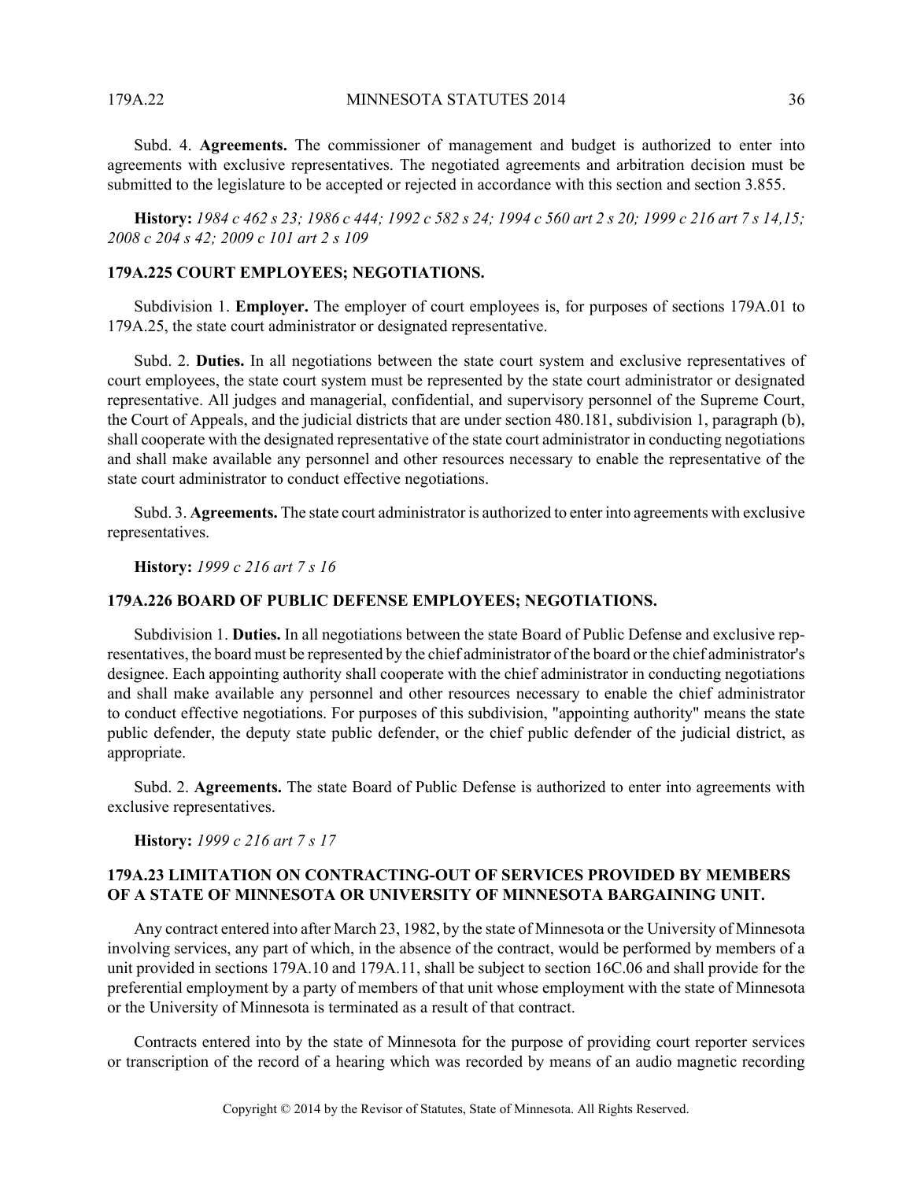Subd. 4. **Agreements.** The commissioner of management and budget is authorized to enter into agreements with exclusive representatives. The negotiated agreements and arbitration decision must be submitted to the legislature to be accepted or rejected in accordance with this section and section 3.855.

**History:** *1984 c 462 s 23; 1986 c 444; 1992 c 582 s 24; 1994 c 560 art 2 s 20; 1999 c 216 art 7 s 14,15; 2008 c 204 s 42; 2009 c 101 art 2 s 109*

### 179A.225 COURT EMPLOYEES; NEGOTIATIONS.

Subdivision 1. **Employer.** The employer of court employees is, for purposes of sections 179A.01 to 179A.25, the state court administrator or designated representative.

Subd. 2. **Duties.** In all negotiations between the state court system and exclusive representatives of court employees, the state court system must be represented by the state court administrator or designated representative. All judges and managerial, confidential, and supervisory personnel of the Supreme Court, the Court of Appeals, and the judicial districts that are under section 480.181, subdivision 1, paragraph (b), shall cooperate with the designated representative of the state court administrator in conducting negotiations and shall make available any personnel and other resources necessary to enable the representative of the state court administrator to conduct effective negotiations.

Subd. 3. **Agreements.** The state court administrator is authorized to enter into agreements with exclusive representatives.

**History:** *1999 c 216 art 7 s 16*

### 179A.226 BOARD OF PUBLIC DEFENSE EMPLOYEES; NEGOTIATIONS.

Subdivision 1. **Duties.** In all negotiations between the state Board of Public Defense and exclusive representatives, the board must be represented by the chief administrator of the board or the chief administrator's designee. Each appointing authority shall cooperate with the chief administrator in conducting negotiations and shall make available any personnel and other resources necessary to enable the chief administrator to conduct effective negotiations. For purposes of this subdivision, "appointing authority" means the state public defender, the deputy state public defender, or the chief public defender of the judicial district, as appropriate.

Subd. 2. **Agreements.** The state Board of Public Defense is authorized to enter into agreements with exclusive representatives.

**History:** *1999 c 216 art 7 s 17*

### 179A.23 LIMITATION ON CONTRACTING-OUT OF SERVICES PROVIDED BY MEMBERS OF A STATE OF MINNESOTA OR UNIVERSITY OF MINNESOTA BARGAINING UNIT.

Any contract entered into after March 23, 1982, by the state of Minnesota or the University of Minnesota involving services, any part of which, in the absence of the contract, would be performed by members of a unit provided in sections 179A.10 and 179A.11, shall be subject to section 16C.06 and shall provide for the preferential employment by a party of members of that unit whose employment with the state of Minnesota or the University of Minnesota is terminated as a result of that contract.

Contracts entered into by the state of Minnesota for the purpose of providing court reporter services or transcription of the record of a hearing which was recorded by means of an audio magnetic recording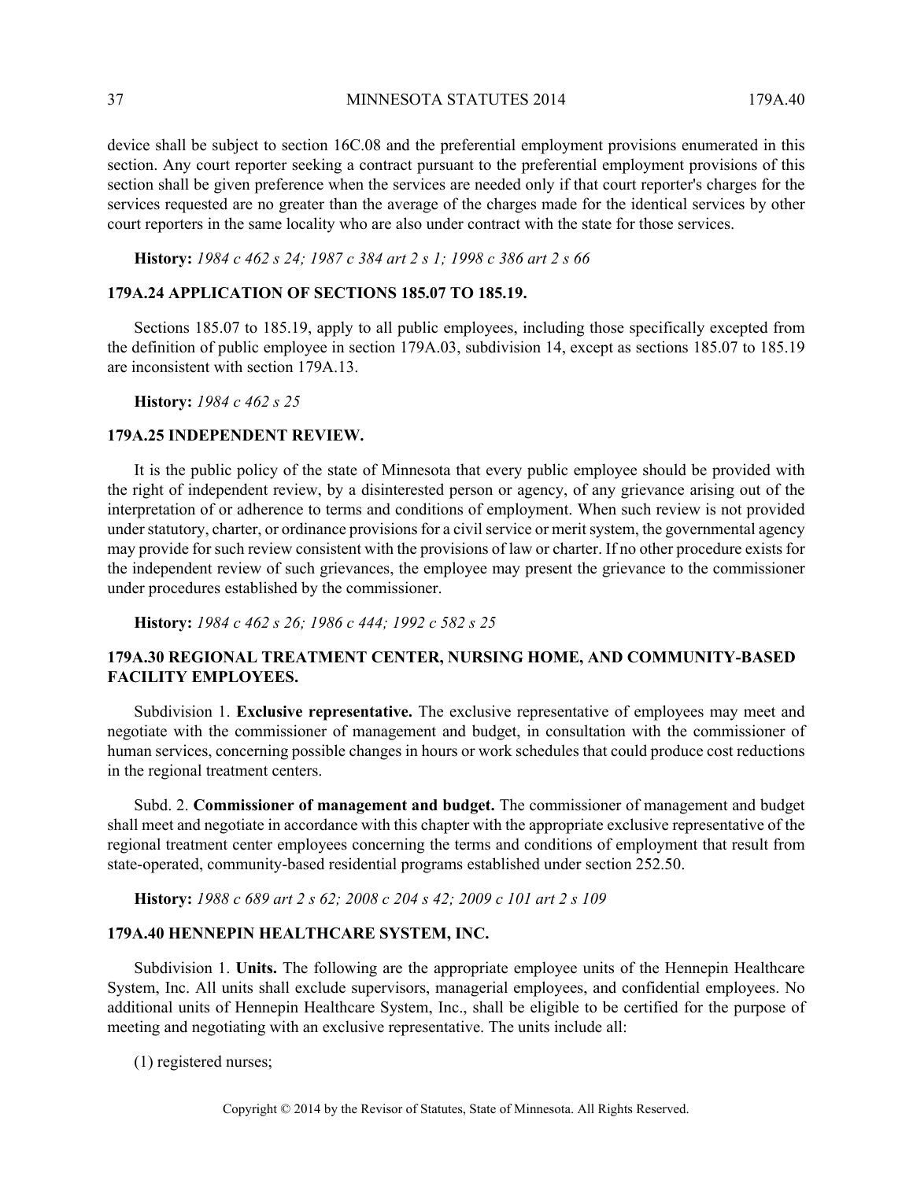device shall be subject to section 16C.08 and the preferential employment provisions enumerated in this section. Any court reporter seeking a contract pursuant to the preferential employment provisions of this section shall be given preference when the services are needed only if that court reporter's charges for the services requested are no greater than the average of the charges made for the identical services by other court reporters in the same locality who are also under contract with the state for those services.

**History:** *1984 c 462 s 24; 1987 c 384 art 2 s 1; 1998 c 386 art 2 s 66*

### 179A.24 APPLICATION OF SECTIONS 185.07 TO 185.19.

Sections 185.07 to 185.19, apply to all public employees, including those specifically excepted from the definition of public employee in section 179A.03, subdivision 14, except as sections 185.07 to 185.19 are inconsistent with section 179A.13.

**History:** *1984 c 462 s 25*

### 179A.25 INDEPENDENT REVIEW.

It is the public policy of the state of Minnesota that every public employee should be provided with the right of independent review, by a disinterested person or agency, of any grievance arising out of the interpretation of or adherence to terms and conditions of employment. When such review is not provided under statutory, charter, or ordinance provisions for a civil service or merit system, the governmental agency may provide for such review consistent with the provisions of law or charter. If no other procedure exists for the independent review of such grievances, the employee may present the grievance to the commissioner under procedures established by the commissioner.

**History:** *1984 c 462 s 26; 1986 c 444; 1992 c 582 s 25*

### 179A.30 REGIONAL TREATMENT CENTER, NURSING HOME, AND COMMUNITY-BASED FACILITY EMPLOYEES.

Subdivision 1. **Exclusive representative.** The exclusive representative of employees may meet and negotiate with the commissioner of management and budget, in consultation with the commissioner of human services, concerning possible changes in hours or work schedules that could produce cost reductions in the regional treatment centers.

Subd. 2. **Commissioner of management and budget.** The commissioner of management and budget shall meet and negotiate in accordance with this chapter with the appropriate exclusive representative of the regional treatment center employees concerning the terms and conditions of employment that result from state-operated, community-based residential programs established under section 252.50.

**History:** *1988 c 689 art 2 s 62; 2008 c 204 s 42; 2009 c 101 art 2 s 109*

### 179A.40 HENNEPIN HEALTHCARE SYSTEM, INC.

Subdivision 1. **Units.** The following are the appropriate employee units of the Hennepin Healthcare System, Inc. All units shall exclude supervisors, managerial employees, and confidential employees. No additional units of Hennepin Healthcare System, Inc., shall be eligible to be certified for the purpose of meeting and negotiating with an exclusive representative. The units include all:

(1) registered nurses;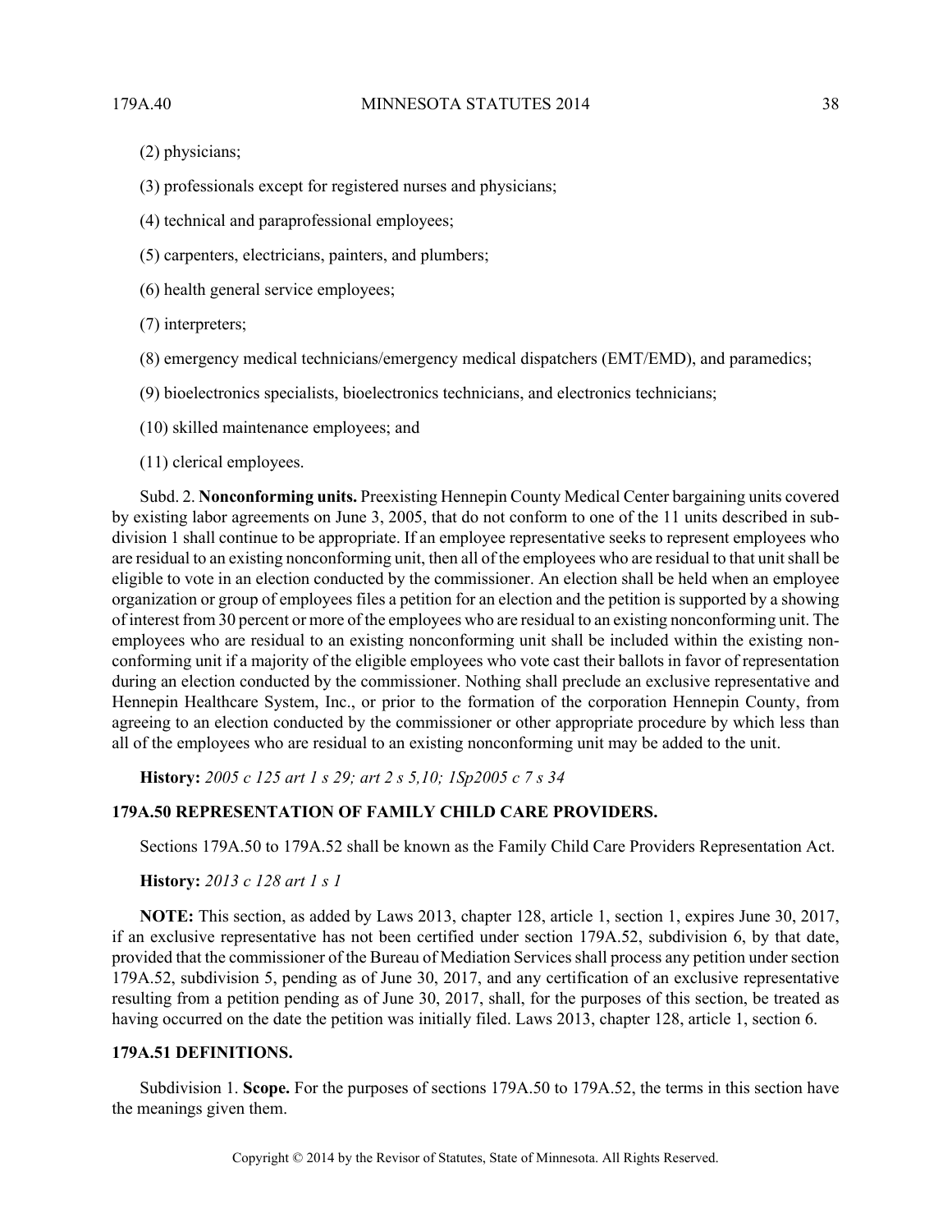(2) physicians;

(3) professionals except for registered nurses and physicians;

(4) technical and paraprofessional employees;

(5) carpenters, electricians, painters, and plumbers;

(6) health general service employees;

(7) interpreters;

(8) emergency medical technicians/emergency medical dispatchers (EMT/EMD), and paramedics;

(9) bioelectronics specialists, bioelectronics technicians, and electronics technicians;

(10) skilled maintenance employees; and

(11) clerical employees.

Subd. 2. **Nonconforming units.** Preexisting Hennepin County Medical Center bargaining units covered by existing labor agreements on June 3, 2005, that do not conform to one of the 11 units described in subdivision 1 shall continue to be appropriate. If an employee representative seeks to represent employees who are residual to an existing nonconforming unit, then all of the employees who are residual to that unit shall be eligible to vote in an election conducted by the commissioner. An election shall be held when an employee organization or group of employees files a petition for an election and the petition is supported by a showing of interest from 30 percent or more of the employees who are residual to an existing nonconforming unit. The employees who are residual to an existing nonconforming unit shall be included within the existing nonconforming unit if a majority of the eligible employees who vote cast their ballots in favor of representation during an election conducted by the commissioner. Nothing shall preclude an exclusive representative and Hennepin Healthcare System, Inc., or prior to the formation of the corporation Hennepin County, from agreeing to an election conducted by the commissioner or other appropriate procedure by which less than all of the employees who are residual to an existing nonconforming unit may be added to the unit.

**History:** *2005 c 125 art 1 s 29; art 2 s 5,10; 1Sp2005 c 7 s 34*

### 179A.50 REPRESENTATION OF FAMILY CHILD CARE PROVIDERS.

Sections 179A.50 to 179A.52 shall be known as the Family Child Care Providers Representation Act.

**History:** *2013 c 128 art 1 s 1*

**NOTE:** This section, as added by Laws 2013, chapter 128, article 1, section 1, expires June 30, 2017, if an exclusive representative has not been certified under section 179A.52, subdivision 6, by that date, provided that the commissioner of the Bureau of Mediation Services shall process any petition under section 179A.52, subdivision 5, pending as of June 30, 2017, and any certification of an exclusive representative resulting from a petition pending as of June 30, 2017, shall, for the purposes of this section, be treated as having occurred on the date the petition was initially filed. Laws 2013, chapter 128, article 1, section 6.

### 179A.51 DEFINITIONS.

Subdivision 1. **Scope.** For the purposes of sections 179A.50 to 179A.52, the terms in this section have the meanings given them.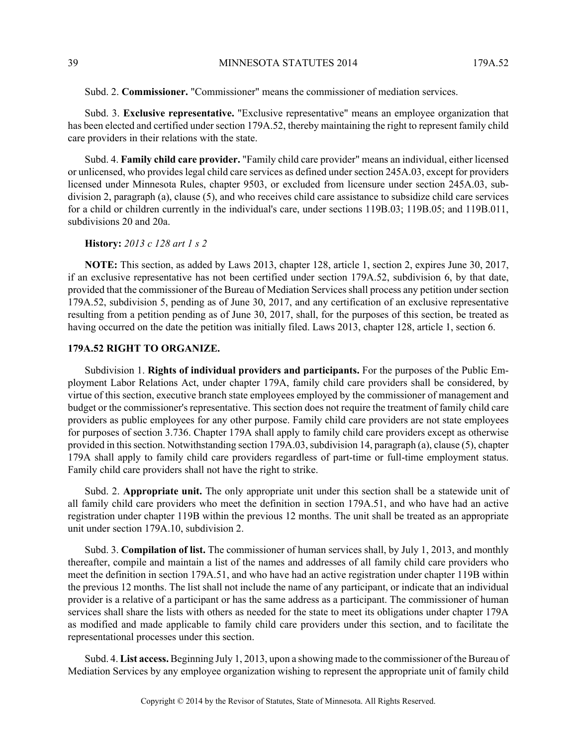Subd. 2. **Commissioner.** "Commissioner" means the commissioner of mediation services.

Subd. 3. **Exclusive representative.** "Exclusive representative" means an employee organization that has been elected and certified under section 179A.52, thereby maintaining the right to represent family child care providers in their relations with the state.

Subd. 4. **Family child care provider.** "Family child care provider" means an individual, either licensed or unlicensed, who provides legal child care services as defined under section 245A.03, except for providers licensed under Minnesota Rules, chapter 9503, or excluded from licensure under section 245A.03, subdivision 2, paragraph (a), clause (5), and who receives child care assistance to subsidize child care services for a child or children currently in the individual's care, under sections 119B.03; 119B.05; and 119B.011, subdivisions 20 and 20a.

**History:** *2013 c 128 art 1 s 2*

**NOTE:** This section, as added by Laws 2013, chapter 128, article 1, section 2, expires June 30, 2017, if an exclusive representative has not been certified under section 179A.52, subdivision 6, by that date, provided that the commissioner of the Bureau of Mediation Services shall process any petition under section 179A.52, subdivision 5, pending as of June 30, 2017, and any certification of an exclusive representative resulting from a petition pending as of June 30, 2017, shall, for the purposes of this section, be treated as having occurred on the date the petition was initially filed. Laws 2013, chapter 128, article 1, section 6.

### 179A.52 RIGHT TO ORGANIZE.

Subdivision 1. **Rights of individual providers and participants.** For the purposes of the Public Employment Labor Relations Act, under chapter 179A, family child care providers shall be considered, by virtue of this section, executive branch state employees employed by the commissioner of management and budget or the commissioner's representative. This section does not require the treatment of family child care providers as public employees for any other purpose. Family child care providers are not state employees for purposes of section 3.736. Chapter 179A shall apply to family child care providers except as otherwise provided in this section. Notwithstanding section 179A.03, subdivision 14, paragraph (a), clause (5), chapter 179A shall apply to family child care providers regardless of part-time or full-time employment status. Family child care providers shall not have the right to strike.

Subd. 2. **Appropriate unit.** The only appropriate unit under this section shall be a statewide unit of all family child care providers who meet the definition in section 179A.51, and who have had an active registration under chapter 119B within the previous 12 months. The unit shall be treated as an appropriate unit under section 179A.10, subdivision 2.

Subd. 3. **Compilation of list.** The commissioner of human services shall, by July 1, 2013, and monthly thereafter, compile and maintain a list of the names and addresses of all family child care providers who meet the definition in section 179A.51, and who have had an active registration under chapter 119B within the previous 12 months. The list shall not include the name of any participant, or indicate that an individual provider is a relative of a participant or has the same address as a participant. The commissioner of human services shall share the lists with others as needed for the state to meet its obligations under chapter 179A as modified and made applicable to family child care providers under this section, and to facilitate the representational processes under this section.

Subd. 4. **List access.** Beginning July 1, 2013, upon a showing made to the commissioner of the Bureau of Mediation Services by any employee organization wishing to represent the appropriate unit of family child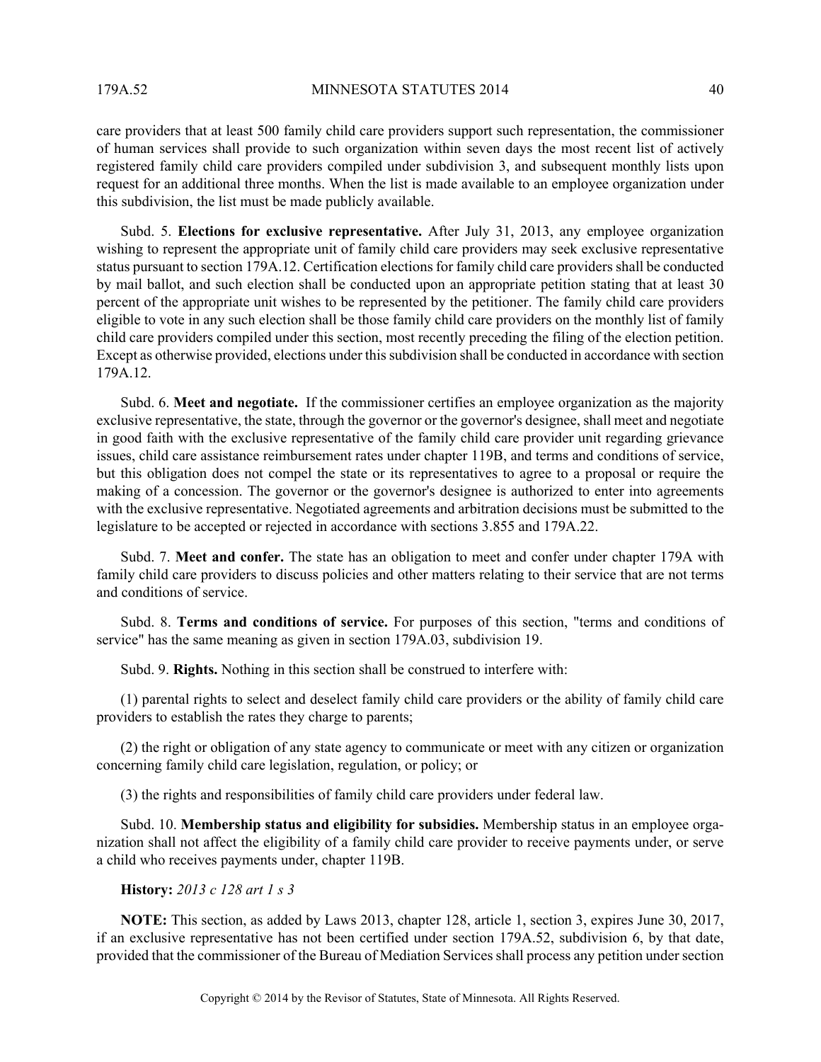care providers that at least 500 family child care providers support such representation, the commissioner of human services shall provide to such organization within seven days the most recent list of actively registered family child care providers compiled under subdivision 3, and subsequent monthly lists upon request for an additional three months. When the list is made available to an employee organization under this subdivision, the list must be made publicly available.

Subd. 5. **Elections for exclusive representative.** After July 31, 2013, any employee organization wishing to represent the appropriate unit of family child care providers may seek exclusive representative status pursuant to section 179A.12. Certification elections for family child care providers shall be conducted by mail ballot, and such election shall be conducted upon an appropriate petition stating that at least 30 percent of the appropriate unit wishes to be represented by the petitioner. The family child care providers eligible to vote in any such election shall be those family child care providers on the monthly list of family child care providers compiled under this section, most recently preceding the filing of the election petition. Except as otherwise provided, elections under this subdivision shall be conducted in accordance with section 179A.12.

Subd. 6. **Meet and negotiate.** If the commissioner certifies an employee organization as the majority exclusive representative, the state, through the governor or the governor's designee, shall meet and negotiate in good faith with the exclusive representative of the family child care provider unit regarding grievance issues, child care assistance reimbursement rates under chapter 119B, and terms and conditions of service, but this obligation does not compel the state or its representatives to agree to a proposal or require the making of a concession. The governor or the governor's designee is authorized to enter into agreements with the exclusive representative. Negotiated agreements and arbitration decisions must be submitted to the legislature to be accepted or rejected in accordance with sections 3.855 and 179A.22.

Subd. 7. **Meet and confer.** The state has an obligation to meet and confer under chapter 179A with family child care providers to discuss policies and other matters relating to their service that are not terms and conditions of service.

Subd. 8. **Terms and conditions of service.** For purposes of this section, "terms and conditions of service" has the same meaning as given in section 179A.03, subdivision 19.

Subd. 9. **Rights.** Nothing in this section shall be construed to interfere with:

(1) parental rights to select and deselect family child care providers or the ability of family child care providers to establish the rates they charge to parents;

(2) the right or obligation of any state agency to communicate or meet with any citizen or organization concerning family child care legislation, regulation, or policy; or

(3) the rights and responsibilities of family child care providers under federal law.

Subd. 10. **Membership status and eligibility for subsidies.** Membership status in an employee organization shall not affect the eligibility of a family child care provider to receive payments under, or serve a child who receives payments under, chapter 119B.

**History:** *2013 c 128 art 1 s 3*

**NOTE:** This section, as added by Laws 2013, chapter 128, article 1, section 3, expires June 30, 2017, if an exclusive representative has not been certified under section 179A.52, subdivision 6, by that date, provided that the commissioner of the Bureau of Mediation Services shall process any petition under section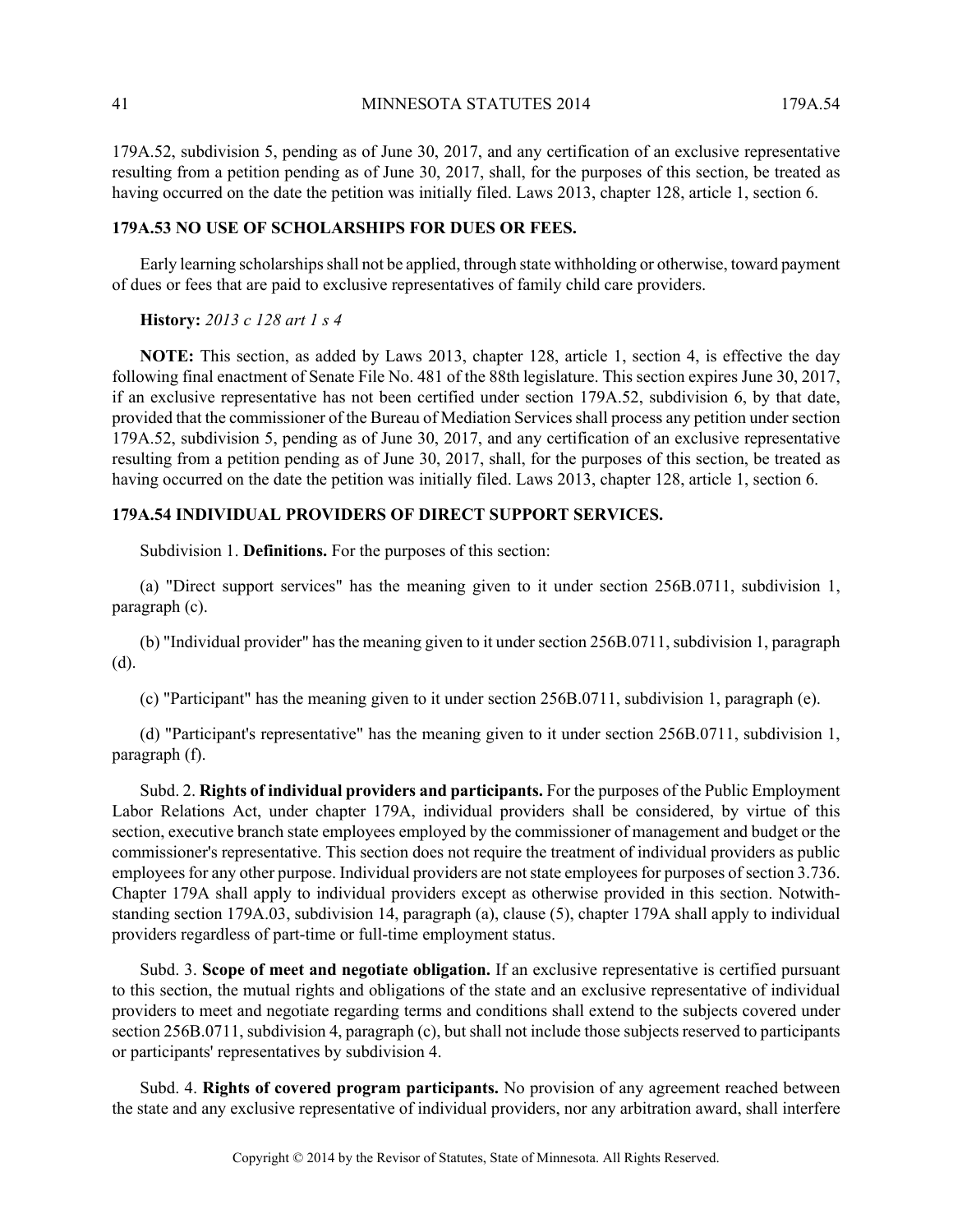179A.52, subdivision 5, pending as of June 30, 2017, and any certification of an exclusive representative resulting from a petition pending as of June 30, 2017, shall, for the purposes of this section, be treated as having occurred on the date the petition was initially filed. Laws 2013, chapter 128, article 1, section 6.

## 179A.53 NO USE OF SCHOLARSHIPS FOR DUES OR FEES.

Early learning scholarships shall not be applied, through state withholding or otherwise, toward payment of dues or fees that are paid to exclusive representatives of family child care providers.

**History:** *2013 c 128 art 1 s 4*

**NOTE:** This section, as added by Laws 2013, chapter 128, article 1, section 4, is effective the day following final enactment of Senate File No. 481 of the 88th legislature. This section expires June 30, 2017, if an exclusive representative has not been certified under section 179A.52, subdivision 6, by that date, provided that the commissioner of the Bureau of Mediation Services shall process any petition under section 179A.52, subdivision 5, pending as of June 30, 2017, and any certification of an exclusive representative resulting from a petition pending as of June 30, 2017, shall, for the purposes of this section, be treated as having occurred on the date the petition was initially filed. Laws 2013, chapter 128, article 1, section 6.

## 179A.54 INDIVIDUAL PROVIDERS OF DIRECT SUPPORT SERVICES.

Subdivision 1. **Definitions.** For the purposes of this section:

(a) "Direct support services" has the meaning given to it under section 256B.0711, subdivision 1, paragraph (c).

(b) "Individual provider" has the meaning given to it under section 256B.0711, subdivision 1, paragraph (d).

(c) "Participant" has the meaning given to it under section 256B.0711, subdivision 1, paragraph (e).

(d) "Participant's representative" has the meaning given to it under section 256B.0711, subdivision 1, paragraph (f).

Subd. 2. **Rights of individual providers and participants.** For the purposes of the Public Employment Labor Relations Act, under chapter 179A, individual providers shall be considered, by virtue of this section, executive branch state employees employed by the commissioner of management and budget or the commissioner's representative. This section does not require the treatment of individual providers as public employees for any other purpose. Individual providers are not state employees for purposes of section 3.736. Chapter 179A shall apply to individual providers except as otherwise provided in this section. Notwithstanding section 179A.03, subdivision 14, paragraph (a), clause (5), chapter 179A shall apply to individual providers regardless of part-time or full-time employment status.

Subd. 3. **Scope of meet and negotiate obligation.** If an exclusive representative is certified pursuant to this section, the mutual rights and obligations of the state and an exclusive representative of individual providers to meet and negotiate regarding terms and conditions shall extend to the subjects covered under section 256B.0711, subdivision 4, paragraph (c), but shall not include those subjects reserved to participants or participants' representatives by subdivision 4.

Subd. 4. **Rights of covered program participants.** No provision of any agreement reached between the state and any exclusive representative of individual providers, nor any arbitration award, shall interfere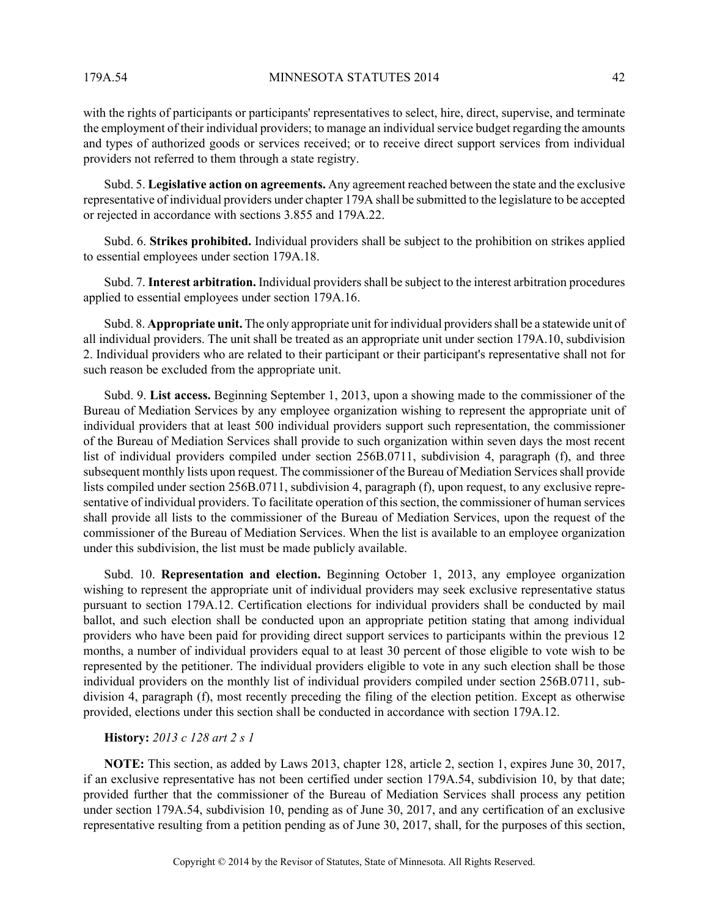with the rights of participants or participants' representatives to select, hire, direct, supervise, and terminate the employment of their individual providers; to manage an individual service budget regarding the amounts and types of authorized goods or services received; or to receive direct support services from individual providers not referred to them through a state registry.

Subd. 5. **Legislative action on agreements.** Any agreement reached between the state and the exclusive representative of individual providers under chapter 179A shall be submitted to the legislature to be accepted or rejected in accordance with sections 3.855 and 179A.22.

Subd. 6. **Strikes prohibited.** Individual providers shall be subject to the prohibition on strikes applied to essential employees under section 179A.18.

Subd. 7. **Interest arbitration.** Individual providers shall be subject to the interest arbitration procedures applied to essential employees under section 179A.16.

Subd. 8. **Appropriate unit.** The only appropriate unit for individual providers shall be a statewide unit of all individual providers. The unit shall be treated as an appropriate unit under section 179A.10, subdivision 2. Individual providers who are related to their participant or their participant's representative shall not for such reason be excluded from the appropriate unit.

Subd. 9. **List access.** Beginning September 1, 2013, upon a showing made to the commissioner of the Bureau of Mediation Services by any employee organization wishing to represent the appropriate unit of individual providers that at least 500 individual providers support such representation, the commissioner of the Bureau of Mediation Services shall provide to such organization within seven days the most recent list of individual providers compiled under section 256B.0711, subdivision 4, paragraph (f), and three subsequent monthly lists upon request. The commissioner of the Bureau of Mediation Services shall provide lists compiled under section 256B.0711, subdivision 4, paragraph (f), upon request, to any exclusive representative of individual providers. To facilitate operation of this section, the commissioner of human services shall provide all lists to the commissioner of the Bureau of Mediation Services, upon the request of the commissioner of the Bureau of Mediation Services. When the list is available to an employee organization under this subdivision, the list must be made publicly available.

Subd. 10. **Representation and election.** Beginning October 1, 2013, any employee organization wishing to represent the appropriate unit of individual providers may seek exclusive representative status pursuant to section 179A.12. Certification elections for individual providers shall be conducted by mail ballot, and such election shall be conducted upon an appropriate petition stating that among individual providers who have been paid for providing direct support services to participants within the previous 12 months, a number of individual providers equal to at least 30 percent of those eligible to vote wish to be represented by the petitioner. The individual providers eligible to vote in any such election shall be those individual providers on the monthly list of individual providers compiled under section 256B.0711, subdivision 4, paragraph (f), most recently preceding the filing of the election petition. Except as otherwise provided, elections under this section shall be conducted in accordance with section 179A.12.

**History:** *2013 c 128 art 2 s 1*

**NOTE:** This section, as added by Laws 2013, chapter 128, article 2, section 1, expires June 30, 2017, if an exclusive representative has not been certified under section 179A.54, subdivision 10, by that date; provided further that the commissioner of the Bureau of Mediation Services shall process any petition under section 179A.54, subdivision 10, pending as of June 30, 2017, and any certification of an exclusive representative resulting from a petition pending as of June 30, 2017, shall, for the purposes of this section,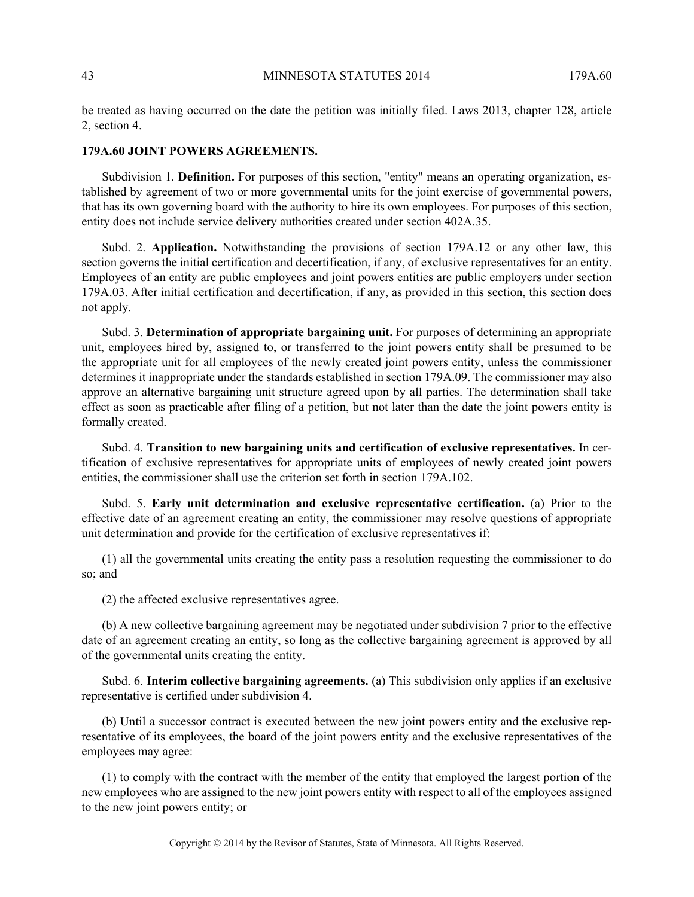be treated as having occurred on the date the petition was initially filed. Laws 2013, chapter 128, article 2, section 4.

**179A.60 JOINT POWERS AGREEMENTS.**

Subdivision 1. **Definition.** For purposes of this section, "entity" means an operating organization, established by agreement of two or more governmental units for the joint exercise of governmental powers, that has its own governing board with the authority to hire its own employees. For purposes of this section, entity does not include service delivery authorities created under section 402A.35.

Subd. 2. **Application.** Notwithstanding the provisions of section 179A.12 or any other law, this section governs the initial certification and decertification, if any, of exclusive representatives for an entity. Employees of an entity are public employees and joint powers entities are public employers under section 179A.03. After initial certification and decertification, if any, as provided in this section, this section does not apply.

Subd. 3. **Determination of appropriate bargaining unit.** For purposes of determining an appropriate unit, employees hired by, assigned to, or transferred to the joint powers entity shall be presumed to be the appropriate unit for all employees of the newly created joint powers entity, unless the commissioner determines it inappropriate under the standards established in section 179A.09. The commissioner may also approve an alternative bargaining unit structure agreed upon by all parties. The determination shall take effect as soon as practicable after filing of a petition, but not later than the date the joint powers entity is formally created.

Subd. 4. **Transition to new bargaining units and certification of exclusive representatives.** In certification of exclusive representatives for appropriate units of employees of newly created joint powers entities, the commissioner shall use the criterion set forth in section 179A.102.

Subd. 5. **Early unit determination and exclusive representative certification.** (a) Prior to the effective date of an agreement creating an entity, the commissioner may resolve questions of appropriate unit determination and provide for the certification of exclusive representatives if:

(1) all the governmental units creating the entity pass a resolution requesting the commissioner to do so; and

(2) the affected exclusive representatives agree.

(b) A new collective bargaining agreement may be negotiated under subdivision 7 prior to the effective date of an agreement creating an entity, so long as the collective bargaining agreement is approved by all of the governmental units creating the entity.

Subd. 6. **Interim collective bargaining agreements.** (a) This subdivision only applies if an exclusive representative is certified under subdivision 4.

(b) Until a successor contract is executed between the new joint powers entity and the exclusive representative of its employees, the board of the joint powers entity and the exclusive representatives of the employees may agree:

(1) to comply with the contract with the member of the entity that employed the largest portion of the new employees who are assigned to the new joint powers entity with respect to all of the employees assigned to the new joint powers entity; or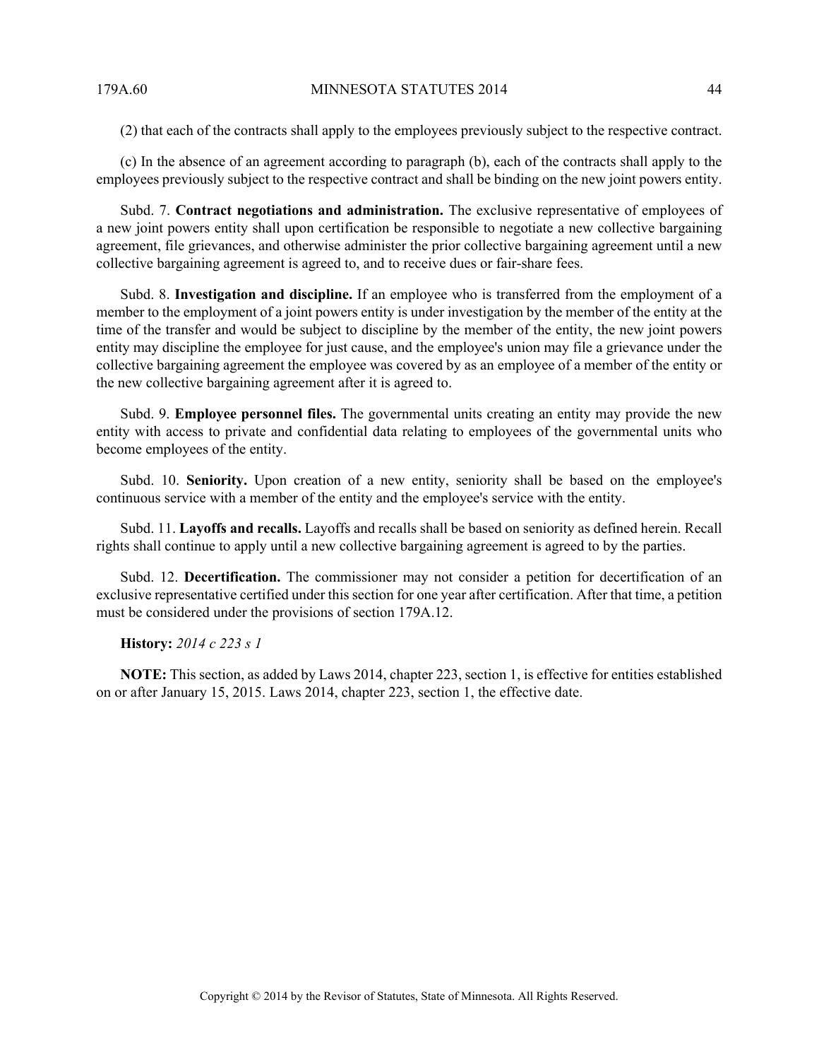(2) that each of the contracts shall apply to the employees previously subject to the respective contract.

(c) In the absence of an agreement according to paragraph (b), each of the contracts shall apply to the employees previously subject to the respective contract and shall be binding on the new joint powers entity.

Subd. 7. **Contract negotiations and administration.** The exclusive representative of employees of a new joint powers entity shall upon certification be responsible to negotiate a new collective bargaining agreement, file grievances, and otherwise administer the prior collective bargaining agreement until a new collective bargaining agreement is agreed to, and to receive dues or fair-share fees.

Subd. 8. **Investigation and discipline.** If an employee who is transferred from the employment of a member to the employment of a joint powers entity is under investigation by the member of the entity at the time of the transfer and would be subject to discipline by the member of the entity, the new joint powers entity may discipline the employee for just cause, and the employee's union may file a grievance under the collective bargaining agreement the employee was covered by as an employee of a member of the entity or the new collective bargaining agreement after it is agreed to.

Subd. 9. **Employee personnel files.** The governmental units creating an entity may provide the new entity with access to private and confidential data relating to employees of the governmental units who become employees of the entity.

Subd. 10. **Seniority.** Upon creation of a new entity, seniority shall be based on the employee's continuous service with a member of the entity and the employee's service with the entity.

Subd. 11. **Layoffs and recalls.** Layoffs and recalls shall be based on seniority as defined herein. Recall rights shall continue to apply until a new collective bargaining agreement is agreed to by the parties.

Subd. 12. **Decertification.** The commissioner may not consider a petition for decertification of an exclusive representative certified under this section for one year after certification. After that time, a petition must be considered under the provisions of section 179A.12.

**History:** *2014 c 223 s 1*

**NOTE:** This section, as added by Laws 2014, chapter 223, section 1, is effective for entities established on or after January 15, 2015. Laws 2014, chapter 223, section 1, the effective date.